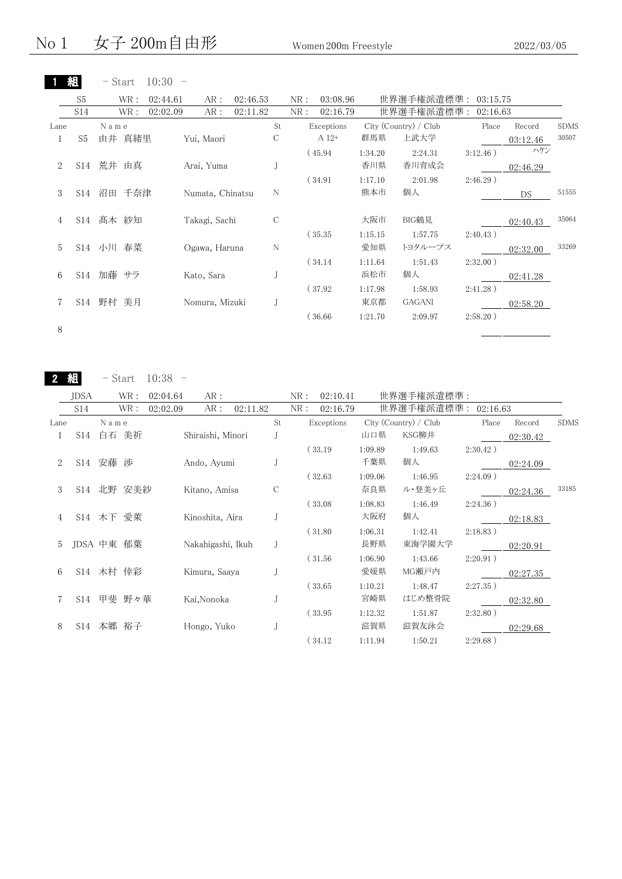# No 1　女子 200m自由形　Women 200m Freestyle　2022/03/05

## 1 組　- Start 10:30 -

| | WR | AR | NR | 世界選手権派遣標準 |
|---|---|---|---|---|
| S5 | 02:44.61 | 02:46.53 | 03:08.96 | 03:15.75 |
| S14 | 02:02.09 | 02:11.82 | 02:16.79 | 02:16.63 |

| Lane | | Name | | St | Exceptions | City (Country) / Club | | Place | Record | SDMS |
|---|---|---|---|---|---|---|---|---|---|---|
| 1 | S5 | 由井 真緒里 | Yui, Maori | C | A 12+ | 群馬県 | 上武大学 | | 03:12.46 ハケン | 30507 |
| | | | | | ( 45.94 | 1:34.20 | 2:24.31 | 3:12.46 ) | | |
| 2 | S14 | 荒井 由真 | Arai, Yuma | J | | 香川県 | 香川育成会 | | 02:46.29 | |
| | | | | | ( 34.91 | 1:17.10 | 2:01.98 | 2:46.29 ) | | |
| 3 | S14 | 沼田 千奈津 | Numata, Chinatsu | N | | 熊本市 | 個人 | | DS | 51555 |
| 4 | S14 | 髙木 紗知 | Takagi, Sachi | C | | 大阪市 | BIG鶴見 | | 02:40.43 | 35064 |
| | | | | | ( 35.35 | 1:15.15 | 1:57.75 | 2:40.43 ) | | |
| 5 | S14 | 小川 春菜 | Ogawa, Haruna | N | | 愛知県 | トヨタループス | | 02:32.00 | 33269 |
| | | | | | ( 34.14 | 1:11.64 | 1:51.43 | 2:32.00 ) | | |
| 6 | S14 | 加藤 サラ | Kato, Sara | J | | 浜松市 | 個人 | | 02:41.28 | |
| | | | | | ( 37.92 | 1:17.98 | 1:58.93 | 2:41.28 ) | | |
| 7 | S14 | 野村 美月 | Nomura, Mizuki | J | | 東京都 | GAGANI | | 02:58.20 | |
| | | | | | ( 36.66 | 1:21.70 | 2:09.97 | 2:58.20 ) | | |
| 8 | | | | | | | | | | |

## 2 組　- Start 10:38 -

| | WR | AR | NR | 世界選手権派遣標準 |
|---|---|---|---|---|
| JDSA | 02:04.64 | | 02:10.41 | |
| S14 | 02:02.09 | 02:11.82 | 02:16.79 | 02:16.63 |

| Lane | | Name | | St | Exceptions | City (Country) / Club | | Place | Record | SDMS |
|---|---|---|---|---|---|---|---|---|---|---|
| 1 | S14 | 白石 美祈 | Shiraishi, Minori | J | | 山口県 | KSG柳井 | | 02:30.42 | |
| | | | | | ( 33.19 | 1:09.89 | 1:49.63 | 2:30.42 ) | | |
| 2 | S14 | 安藤 渉 | Ando, Ayumi | J | | 千葉県 | 個人 | | 02:24.09 | |
| | | | | | ( 32.63 | 1:09.06 | 1:46.95 | 2:24.09 ) | | |
| 3 | S14 | 北野 安美紗 | Kitano, Amisa | C | | 奈良県 | ル・登美ヶ丘 | | 02:24.36 | 33185 |
| | | | | | ( 33.08 | 1:08.83 | 1:46.49 | 2:24.36 ) | | |
| 4 | S14 | 木下 愛莱 | Kinoshita, Aira | J | | 大阪府 | 個人 | | 02:18.83 | |
| | | | | | ( 31.80 | 1:06.31 | 1:42.41 | 2:18.83 ) | | |
| 5 | JDSA | 中東 郁葉 | Nakahigashi, Ikuh | J | | 長野県 | 東海学園大学 | | 02:20.91 | |
| | | | | | ( 31.56 | 1:06.90 | 1:43.66 | 2:20.91 ) | | |
| 6 | S14 | 木村 倖彩 | Kimura, Saaya | J | | 愛媛県 | MG瀬戸内 | | 02:27.35 | |
| | | | | | ( 33.65 | 1:10.21 | 1:48.47 | 2:27.35 ) | | |
| 7 | S14 | 甲斐 野々華 | Kai,Nonoka | J | | 宮崎県 | はじめ整骨院 | | 02:32.80 | |
| | | | | | ( 33.95 | 1:12.32 | 1:51.87 | 2:32.80 ) | | |
| 8 | S14 | 本郷 裕子 | Hongo, Yuko | J | | 滋賀県 | 滋賀友泳会 | | 02:29.68 | |
| | | | | | ( 34.12 | 1:11.94 | 1:50.21 | 2:29.68 ) | | |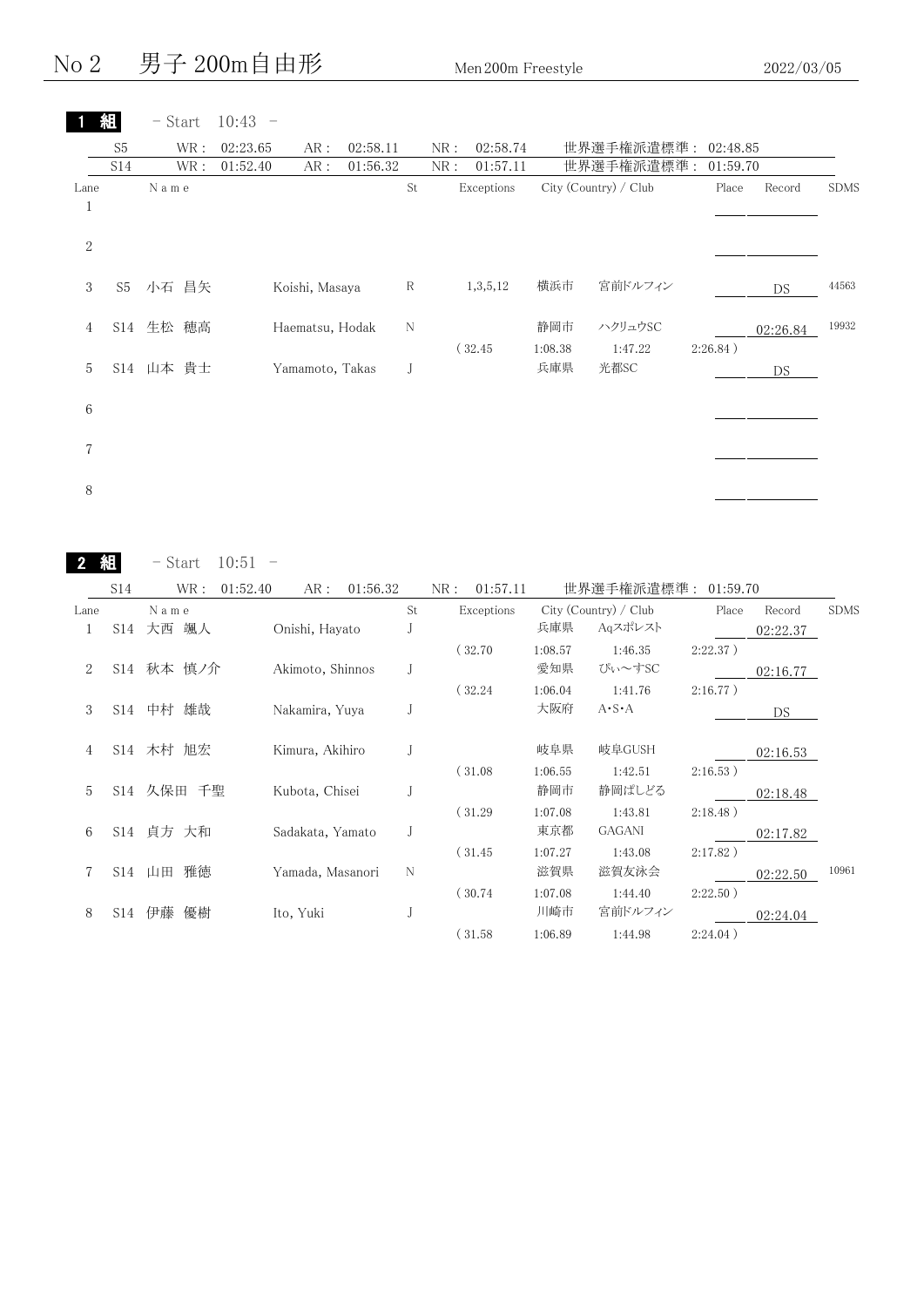No 2　男子 200m自由形　Men 200m Freestyle　2022/03/05

## 1 組　- Start 10:43 -

| | | | | | | | | |
|---|---|---|---|---|---|---|---|---|
| S5 | WR : | 02:23.65 | AR : | 02:58.11 | NR : | 02:58.74 | 世界選手権派遣標準 : | 02:48.85 |
| S14 | WR : | 01:52.40 | AR : | 01:56.32 | NR : | 01:57.11 | 世界選手権派遣標準 : | 01:59.70 |

| Lane | | Name | | St | Exceptions | City (Country) / Club | | | Place | Record | SDMS |
|---|---|---|---|---|---|---|---|---|---|---|---|
| 1 | | | | | | | | | | | |
| 2 | | | | | | | | | | | |
| 3 | S5 | 小石 昌矢 | Koishi, Masaya | R | 1,3,5,12 | 横浜市 | 宮前ドルフィン | | | DS | 44563 |
| 4 | S14 | 生松 穂高 | Haematsu, Hodak | N | | 静岡市 | ハクリュウSC | | | 02:26.84 | 19932 |
| | | | | | ( 32.45 | 1:08.38 | 1:47.22 | 2:26.84 ) | | | |
| 5 | S14 | 山本 貴士 | Yamamoto, Takas | J | | 兵庫県 | 光都SC | | | DS | |
| 6 | | | | | | | | | | | |
| 7 | | | | | | | | | | | |
| 8 | | | | | | | | | | | |

## 2 組　- Start 10:51 -

| | | | | | | | | |
|---|---|---|---|---|---|---|---|---|
| S14 | WR : | 01:52.40 | AR : | 01:56.32 | NR : | 01:57.11 | 世界選手権派遣標準 : | 01:59.70 |

| Lane | | Name | | St | Exceptions | City (Country) / Club | | | Place | Record | SDMS |
|---|---|---|---|---|---|---|---|---|---|---|---|
| 1 | S14 | 大西 颯人 | Onishi, Hayato | J | | 兵庫県 | Aqスポレスト | | | 02:22.37 | |
| | | | | | ( 32.70 | 1:08.57 | 1:46.35 | 2:22.37 ) | | | |
| 2 | S14 | 秋本 慎ノ介 | Akimoto, Shinnos | J | | 愛知県 | ぴぃ〜すSC | | | 02:16.77 | |
| | | | | | ( 32.24 | 1:06.04 | 1:41.76 | 2:16.77 ) | | | |
| 3 | S14 | 中村 雄哉 | Nakamira, Yuya | J | | 大阪府 | A・S・A | | | DS | |
| 4 | S14 | 木村 旭宏 | Kimura, Akihiro | J | | 岐阜県 | 岐阜GUSH | | | 02:16.53 | |
| | | | | | ( 31.08 | 1:06.55 | 1:42.51 | 2:16.53 ) | | | |
| 5 | S14 | 久保田 千聖 | Kubota, Chisei | J | | 静岡市 | 静岡ぱしどる | | | 02:18.48 | |
| | | | | | ( 31.29 | 1:07.08 | 1:43.81 | 2:18.48 ) | | | |
| 6 | S14 | 貞方 大和 | Sadakata, Yamato | J | | 東京都 | GAGANI | | | 02:17.82 | |
| | | | | | ( 31.45 | 1:07.27 | 1:43.08 | 2:17.82 ) | | | |
| 7 | S14 | 山田 雅徳 | Yamada, Masanori | N | | 滋賀県 | 滋賀友泳会 | | | 02:22.50 | 10961 |
| | | | | | ( 30.74 | 1:07.08 | 1:44.40 | 2:22.50 ) | | | |
| 8 | S14 | 伊藤 優樹 | Ito, Yuki | J | | 川崎市 | 宮前ドルフィン | | | 02:24.04 | |
| | | | | | ( 31.58 | 1:06.89 | 1:44.98 | 2:24.04 ) | | | |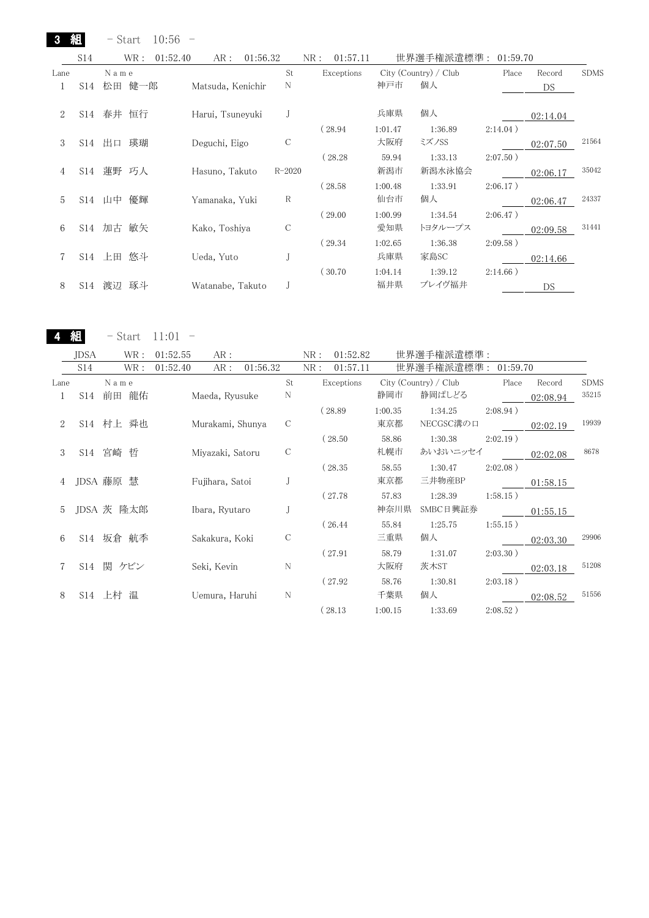## 3 組 - Start 10:56 -

| | WR : | AR : | NR : | 世界選手権派遣標準 : |
|---|---|---|---|---|
| S14 | 01:52.40 | 01:56.32 | 01:57.11 | 01:59.70 |

| Lane | | Name | | St | Exceptions | City (Country) / Club | | Place | Record | SDMS |
|---|---|---|---|---|---|---|---|---|---|---|
| 1 | S14 | 松田 健一郎 | Matsuda, Kenichir | N | | 神戸市 | 個人 | | DS | |
| 2 | S14 | 春井 恒行 | Harui, Tsuneyuki | J | | 兵庫県 | 個人 | | 02:14.04 | |
| | | | | | ( 28.94 | 1:01.47 | 1:36.89 | 2:14.04 ) | | |
| 3 | S14 | 出口 瑛瑚 | Deguchi, Eigo | C | | 大阪府 | ミズノSS | | 02:07.50 | 21564 |
| | | | | | ( 28.28 | 59.94 | 1:33.13 | 2:07.50 ) | | |
| 4 | S14 | 蓮野 巧人 | Hasuno, Takuto | R-2020 | | 新潟市 | 新潟水泳協会 | | 02:06.17 | 35042 |
| | | | | | ( 28.58 | 1:00.48 | 1:33.91 | 2:06.17 ) | | |
| 5 | S14 | 山中 優輝 | Yamanaka, Yuki | R | | 仙台市 | 個人 | | 02:06.47 | 24337 |
| | | | | | ( 29.00 | 1:00.99 | 1:34.54 | 2:06.47 ) | | |
| 6 | S14 | 加古 敏矢 | Kako, Toshiya | C | | 愛知県 | トヨタループス | | 02:09.58 | 31441 |
| | | | | | ( 29.34 | 1:02.65 | 1:36.38 | 2:09.58 ) | | |
| 7 | S14 | 上田 悠斗 | Ueda, Yuto | J | | 兵庫県 | 家島SC | | 02:14.66 | |
| | | | | | ( 30.70 | 1:04.14 | 1:39.12 | 2:14.66 ) | | |
| 8 | S14 | 渡辺 琢斗 | Watanabe, Takuto | J | | 福井県 | ブレイヴ福井 | | DS | |

## 4 組 - Start 11:01 -

| | WR : | AR : | NR : | 世界選手権派遣標準 : |
|---|---|---|---|---|
| JDSA | 01:52.55 | | 01:52.82 | |
| S14 | 01:52.40 | 01:56.32 | 01:57.11 | 01:59.70 |

| Lane | | Name | | St | Exceptions | City (Country) / Club | | Place | Record | SDMS |
|---|---|---|---|---|---|---|---|---|---|---|
| 1 | S14 | 前田 龍佑 | Maeda, Ryusuke | N | | 静岡市 | 静岡ぱしどる | | 02:08.94 | 35215 |
| | | | | | ( 28.89 | 1:00.35 | 1:34.25 | 2:08.94 ) | | |
| 2 | S14 | 村上 舜也 | Murakami, Shunya | C | | 東京都 | NECGSC溝の口 | | 02:02.19 | 19939 |
| | | | | | ( 28.50 | 58.86 | 1:30.38 | 2:02.19 ) | | |
| 3 | S14 | 宮崎 哲 | Miyazaki, Satoru | C | | 札幌市 | あいおいニッセイ | | 02:02.08 | 8678 |
| | | | | | ( 28.35 | 58.55 | 1:30.47 | 2:02.08 ) | | |
| 4 | JDSA | 藤原 慧 | Fujihara, Satoi | J | | 東京都 | 三井物産BP | | 01:58.15 | |
| | | | | | ( 27.78 | 57.83 | 1:28.39 | 1:58.15 ) | | |
| 5 | JDSA | 茨 隆太郎 | Ibara, Ryutaro | J | | 神奈川県 | SMBC日興証券 | | 01:55.15 | |
| | | | | | ( 26.44 | 55.84 | 1:25.75 | 1:55.15 ) | | |
| 6 | S14 | 坂倉 航季 | Sakakura, Koki | C | | 三重県 | 個人 | | 02:03.30 | 29906 |
| | | | | | ( 27.91 | 58.79 | 1:31.07 | 2:03.30 ) | | |
| 7 | S14 | 関 ケビン | Seki, Kevin | N | | 大阪府 | 茨木ST | | 02:03.18 | 51208 |
| | | | | | ( 27.92 | 58.76 | 1:30.81 | 2:03.18 ) | | |
| 8 | S14 | 上村 温 | Uemura, Haruhi | N | | 千葉県 | 個人 | | 02:08.52 | 51556 |
| | | | | | ( 28.13 | 1:00.15 | 1:33.69 | 2:08.52 ) | | |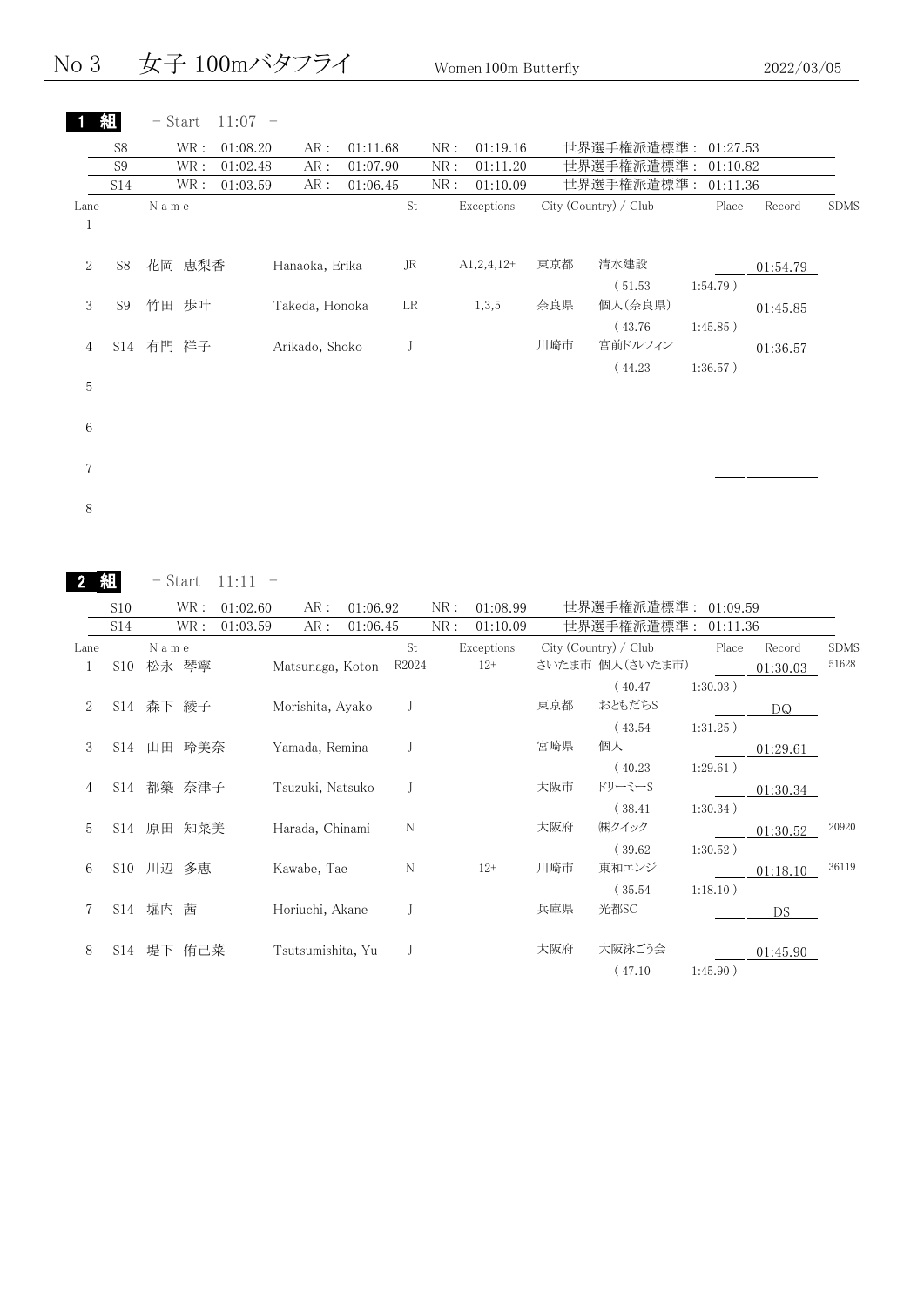# No 3　女子 100mバタフライ　Women 100m Butterfly　2022/03/05

## 1 組　－ Start 11:07 －

| | | | | | | | | |
|---|---|---|---|---|---|---|---|---|
| S8 | WR : | 01:08.20 | AR : | 01:11.68 | NR : | 01:19.16 | 世界選手権派遣標準 : | 01:27.53 |
| S9 | WR : | 01:02.48 | AR : | 01:07.90 | NR : | 01:11.20 | 世界選手権派遣標準 : | 01:10.82 |
| S14 | WR : | 01:03.59 | AR : | 01:06.45 | NR : | 01:10.09 | 世界選手権派遣標準 : | 01:11.36 |

| Lane | | Name | | St | Exceptions | City (Country) / Club | | Place | Record | SDMS |
|---|---|---|---|---|---|---|---|---|---|---|
| 1 | | | | | | | | | | |
| 2 | S8 | 花岡 恵梨香 | Hanaoka, Erika | JR | A1,2,4,12+ | 東京都 | 清水建設 | | 01:54.79 | |
| | | | | | | | ( 51.53 | 1:54.79 ) | | |
| 3 | S9 | 竹田 歩叶 | Takeda, Honoka | LR | 1,3,5 | 奈良県 | 個人(奈良県) | | 01:45.85 | |
| | | | | | | | ( 43.76 | 1:45.85 ) | | |
| 4 | S14 | 有門 祥子 | Arikado, Shoko | J | | 川崎市 | 宮前ドルフィン | | 01:36.57 | |
| | | | | | | | ( 44.23 | 1:36.57 ) | | |
| 5 | | | | | | | | | | |
| 6 | | | | | | | | | | |
| 7 | | | | | | | | | | |
| 8 | | | | | | | | | | |

## 2 組　－ Start 11:11 －

| | | | | | | | | |
|---|---|---|---|---|---|---|---|---|
| S10 | WR : | 01:02.60 | AR : | 01:06.92 | NR : | 01:08.99 | 世界選手権派遣標準 : | 01:09.59 |
| S14 | WR : | 01:03.59 | AR : | 01:06.45 | NR : | 01:10.09 | 世界選手権派遣標準 : | 01:11.36 |

| Lane | | Name | | St | Exceptions | City (Country) / Club | | Place | Record | SDMS |
|---|---|---|---|---|---|---|---|---|---|---|
| 1 | S10 | 松永 琴寧 | Matsunaga, Koton | R2024 | 12+ | さいたま市 | 個人(さいたま市) | | 01:30.03 | 51628 |
| | | | | | | | ( 40.47 | 1:30.03 ) | | |
| 2 | S14 | 森下 綾子 | Morishita, Ayako | J | | 東京都 | おともだちS | | DQ | |
| | | | | | | | ( 43.54 | 1:31.25 ) | | |
| 3 | S14 | 山田 玲美奈 | Yamada, Remina | J | | 宮崎県 | 個人 | | 01:29.61 | |
| | | | | | | | ( 40.23 | 1:29.61 ) | | |
| 4 | S14 | 都築 奈津子 | Tsuzuki, Natsuko | J | | 大阪市 | ドリーミーS | | 01:30.34 | |
| | | | | | | | ( 38.41 | 1:30.34 ) | | |
| 5 | S14 | 原田 知菜美 | Harada, Chinami | N | | 大阪府 | ㈱クイック | | 01:30.52 | 20920 |
| | | | | | | | ( 39.62 | 1:30.52 ) | | |
| 6 | S10 | 川辺 多恵 | Kawabe, Tae | N | 12+ | 川崎市 | 東和エンジ | | 01:18.10 | 36119 |
| | | | | | | | ( 35.54 | 1:18.10 ) | | |
| 7 | S14 | 堀内 茜 | Horiuchi, Akane | J | | 兵庫県 | 光都SC | | DS | |
| 8 | S14 | 堤下 侑己菜 | Tsutsumishita, Yu | J | | 大阪府 | 大阪泳ごう会 | | 01:45.90 | |
| | | | | | | | ( 47.10 | 1:45.90 ) | | |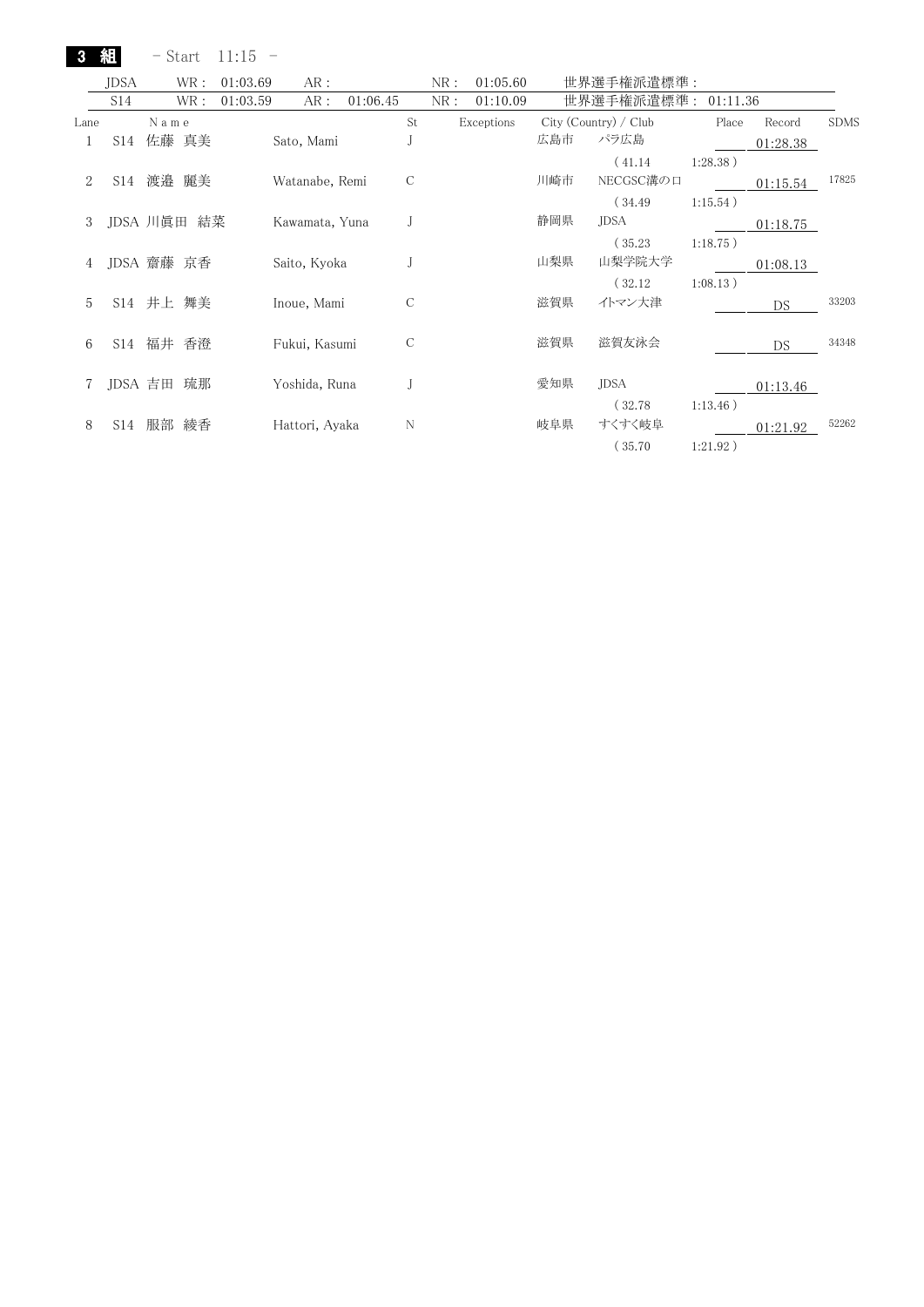**3 組** - Start 11:15 -

| | | | | | | | | | | |
|---|---|---|---|---|---|---|---|---|---|---|
| JDSA | WR : | 01:03.69 | AR : | | NR : | 01:05.60 | 世界選手権派遣標準 : | | | |
| S14 | WR : | 01:03.59 | AR : | 01:06.45 | NR : | 01:10.09 | 世界選手権派遣標準 : | 01:11.36 | | |

| Lane | | Name | | St | Exceptions | City (Country) / Club | | Place | Record | SDMS |
|---|---|---|---|---|---|---|---|---|---|---|
| 1 | S14 | 佐藤 真美 | Sato, Mami | J | | 広島市 | パラ広島 | | 01:28.38 | |
| | | | | | | | ( 41.14 | 1:28.38 ) | | |
| 2 | S14 | 渡邉 麗美 | Watanabe, Remi | C | | 川崎市 | NECGSC溝の口 | | 01:15.54 | 17825 |
| | | | | | | | ( 34.49 | 1:15.54 ) | | |
| 3 | JDSA | 川眞田 結菜 | Kawamata, Yuna | J | | 静岡県 | JDSA | | 01:18.75 | |
| | | | | | | | ( 35.23 | 1:18.75 ) | | |
| 4 | JDSA | 齋藤 京香 | Saito, Kyoka | J | | 山梨県 | 山梨学院大学 | | 01:08.13 | |
| | | | | | | | ( 32.12 | 1:08.13 ) | | |
| 5 | S14 | 井上 舞美 | Inoue, Mami | C | | 滋賀県 | イトマン大津 | | DS | 33203 |
| 6 | S14 | 福井 香澄 | Fukui, Kasumi | C | | 滋賀県 | 滋賀友泳会 | | DS | 34348 |
| 7 | JDSA | 吉田 琉那 | Yoshida, Runa | J | | 愛知県 | JDSA | | 01:13.46 | |
| | | | | | | | ( 32.78 | 1:13.46 ) | | |
| 8 | S14 | 服部 綾香 | Hattori, Ayaka | N | | 岐阜県 | すくすく岐阜 | | 01:21.92 | 52262 |
| | | | | | | | ( 35.70 | 1:21.92 ) | | |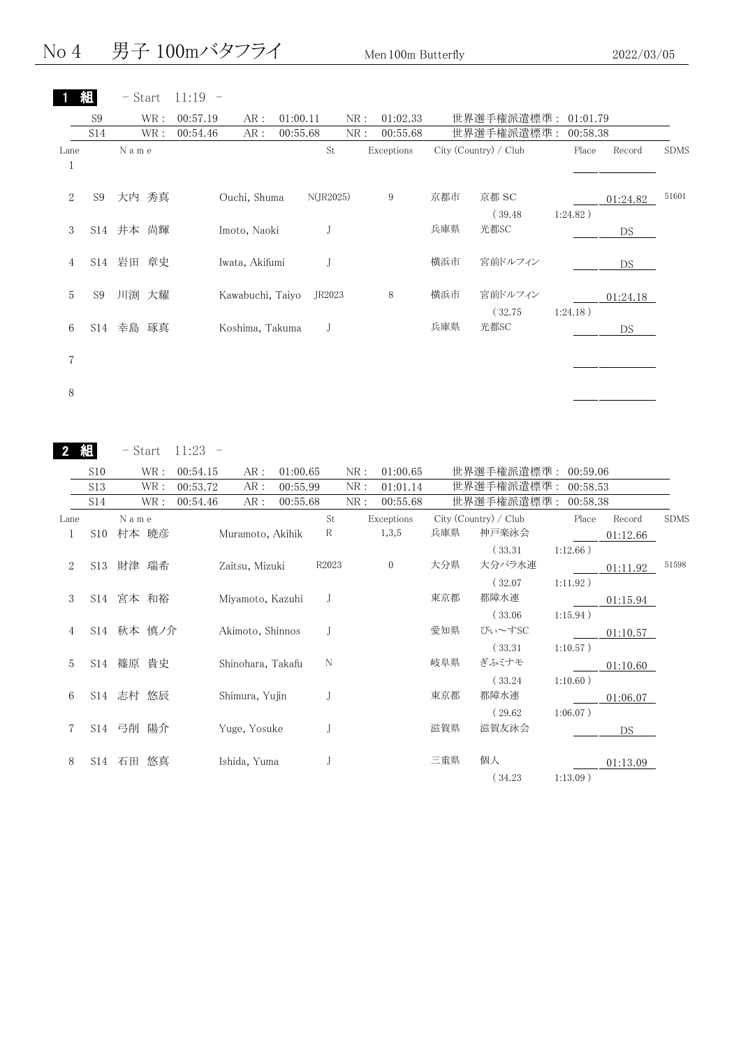# No 4　男子 100mバタフライ　Men 100m Butterfly　2022/03/05

## 1 組　- Start 11:19 -

| Class | WR | AR | NR | 世界選手権派遣標準 |
|---|---|---|---|---|
| S9 | 00:57.19 | 01:00.11 | 01:02.33 | 01:01.79 |
| S14 | 00:54.46 | 00:55.68 | 00:55.68 | 00:58.38 |

| Lane | | Name | | St | Exceptions | City (Country) / Club | | Place | Record | SDMS |
|---|---|---|---|---|---|---|---|---|---|---|
| 1 | | | | | | | | | | |
| 2 | S9 | 大内 秀真 | Ouchi, Shuma | N(JR2025) | 9 | 京都市 | 京都 SC | | 01:24.82 | 51601 |
| | | | | | | | ( 39.48 | 1:24.82 ) | | |
| 3 | S14 | 井本 尚輝 | Imoto, Naoki | J | | 兵庫県 | 光都SC | | DS | |
| 4 | S14 | 岩田 章史 | Iwata, Akifumi | J | | 横浜市 | 宮前ドルフィン | | DS | |
| 5 | S9 | 川渕 大耀 | Kawabuchi, Taiyo | JR2023 | 8 | 横浜市 | 宮前ドルフィン | | 01:24.18 | |
| | | | | | | | ( 32.75 | 1:24.18 ) | | |
| 6 | S14 | 幸島 琢真 | Koshima, Takuma | J | | 兵庫県 | 光都SC | | DS | |
| 7 | | | | | | | | | | |
| 8 | | | | | | | | | | |

## 2 組　- Start 11:23 -

| Class | WR | AR | NR | 世界選手権派遣標準 |
|---|---|---|---|---|
| S10 | 00:54.15 | 01:00.65 | 01:00.65 | 00:59.06 |
| S13 | 00:53.72 | 00:55.99 | 01:01.14 | 00:58.53 |
| S14 | 00:54.46 | 00:55.68 | 00:55.68 | 00:58.38 |

| Lane | | Name | | St | Exceptions | City (Country) / Club | | Place | Record | SDMS |
|---|---|---|---|---|---|---|---|---|---|---|
| 1 | S10 | 村本 暁彦 | Muramoto, Akihik | R | 1,3,5 | 兵庫県 | 神戸楽泳会 | | 01:12.66 | |
| | | | | | | | ( 33.31 | 1:12.66 ) | | |
| 2 | S13 | 財津 瑞希 | Zaitsu, Mizuki | R2023 | 0 | 大分県 | 大分パラ水連 | | 01:11.92 | 51598 |
| | | | | | | | ( 32.07 | 1:11.92 ) | | |
| 3 | S14 | 宮本 和裕 | Miyamoto, Kazuhi | J | | 東京都 | 都障水連 | | 01:15.94 | |
| | | | | | | | ( 33.06 | 1:15.94 ) | | |
| 4 | S14 | 秋本 慎ノ介 | Akimoto, Shinnos | J | | 愛知県 | ぴぃ〜すSC | | 01:10.57 | |
| | | | | | | | ( 33.31 | 1:10.57 ) | | |
| 5 | S14 | 篠原 貴史 | Shinohara, Takafu | N | | 岐阜県 | ぎふミナモ | | 01:10.60 | |
| | | | | | | | ( 33.24 | 1:10.60 ) | | |
| 6 | S14 | 志村 悠辰 | Shimura, Yujin | J | | 東京都 | 都障水連 | | 01:06.07 | |
| | | | | | | | ( 29.62 | 1:06.07 ) | | |
| 7 | S14 | 弓削 陽介 | Yuge, Yosuke | J | | 滋賀県 | 滋賀友泳会 | | DS | |
| 8 | S14 | 石田 悠真 | Ishida, Yuma | J | | 三重県 | 個人 | | 01:13.09 | |
| | | | | | | | ( 34.23 | 1:13.09 ) | | |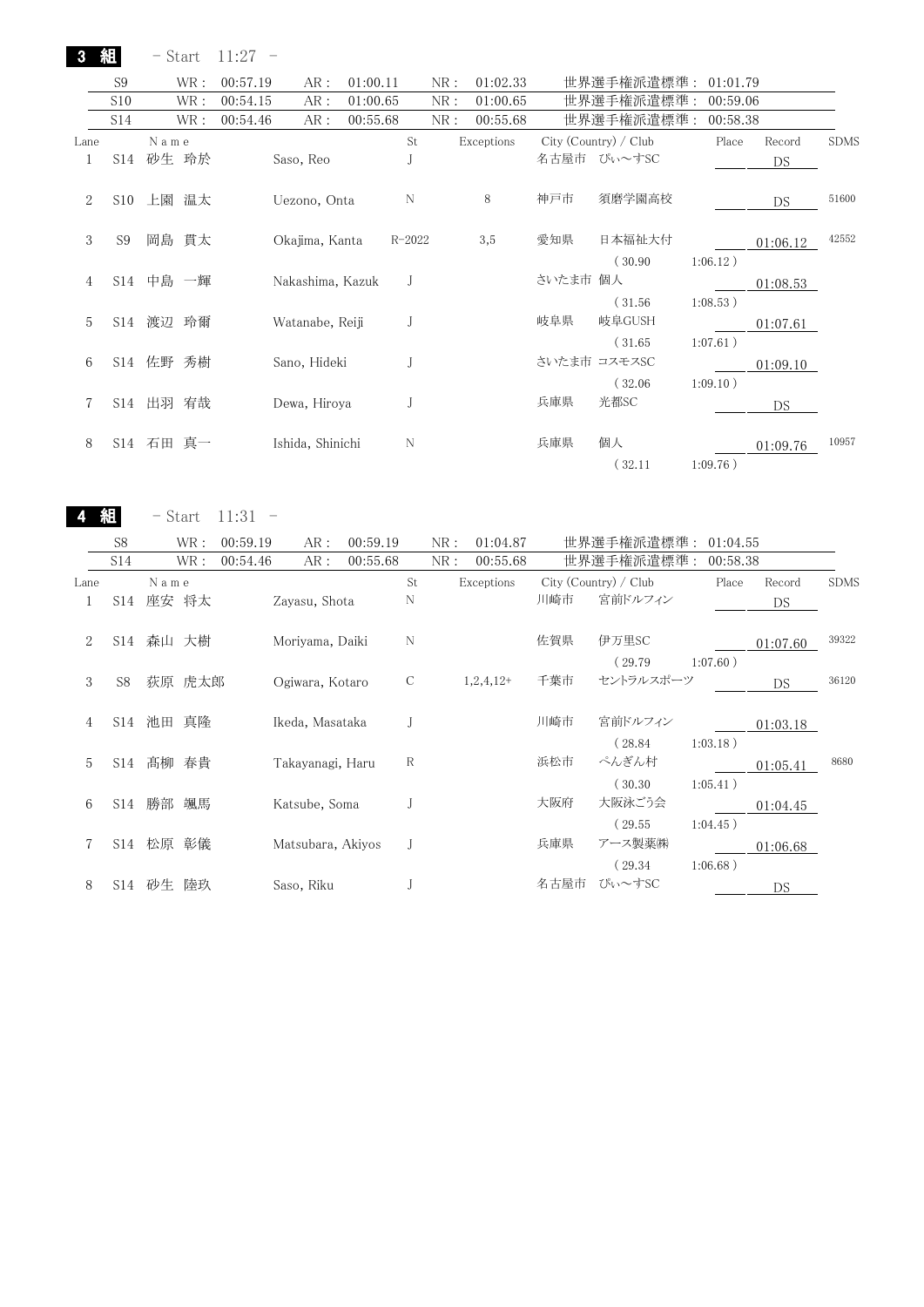## 3 組 - Start 11:27 -

| | | | | | | | | |
|---|---|---|---|---|---|---|---|---|
| S9 | WR： | 00:57.19 | AR： | 01:00.11 | NR： | 01:02.33 | 世界選手権派遣標準： | 01:01.79 |
| S10 | WR： | 00:54.15 | AR： | 01:00.65 | NR： | 01:00.65 | 世界選手権派遣標準： | 00:59.06 |
| S14 | WR： | 00:54.46 | AR： | 00:55.68 | NR： | 00:55.68 | 世界選手権派遣標準： | 00:58.38 |

| Lane | | Name | | St | Exceptions | City (Country) / Club | | Place | Record | SDMS |
|---|---|---|---|---|---|---|---|---|---|---|
| 1 | S14 | 砂生 玲於 | Saso, Reo | J | | 名古屋市 | ぴぃ〜すSC | | DS | |
| 2 | S10 | 上園 温太 | Uezono, Onta | N | 8 | 神戸市 | 須磨学園高校 | | DS | 51600 |
| 3 | S9 | 岡島 貫太 | Okajima, Kanta | R-2022 | 3,5 | 愛知県 | 日本福祉大付 | | 01:06.12 | 42552 |
| | | | | | | | ( 30.90 | 1:06.12 ) | | |
| 4 | S14 | 中島 一輝 | Nakashima, Kazuk | J | | さいたま市 | 個人 | | 01:08.53 | |
| | | | | | | | ( 31.56 | 1:08.53 ) | | |
| 5 | S14 | 渡辺 玲爾 | Watanabe, Reiji | J | | 岐阜県 | 岐阜GUSH | | 01:07.61 | |
| | | | | | | | ( 31.65 | 1:07.61 ) | | |
| 6 | S14 | 佐野 秀樹 | Sano, Hideki | J | | さいたま市 | コスモスSC | | 01:09.10 | |
| | | | | | | | ( 32.06 | 1:09.10 ) | | |
| 7 | S14 | 出羽 宥哉 | Dewa, Hiroya | J | | 兵庫県 | 光都SC | | DS | |
| 8 | S14 | 石田 真一 | Ishida, Shinichi | N | | 兵庫県 | 個人 | | 01:09.76 | 10957 |
| | | | | | | | ( 32.11 | 1:09.76 ) | | |

## 4 組 - Start 11:31 -

| | | | | | | | | |
|---|---|---|---|---|---|---|---|---|
| S8 | WR： | 00:59.19 | AR： | 00:59.19 | NR： | 01:04.87 | 世界選手権派遣標準： | 01:04.55 |
| S14 | WR： | 00:54.46 | AR： | 00:55.68 | NR： | 00:55.68 | 世界選手権派遣標準： | 00:58.38 |

| Lane | | Name | | St | Exceptions | City (Country) / Club | | Place | Record | SDMS |
|---|---|---|---|---|---|---|---|---|---|---|
| 1 | S14 | 座安 将太 | Zayasu, Shota | N | | 川崎市 | 宮前ドルフィン | | DS | |
| 2 | S14 | 森山 大樹 | Moriyama, Daiki | N | | 佐賀県 | 伊万里SC | | 01:07.60 | 39322 |
| | | | | | | | ( 29.79 | 1:07.60 ) | | |
| 3 | S8 | 荻原 虎太郎 | Ogiwara, Kotaro | C | 1,2,4,12+ | 千葉市 | セントラルスポーツ | | DS | 36120 |
| 4 | S14 | 池田 真隆 | Ikeda, Masataka | J | | 川崎市 | 宮前ドルフィン | | 01:03.18 | |
| | | | | | | | ( 28.84 | 1:03.18 ) | | |
| 5 | S14 | 髙柳 春貴 | Takayanagi, Haru | R | | 浜松市 | ぺんぎん村 | | 01:05.41 | 8680 |
| | | | | | | | ( 30.30 | 1:05.41 ) | | |
| 6 | S14 | 勝部 颯馬 | Katsube, Soma | J | | 大阪府 | 大阪泳ごう会 | | 01:04.45 | |
| | | | | | | | ( 29.55 | 1:04.45 ) | | |
| 7 | S14 | 松原 彰儀 | Matsubara, Akiyos | J | | 兵庫県 | アース製薬㈱ | | 01:06.68 | |
| | | | | | | | ( 29.34 | 1:06.68 ) | | |
| 8 | S14 | 砂生 陸玖 | Saso, Riku | J | | 名古屋市 | ぴぃ〜すSC | | DS | |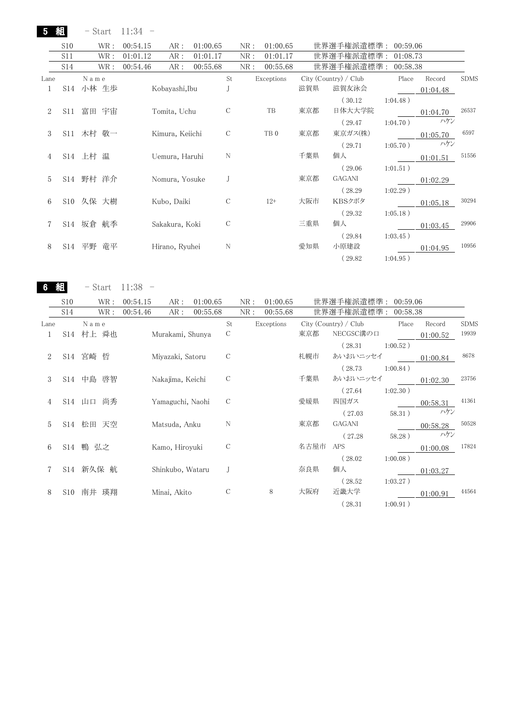## 5 組　－ Start　11:34 －

| | | | | | | | |
|---|---|---|---|---|---|---|---|
| S10 | WR : | 00:54.15 | AR : | 01:00.65 | NR : | 01:00.65 | 世界選手権派遣標準 : 00:59.06 |
| S11 | WR : | 01:01.12 | AR : | 01:01.17 | NR : | 01:01.17 | 世界選手権派遣標準 : 01:08.73 |
| S14 | WR : | 00:54.46 | AR : | 00:55.68 | NR : | 00:55.68 | 世界選手権派遣標準 : 00:58.38 |

| Lane | | Name | | St | Exceptions | City (Country) / Club | | Split | Place | Record | SDMS |
|---|---|---|---|---|---|---|---|---|---|---|---|
| 1 | S14 | 小林 生歩 | Kobayashi,Ibu | J | | 滋賀県 | 滋賀友泳会 | ( 30.12　1:04.48 ) | | 01:04.48 | |
| 2 | S11 | 富田 宇宙 | Tomita, Uchu | C | TB | 東京都 | 日体大大学院 | ( 29.47　1:04.70 ) | | 01:04.70 ハケン | 26537 |
| 3 | S11 | 木村 敬一 | Kimura, Keiichi | C | TB 0 | 東京都 | 東京ガス(株) | ( 29.71　1:05.70 ) | | 01:05.70 ハケン | 6597 |
| 4 | S14 | 上村 温 | Uemura, Haruhi | N | | 千葉県 | 個人 | ( 29.06　1:01.51 ) | | 01:01.51 | 51556 |
| 5 | S14 | 野村 洋介 | Nomura, Yosuke | J | | 東京都 | GAGANI | ( 28.29　1:02.29 ) | | 01:02.29 | |
| 6 | S10 | 久保 大樹 | Kubo, Daiki | C | 12+ | 大阪市 | KBSクボタ | ( 29.32　1:05.18 ) | | 01:05.18 | 30294 |
| 7 | S14 | 坂倉 航季 | Sakakura, Koki | C | | 三重県 | 個人 | ( 29.84　1:03.45 ) | | 01:03.45 | 29906 |
| 8 | S14 | 平野 竜平 | Hirano, Ryuhei | N | | 愛知県 | 小原建設 | ( 29.82　1:04.95 ) | | 01:04.95 | 10956 |

## 6 組　－ Start　11:38 －

| | | | | | | | |
|---|---|---|---|---|---|---|---|
| S10 | WR : | 00:54.15 | AR : | 01:00.65 | NR : | 01:00.65 | 世界選手権派遣標準 : 00:59.06 |
| S14 | WR : | 00:54.46 | AR : | 00:55.68 | NR : | 00:55.68 | 世界選手権派遣標準 : 00:58.38 |

| Lane | | Name | | St | Exceptions | City (Country) / Club | | Split | Place | Record | SDMS |
|---|---|---|---|---|---|---|---|---|---|---|---|
| 1 | S14 | 村上 舜也 | Murakami, Shunya | C | | 東京都 | NECGSC溝の口 | ( 28.31　1:00.52 ) | | 01:00.52 | 19939 |
| 2 | S14 | 宮崎 哲 | Miyazaki, Satoru | C | | 札幌市 | あいおいニッセイ | ( 28.73　1:00.84 ) | | 01:00.84 | 8678 |
| 3 | S14 | 中島 啓智 | Nakajima, Keichi | C | | 千葉県 | あいおいニッセイ | ( 27.64　1:02.30 ) | | 01:02.30 | 23756 |
| 4 | S14 | 山口 尚秀 | Yamaguchi, Naohi | C | | 愛媛県 | 四国ガス | ( 27.03　58.31 ) | | 00:58.31 ハケン | 41361 |
| 5 | S14 | 松田 天空 | Matsuda, Anku | N | | 東京都 | GAGANI | ( 27.28　58.28 ) | | 00:58.28 ハケン | 50528 |
| 6 | S14 | 鴨 弘之 | Kamo, Hiroyuki | C | | 名古屋市 | APS | ( 28.02　1:00.08 ) | | 01:00.08 | 17824 |
| 7 | S14 | 新久保 航 | Shinkubo, Wataru | J | | 奈良県 | 個人 | ( 28.52　1:03.27 ) | | 01:03.27 | |
| 8 | S10 | 南井 瑛翔 | Minai, Akito | C | 8 | 大阪府 | 近畿大学 | ( 28.31　1:00.91 ) | | 01:00.91 | 44564 |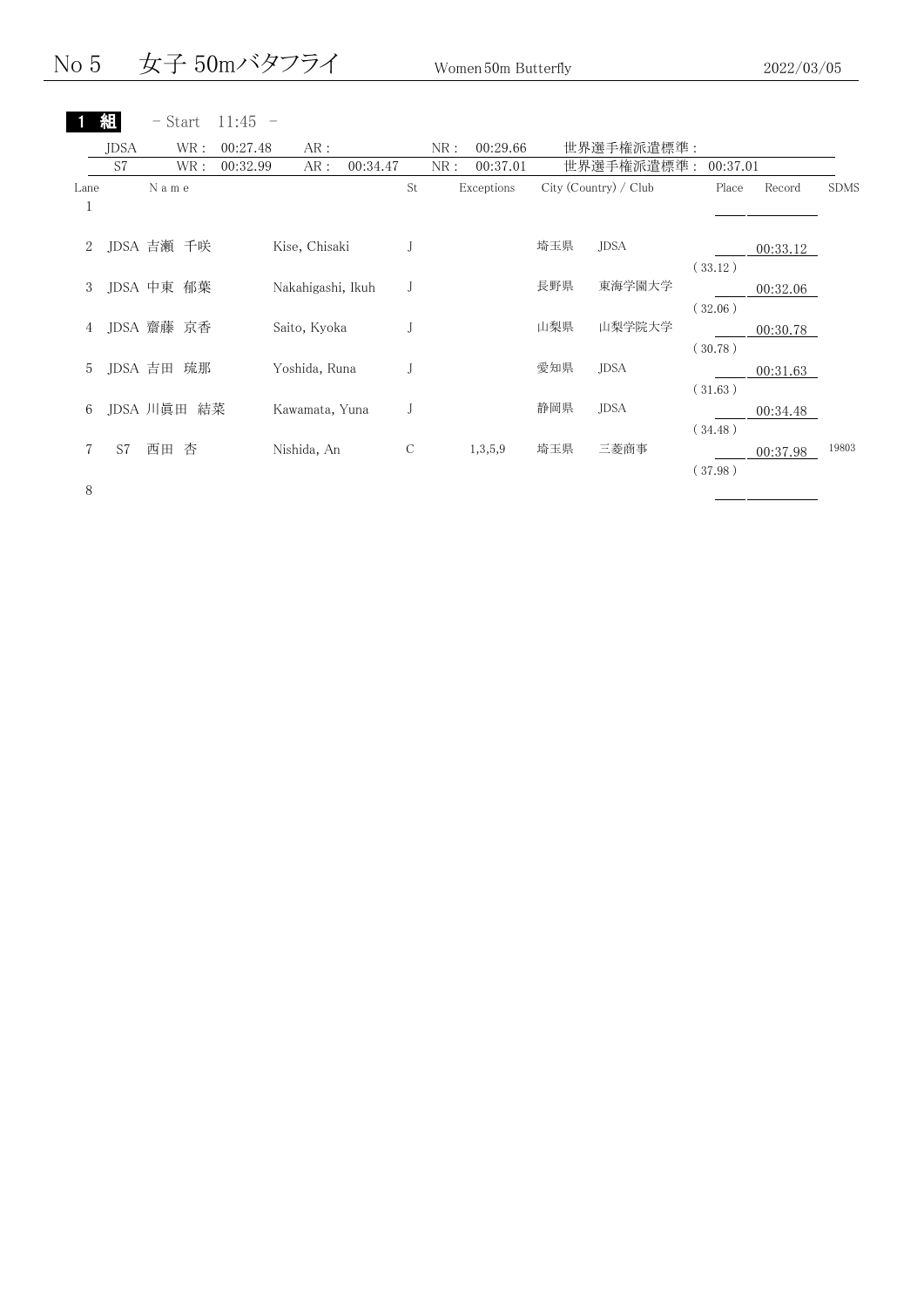# No 5　女子 50mバタフライ　Women 50m Butterfly　2022/03/05

**1 組**　- Start　11:45 -

| | | | | | |
|---|---|---|---|---|---|
| JDSA | WR : 00:27.48 | AR : | NR : 00:29.66 | 世界選手権派遣標準 : | |
| S7 | WR : 00:32.99 | AR : 00:34.47 | NR : 00:37.01 | 世界選手権派遣標準 : | 00:37.01 |

| Lane | | Name | | St | Exceptions | City (Country) / Club | | Place | Record | SDMS |
|---|---|---|---|---|---|---|---|---|---|---|
| 1 | | | | | | | | | | |
| 2 | JDSA | 吉瀬　千咲 | Kise, Chisaki | J | | 埼玉県 | JDSA | | 00:33.12 | |
| | | | | | | | | ( 33.12 ) | | |
| 3 | JDSA | 中東　郁葉 | Nakahigashi, Ikuh | J | | 長野県 | 東海学園大学 | | 00:32.06 | |
| | | | | | | | | ( 32.06 ) | | |
| 4 | JDSA | 齋藤　京香 | Saito, Kyoka | J | | 山梨県 | 山梨学院大学 | | 00:30.78 | |
| | | | | | | | | ( 30.78 ) | | |
| 5 | JDSA | 吉田　琉那 | Yoshida, Runa | J | | 愛知県 | JDSA | | 00:31.63 | |
| | | | | | | | | ( 31.63 ) | | |
| 6 | JDSA | 川眞田　結菜 | Kawamata, Yuna | J | | 静岡県 | JDSA | | 00:34.48 | |
| | | | | | | | | ( 34.48 ) | | |
| 7 | S7 | 西田　杏 | Nishida, An | C | 1,3,5,9 | 埼玉県 | 三菱商事 | | 00:37.98 | 19803 |
| | | | | | | | | ( 37.98 ) | | |
| 8 | | | | | | | | | | |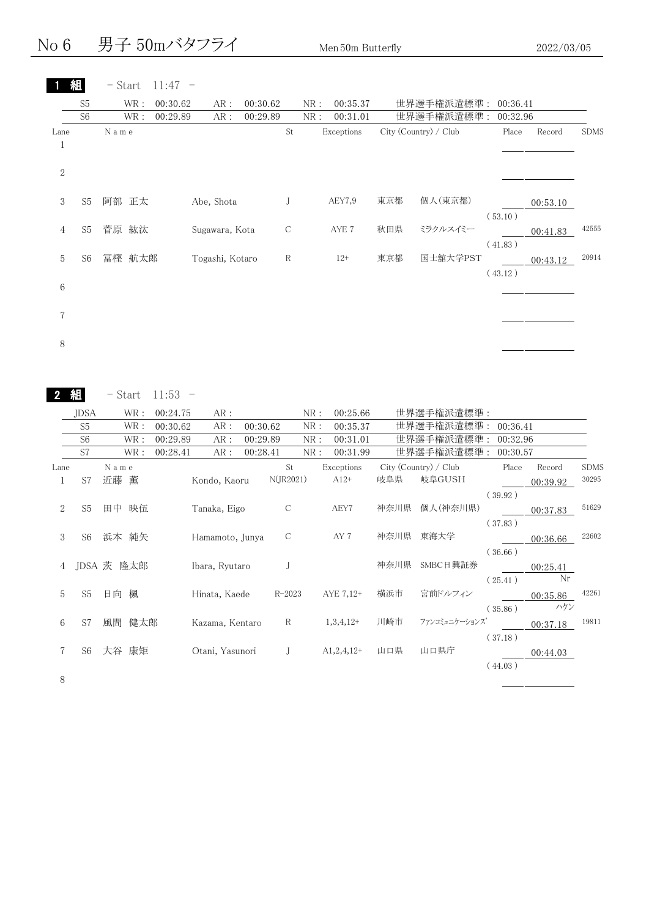# No 6　男子 50mバタフライ　Men 50m Butterfly　2022/03/05

## 1 組　- Start 11:47 -

| | WR | AR | NR | 世界選手権派遣標準 |
|---|---|---|---|---|
| S5 | 00:30.62 | 00:30.62 | 00:35.37 | 00:36.41 |
| S6 | 00:29.89 | 00:29.89 | 00:31.01 | 00:32.96 |

| Lane | | Name | | St | Exceptions | City (Country) | Club | Place | Record | SDMS |
|---|---|---|---|---|---|---|---|---|---|---|
| 1 | | | | | | | | | | |
| 2 | | | | | | | | | | |
| 3 | S5 | 阿部 正太 | Abe, Shota | J | AEY7,9 | 東京都 | 個人(東京都) | | 00:53.10 (53.10) | |
| 4 | S5 | 菅原 紘汰 | Sugawara, Kota | C | AYE 7 | 秋田県 | ミラクルスイミー | | 00:41.83 (41.83) | 42555 |
| 5 | S6 | 冨樫 航太郎 | Togashi, Kotaro | R | 12+ | 東京都 | 国士舘大学PST | | 00:43.12 (43.12) | 20914 |
| 6 | | | | | | | | | | |
| 7 | | | | | | | | | | |
| 8 | | | | | | | | | | |

## 2 組　- Start 11:53 -

| | WR | AR | NR | 世界選手権派遣標準 |
|---|---|---|---|---|
| JDSA | 00:24.75 | | 00:25.66 | |
| S5 | 00:30.62 | 00:30.62 | 00:35.37 | 00:36.41 |
| S6 | 00:29.89 | 00:29.89 | 00:31.01 | 00:32.96 |
| S7 | 00:28.41 | 00:28.41 | 00:31.99 | 00:30.57 |

| Lane | | Name | | St | Exceptions | City (Country) | Club | Place | Record | SDMS |
|---|---|---|---|---|---|---|---|---|---|---|
| 1 | S7 | 近藤 薫 | Kondo, Kaoru | N(JR2021) | A12+ | 岐阜県 | 岐阜GUSH | | 00:39.92 (39.92) | 30295 |
| 2 | S5 | 田中 映伍 | Tanaka, Eigo | C | AEY7 | 神奈川県 | 個人(神奈川県) | | 00:37.83 (37.83) | 51629 |
| 3 | S6 | 浜本 純矢 | Hamamoto, Junya | C | AY 7 | 神奈川県 | 東海大学 | | 00:36.66 (36.66) | 22602 |
| 4 | JDSA | 茨 隆太郎 | Ibara, Ryutaro | J | | 神奈川県 | SMBC日興証券 | | 00:25.41 Nr (25.41) | |
| 5 | S5 | 日向 楓 | Hinata, Kaede | R-2023 | AYE 7,12+ | 横浜市 | 宮前ドルフィン | | 00:35.86 ハケン (35.86) | 42261 |
| 6 | S7 | 風間 健太郎 | Kazama, Kentaro | R | 1,3,4,12+ | 川崎市 | ファンコミュニケーションズ | | 00:37.18 (37.18) | 19811 |
| 7 | S6 | 大谷 康矩 | Otani, Yasunori | J | A1,2,4,12+ | 山口県 | 山口県庁 | | 00:44.03 (44.03) | |
| 8 | | | | | | | | | | |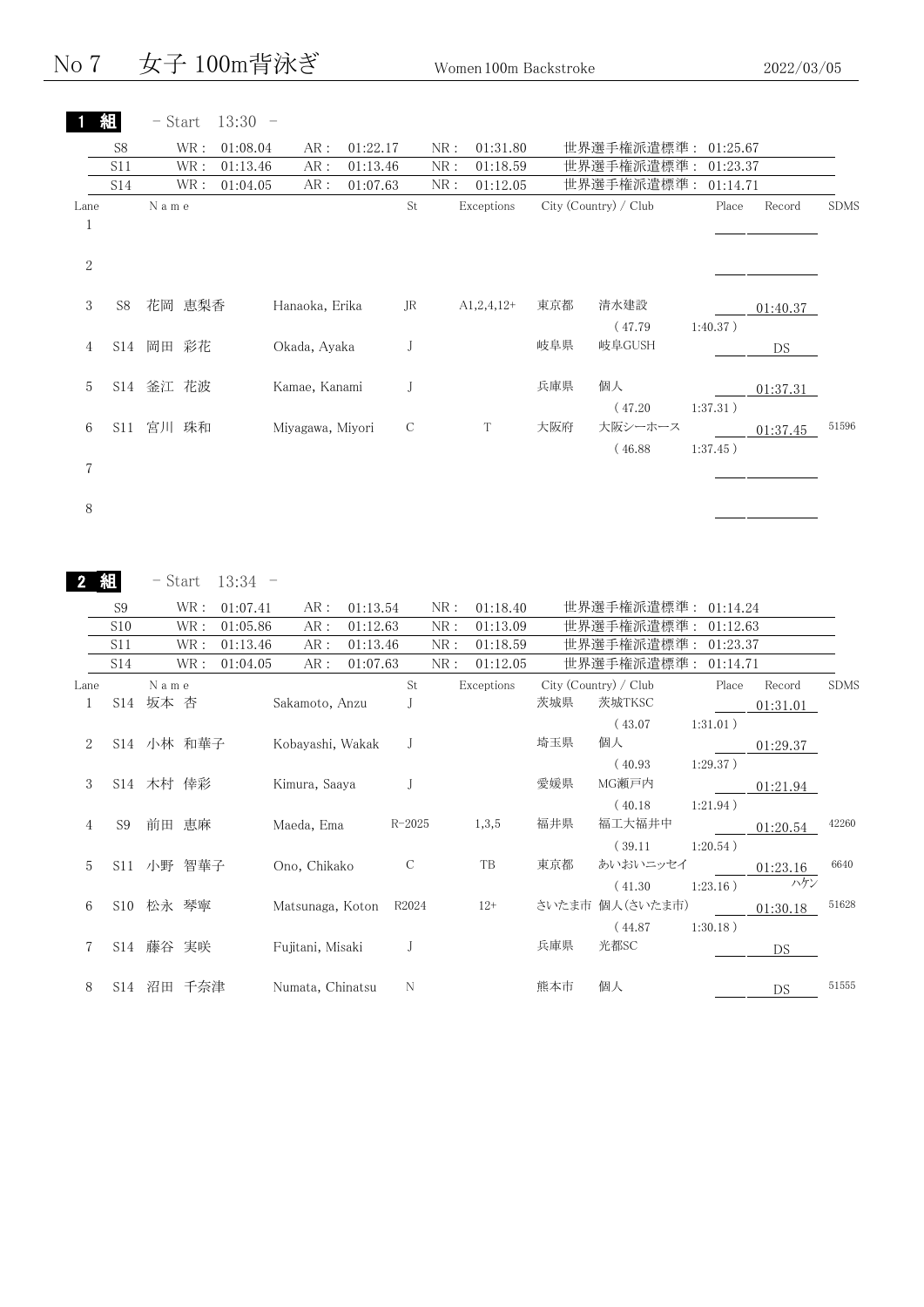# No 7　女子 100m背泳ぎ

Women 100m Backstroke　2022/03/05

## 1 組　- Start 13:30 -

| | WR | AR | NR | 世界選手権派遣標準 |
|---|---|---|---|---|
| S8 | 01:08.04 | 01:22.17 | 01:31.80 | 01:25.67 |
| S11 | 01:13.46 | 01:13.46 | 01:18.59 | 01:23.37 |
| S14 | 01:04.05 | 01:07.63 | 01:12.05 | 01:14.71 |

| Lane | | Name | | St | Exceptions | City (Country) / Club | | Place | Record | SDMS |
|---|---|---|---|---|---|---|---|---|---|---|
| 1 | | | | | | | | | | |
| 2 | | | | | | | | | | |
| 3 | S8 | 花岡 恵梨香 | Hanaoka, Erika | JR | A1,2,4,12+ | 東京都 | 清水建設 | | 01:40.37 | |
| | | | | | | | ( 47.79　1:40.37 ) | | | |
| 4 | S14 | 岡田 彩花 | Okada, Ayaka | J | | 岐阜県 | 岐阜GUSH | | DS | |
| 5 | S14 | 釜江 花波 | Kamae, Kanami | J | | 兵庫県 | 個人 | | 01:37.31 | |
| | | | | | | | ( 47.20　1:37.31 ) | | | |
| 6 | S11 | 宮川 珠和 | Miyagawa, Miyori | C | T | 大阪府 | 大阪シーホース | | 01:37.45 | 51596 |
| | | | | | | | ( 46.88　1:37.45 ) | | | |
| 7 | | | | | | | | | | |
| 8 | | | | | | | | | | |

## 2 組　- Start 13:34 -

| | WR | AR | NR | 世界選手権派遣標準 |
|---|---|---|---|---|
| S9 | 01:07.41 | 01:13.54 | 01:18.40 | 01:14.24 |
| S10 | 01:05.86 | 01:12.63 | 01:13.09 | 01:12.63 |
| S11 | 01:13.46 | 01:13.46 | 01:18.59 | 01:23.37 |
| S14 | 01:04.05 | 01:07.63 | 01:12.05 | 01:14.71 |

| Lane | | Name | | St | Exceptions | City (Country) / Club | | Place | Record | SDMS |
|---|---|---|---|---|---|---|---|---|---|---|
| 1 | S14 | 坂本 杏 | Sakamoto, Anzu | J | | 茨城県 | 茨城TKSC | | 01:31.01 | |
| | | | | | | | ( 43.07　1:31.01 ) | | | |
| 2 | S14 | 小林 和華子 | Kobayashi, Wakak | J | | 埼玉県 | 個人 | | 01:29.37 | |
| | | | | | | | ( 40.93　1:29.37 ) | | | |
| 3 | S14 | 木村 倖彩 | Kimura, Saaya | J | | 愛媛県 | MG瀬戸内 | | 01:21.94 | |
| | | | | | | | ( 40.18　1:21.94 ) | | | |
| 4 | S9 | 前田 恵麻 | Maeda, Ema | R-2025 | 1,3,5 | 福井県 | 福工大福井中 | | 01:20.54 | 42260 |
| | | | | | | | ( 39.11　1:20.54 ) | | | |
| 5 | S11 | 小野 智華子 | Ono, Chikako | C | TB | 東京都 | あいおいニッセイ | | 01:23.16 ハケン | 6640 |
| | | | | | | | ( 41.30　1:23.16 ) | | | |
| 6 | S10 | 松永 琴寧 | Matsunaga, Koton | R2024 | 12+ | さいたま市 | 個人(さいたま市) | | 01:30.18 | 51628 |
| | | | | | | | ( 44.87　1:30.18 ) | | | |
| 7 | S14 | 藤谷 実咲 | Fujitani, Misaki | J | | 兵庫県 | 光都SC | | DS | |
| 8 | S14 | 沼田 千奈津 | Numata, Chinatsu | N | | 熊本市 | 個人 | | DS | 51555 |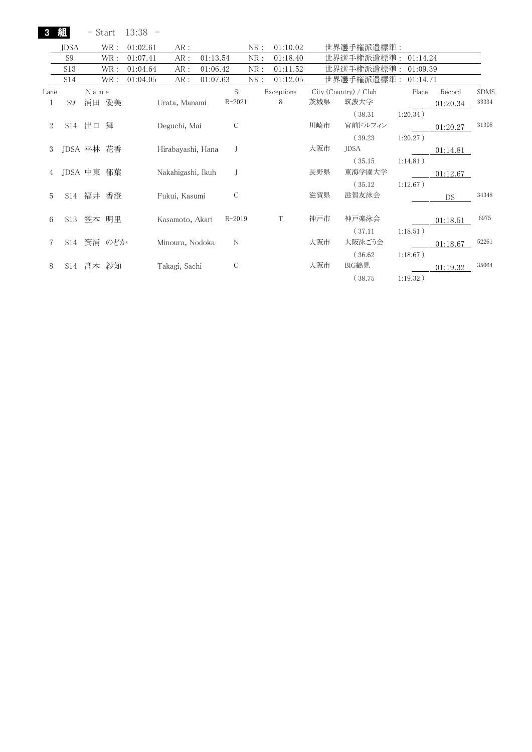**3 組** - Start 13:38 -

| | | | | | | | | | |
|---|---|---|---|---|---|---|---|---|---|
| JDSA | WR : | 01:02.61 | AR : | | NR : | 01:10.02 | 世界選手権派遣標準 : | |
| S9 | WR : | 01:07.41 | AR : | 01:13.54 | NR : | 01:18.40 | 世界選手権派遣標準 : | 01:14.24 |
| S13 | WR : | 01:04.64 | AR : | 01:06.42 | NR : | 01:11.52 | 世界選手権派遣標準 : | 01:09.39 |
| S14 | WR : | 01:04.05 | AR : | 01:07.63 | NR : | 01:12.05 | 世界選手権派遣標準 : | 01:14.71 |

| Lane | | Name | | St | Exceptions | City (Country) / Club | | Place | Record | SDMS |
|---|---|---|---|---|---|---|---|---|---|---|
| 1 | S9 | 浦田 愛美 | Urata, Manami | R-2021 | 8 | 茨城県 | 筑波大学 | | 01:20.34 | 33334 |
| | | | | | | | ( 38.31 | 1:20.34 ) | | |
| 2 | S14 | 出口 舞 | Deguchi, Mai | C | | 川崎市 | 宮前ドルフィン | | 01:20.27 | 31308 |
| | | | | | | | ( 39.23 | 1:20.27 ) | | |
| 3 | JDSA | 平林 花香 | Hirabayashi, Hana | J | | 大阪市 | JDSA | | 01:14.81 | |
| | | | | | | | ( 35.15 | 1:14.81 ) | | |
| 4 | JDSA | 中東 郁葉 | Nakahigashi, Ikuh | J | | 長野県 | 東海学園大学 | | 01:12.67 | |
| | | | | | | | ( 35.12 | 1:12.67 ) | | |
| 5 | S14 | 福井 香澄 | Fukui, Kasumi | C | | 滋賀県 | 滋賀友泳会 | | DS | 34348 |
| 6 | S13 | 笠本 明里 | Kasamoto, Akari | R-2019 | T | 神戸市 | 神戸楽泳会 | | 01:18.51 | 6975 |
| | | | | | | | ( 37.11 | 1:18.51 ) | | |
| 7 | S14 | 箕浦 のどか | Minoura, Nodoka | N | | 大阪市 | 大阪泳ごう会 | | 01:18.67 | 52261 |
| | | | | | | | ( 36.62 | 1:18.67 ) | | |
| 8 | S14 | 髙木 紗知 | Takagi, Sachi | C | | 大阪市 | BIG鶴見 | | 01:19.32 | 35064 |
| | | | | | | | ( 38.75 | 1:19.32 ) | | |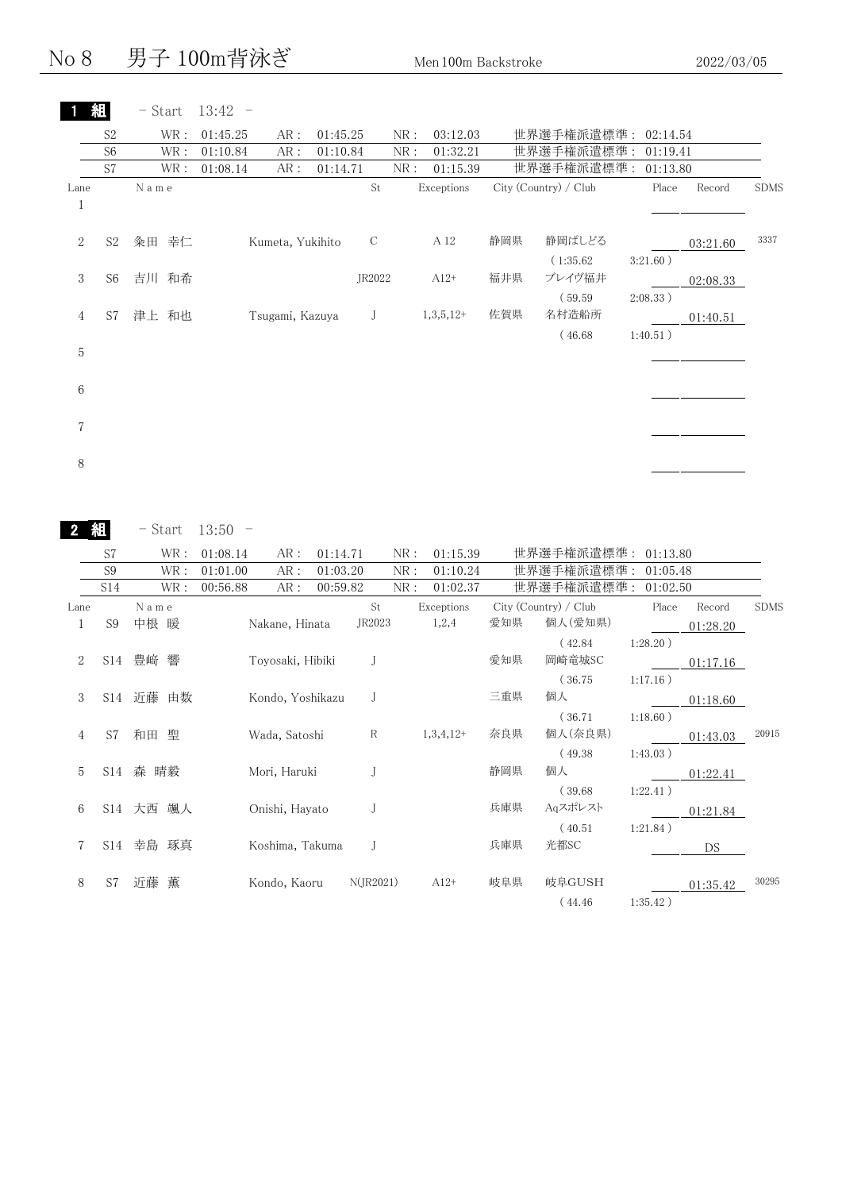# No 8　男子 100m背泳ぎ　Men 100m Backstroke　2022/03/05

## 1 組　- Start 13:42 -

| | WR | AR | NR | 世界選手権派遣標準 |
|---|---|---|---|---|
| S2 | 01:45.25 | 01:45.25 | 03:12.03 | 02:14.54 |
| S6 | 01:10.84 | 01:10.84 | 01:32.21 | 01:19.41 |
| S7 | 01:08.14 | 01:14.71 | 01:15.39 | 01:13.80 |

| Lane | | Name | | St | Exceptions | City (Country) / Club | | Split | Place | Record | SDMS |
|---|---|---|---|---|---|---|---|---|---|---|---|
| 1 | | | | | | | | | | | |
| 2 | S2 | 粂田 幸仁 | Kumeta, Yukihito | C | A 12 | 静岡県 | 静岡ぱしどる | ( 1:35.62　3:21.60 ) | | 03:21.60 | 3337 |
| 3 | S6 | 吉川 和希 | | JR2022 | A12+ | 福井県 | プレイヴ福井 | ( 59.59　2:08.33 ) | | 02:08.33 | |
| 4 | S7 | 津上 和也 | Tsugami, Kazuya | J | 1,3,5,12+ | 佐賀県 | 名村造船所 | ( 46.68　1:40.51 ) | | 01:40.51 | |
| 5 | | | | | | | | | | | |
| 6 | | | | | | | | | | | |
| 7 | | | | | | | | | | | |
| 8 | | | | | | | | | | | |

## 2 組　- Start 13:50 -

| | WR | AR | NR | 世界選手権派遣標準 |
|---|---|---|---|---|
| S7 | 01:08.14 | 01:14.71 | 01:15.39 | 01:13.80 |
| S9 | 01:01.00 | 01:03.20 | 01:10.24 | 01:05.48 |
| S14 | 00:56.88 | 00:59.82 | 01:02.37 | 01:02.50 |

| Lane | | Name | | St | Exceptions | City (Country) / Club | | Split | Place | Record | SDMS |
|---|---|---|---|---|---|---|---|---|---|---|---|
| 1 | S9 | 中根 暖 | Nakane, Hinata | JR2023 | 1,2,4 | 愛知県 | 個人(愛知県) | ( 42.84　1:28.20 ) | | 01:28.20 | |
| 2 | S14 | 豊崎 響 | Toyosaki, Hibiki | J | | 愛知県 | 岡崎竜城SC | ( 36.75　1:17.16 ) | | 01:17.16 | |
| 3 | S14 | 近藤 由数 | Kondo, Yoshikazu | J | | 三重県 | 個人 | ( 36.71　1:18.60 ) | | 01:18.60 | |
| 4 | S7 | 和田 聖 | Wada, Satoshi | R | 1,3,4,12+ | 奈良県 | 個人(奈良県) | ( 49.38　1:43.03 ) | | 01:43.03 | 20915 |
| 5 | S14 | 森 晴毅 | Mori, Haruki | J | | 静岡県 | 個人 | ( 39.68　1:22.41 ) | | 01:22.41 | |
| 6 | S14 | 大西 颯人 | Onishi, Hayato | J | | 兵庫県 | Aqスポレスト | ( 40.51　1:21.84 ) | | 01:21.84 | |
| 7 | S14 | 幸島 琢真 | Koshima, Takuma | J | | 兵庫県 | 光都SC | | | DS | |
| 8 | S7 | 近藤 薫 | Kondo, Kaoru | N(JR2021) | A12+ | 岐阜県 | 岐阜GUSH | ( 44.46　1:35.42 ) | | 01:35.42 | 30295 |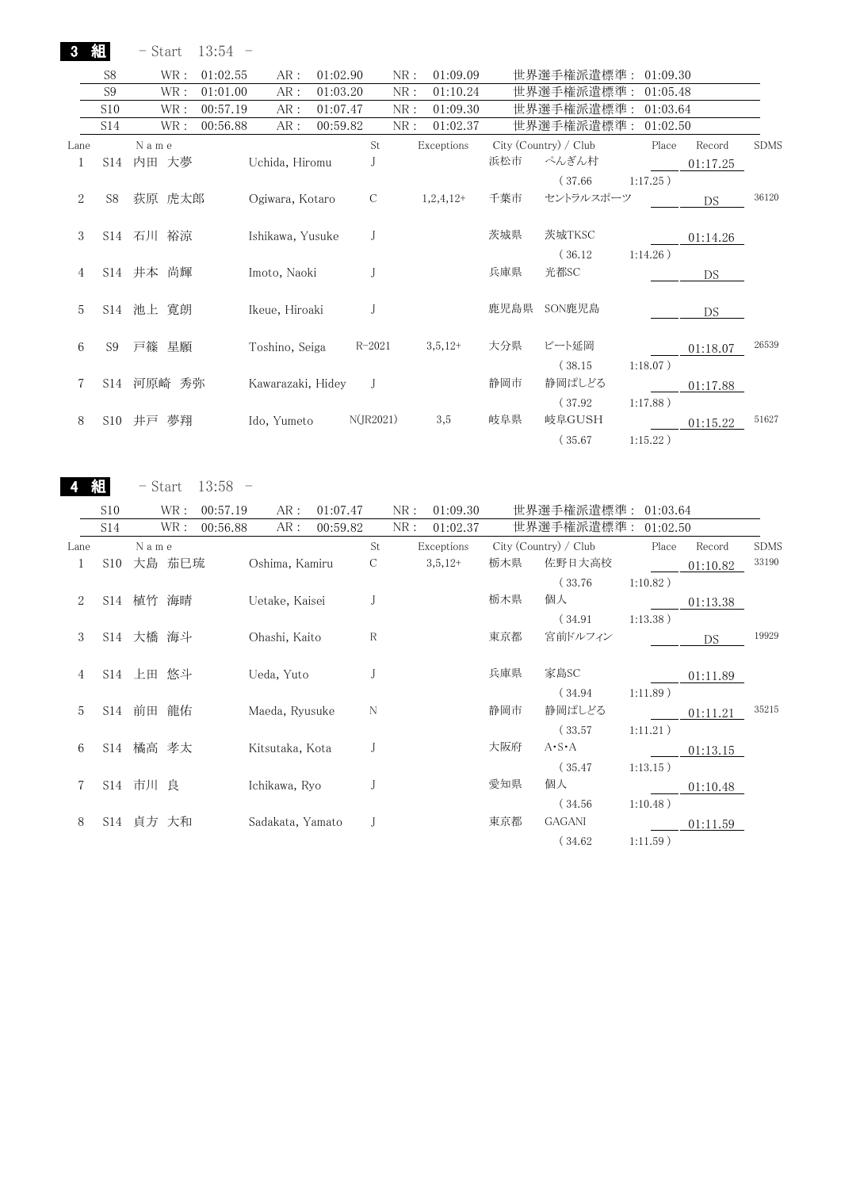## 3 組 - Start 13:54 -

| | WR | AR | NR | 世界選手権派遣標準 |
|---|---|---|---|---|
| S8 | 01:02.55 | 01:02.90 | 01:09.09 | 01:09.30 |
| S9 | 01:01.00 | 01:03.20 | 01:10.24 | 01:05.48 |
| S10 | 00:57.19 | 01:07.47 | 01:09.30 | 01:03.64 |
| S14 | 00:56.88 | 00:59.82 | 01:02.37 | 01:02.50 |

| Lane | | Name | | St | Exceptions | City (Country) / Club | | Place | Record | SDMS |
|---|---|---|---|---|---|---|---|---|---|---|
| 1 | S14 | 内田 大夢 | Uchida, Hiromu | J | | 浜松市 | ぺんぎん村 | | 01:17.25 | |
| | | | | | | | ( 37.66 | 1:17.25 ) | | |
| 2 | S8 | 荻原 虎太郎 | Ogiwara, Kotaro | C | 1,2,4,12+ | 千葉市 | セントラルスポーツ | | DS | 36120 |
| 3 | S14 | 石川 裕涼 | Ishikawa, Yusuke | J | | 茨城県 | 茨城TKSC | | 01:14.26 | |
| | | | | | | | ( 36.12 | 1:14.26 ) | | |
| 4 | S14 | 井本 尚輝 | Imoto, Naoki | J | | 兵庫県 | 光都SC | | DS | |
| 5 | S14 | 池上 寛朗 | Ikeue, Hiroaki | J | | 鹿児島県 | SON鹿児島 | | DS | |
| 6 | S9 | 戸篠 星願 | Toshino, Seiga | R-2021 | 3,5,12+ | 大分県 | ビート延岡 | | 01:18.07 | 26539 |
| | | | | | | | ( 38.15 | 1:18.07 ) | | |
| 7 | S14 | 河原崎 秀弥 | Kawarazaki, Hidey | J | | 静岡市 | 静岡ぱしどる | | 01:17.88 | |
| | | | | | | | ( 37.92 | 1:17.88 ) | | |
| 8 | S10 | 井戸 夢翔 | Ido, Yumeto | N(JR2021) | 3,5 | 岐阜県 | 岐阜GUSH | | 01:15.22 | 51627 |
| | | | | | | | ( 35.67 | 1:15.22 ) | | |

## 4 組 - Start 13:58 -

| | WR | AR | NR | 世界選手権派遣標準 |
|---|---|---|---|---|
| S10 | 00:57.19 | 01:07.47 | 01:09.30 | 01:03.64 |
| S14 | 00:56.88 | 00:59.82 | 01:02.37 | 01:02.50 |

| Lane | | Name | | St | Exceptions | City (Country) / Club | | Place | Record | SDMS |
|---|---|---|---|---|---|---|---|---|---|---|
| 1 | S10 | 大島 茄巳琉 | Oshima, Kamiru | C | 3,5,12+ | 栃木県 | 佐野日大高校 | | 01:10.82 | 33190 |
| | | | | | | | ( 33.76 | 1:10.82 ) | | |
| 2 | S14 | 植竹 海晴 | Uetake, Kaisei | J | | 栃木県 | 個人 | | 01:13.38 | |
| | | | | | | | ( 34.91 | 1:13.38 ) | | |
| 3 | S14 | 大橋 海斗 | Ohashi, Kaito | R | | 東京都 | 宮前ドルフィン | | DS | 19929 |
| 4 | S14 | 上田 悠斗 | Ueda, Yuto | J | | 兵庫県 | 家島SC | | 01:11.89 | |
| | | | | | | | ( 34.94 | 1:11.89 ) | | |
| 5 | S14 | 前田 龍佑 | Maeda, Ryusuke | N | | 静岡市 | 静岡ぱしどる | | 01:11.21 | 35215 |
| | | | | | | | ( 33.57 | 1:11.21 ) | | |
| 6 | S14 | 橘高 孝太 | Kitsutaka, Kota | J | | 大阪府 | A･S･A | | 01:13.15 | |
| | | | | | | | ( 35.47 | 1:13.15 ) | | |
| 7 | S14 | 市川 良 | Ichikawa, Ryo | J | | 愛知県 | 個人 | | 01:10.48 | |
| | | | | | | | ( 34.56 | 1:10.48 ) | | |
| 8 | S14 | 貞方 大和 | Sadakata, Yamato | J | | 東京都 | GAGANI | | 01:11.59 | |
| | | | | | | | ( 34.62 | 1:11.59 ) | | |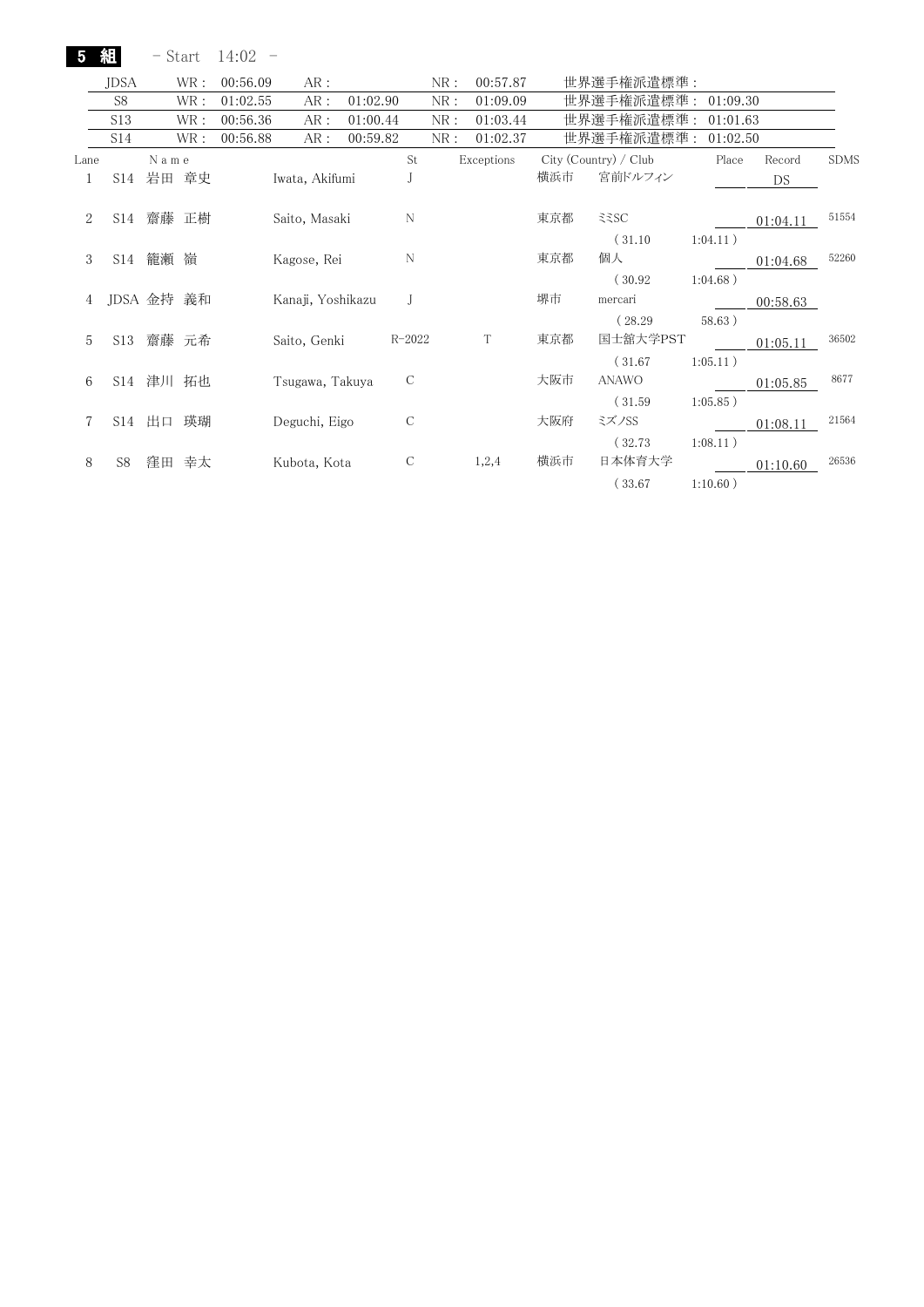**5 組** - Start 14:02 -

| | | | | |
|---|---|---|---|---|
| JDSA | WR : 00:56.09 | AR : | NR : 00:57.87 | 世界選手権派遣標準 : |
| S8 | WR : 01:02.55 | AR : 01:02.90 | NR : 01:09.09 | 世界選手権派遣標準 : 01:09.30 |
| S13 | WR : 00:56.36 | AR : 01:00.44 | NR : 01:03.44 | 世界選手権派遣標準 : 01:01.63 |
| S14 | WR : 00:56.88 | AR : 00:59.82 | NR : 01:02.37 | 世界選手権派遣標準 : 01:02.50 |

| Lane | | Name | | St | Exceptions | City (Country) / Club | | Place | Record | SDMS |
|---|---|---|---|---|---|---|---|---|---|---|
| 1 | S14 | 岩田 章史 | Iwata, Akifumi | J | | 横浜市 | 宮前ドルフィン | | DS | |
| 2 | S14 | 齋藤 正樹 | Saito, Masaki | N | | 東京都 | ﾐﾐSC | | 01:04.11 | 51554 |
| | | | | | | | ( 31.10 | 1:04.11 ) | | |
| 3 | S14 | 籠瀬 嶺 | Kagose, Rei | N | | 東京都 | 個人 | | 01:04.68 | 52260 |
| | | | | | | | ( 30.92 | 1:04.68 ) | | |
| 4 | JDSA | 金持 義和 | Kanaji, Yoshikazu | J | | 堺市 | mercari | | 00:58.63 | |
| | | | | | | | ( 28.29 | 58.63 ) | | |
| 5 | S13 | 齋藤 元希 | Saito, Genki | R-2022 | T | 東京都 | 国士舘大学PST | | 01:05.11 | 36502 |
| | | | | | | | ( 31.67 | 1:05.11 ) | | |
| 6 | S14 | 津川 拓也 | Tsugawa, Takuya | C | | 大阪市 | ANAWO | | 01:05.85 | 8677 |
| | | | | | | | ( 31.59 | 1:05.85 ) | | |
| 7 | S14 | 出口 瑛瑚 | Deguchi, Eigo | C | | 大阪府 | ミズノSS | | 01:08.11 | 21564 |
| | | | | | | | ( 32.73 | 1:08.11 ) | | |
| 8 | S8 | 窪田 幸太 | Kubota, Kota | C | 1,2,4 | 横浜市 | 日本体育大学 | | 01:10.60 | 26536 |
| | | | | | | | ( 33.67 | 1:10.60 ) | | |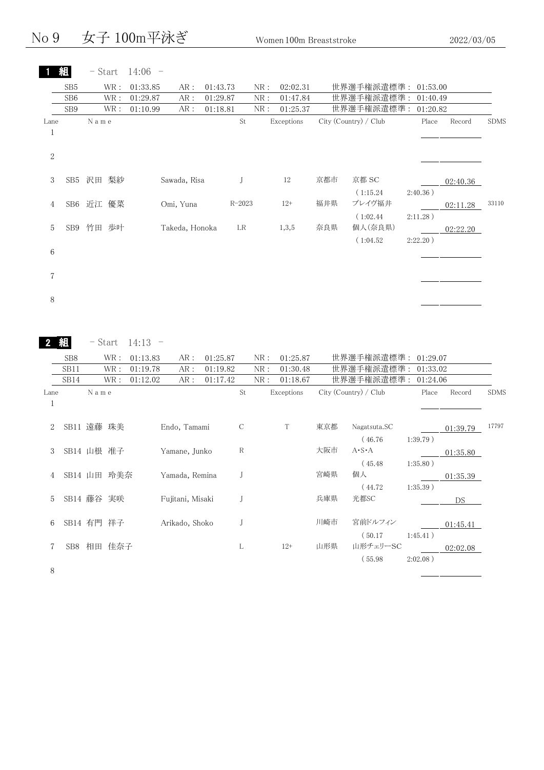# No 9　女子 100m平泳ぎ

Women 100m Breaststroke　2022/03/05

## 1 組　- Start 14:06 -

| Class | WR | AR | NR | 世界選手権派遣標準 |
|---|---|---|---|---|
| SB5 | 01:33.85 | 01:43.73 | 02:02.31 | 01:53.00 |
| SB6 | 01:29.87 | 01:29.87 | 01:47.84 | 01:40.49 |
| SB9 | 01:10.99 | 01:18.81 | 01:25.37 | 01:20.82 |

| Lane | Class | Name | | St | Exceptions | City (Country) / Club | | Split | Place | Record | SDMS |
|---|---|---|---|---|---|---|---|---|---|---|---|
| 1 | | | | | | | | | | | |
| 2 | | | | | | | | | | | |
| 3 | SB5 | 沢田 梨紗 | Sawada, Risa | J | 12 | 京都市 | 京都 SC | ( 1:15.24　2:40.36 ) | | 02:40.36 | |
| 4 | SB6 | 近江 優菜 | Omi, Yuna | R-2023 | 12+ | 福井県 | ブレイヴ福井 | ( 1:02.44　2:11.28 ) | | 02:11.28 | 33110 |
| 5 | SB9 | 竹田 歩叶 | Takeda, Honoka | LR | 1,3,5 | 奈良県 | 個人(奈良県) | ( 1:04.52　2:22.20 ) | | 02:22.20 | |
| 6 | | | | | | | | | | | |
| 7 | | | | | | | | | | | |
| 8 | | | | | | | | | | | |

## 2 組　- Start 14:13 -

| Class | WR | AR | NR | 世界選手権派遣標準 |
|---|---|---|---|---|
| SB8 | 01:13.83 | 01:25.87 | 01:25.87 | 01:29.07 |
| SB11 | 01:19.78 | 01:19.82 | 01:30.48 | 01:33.02 |
| SB14 | 01:12.02 | 01:17.42 | 01:18.67 | 01:24.06 |

| Lane | Class | Name | | St | Exceptions | City (Country) / Club | | Split | Place | Record | SDMS |
|---|---|---|---|---|---|---|---|---|---|---|---|
| 1 | | | | | | | | | | | |
| 2 | SB11 | 遠藤 珠美 | Endo, Tamami | C | T | 東京都 | Nagatsuta.SC | ( 46.76　1:39.79 ) | | 01:39.79 | 17797 |
| 3 | SB14 | 山根 准子 | Yamane, Junko | R | | 大阪市 | A･S･A | ( 45.48　1:35.80 ) | | 01:35.80 | |
| 4 | SB14 | 山田 玲美奈 | Yamada, Remina | J | | 宮崎県 | 個人 | ( 44.72　1:35.39 ) | | 01:35.39 | |
| 5 | SB14 | 藤谷 実咲 | Fujitani, Misaki | J | | 兵庫県 | 光都SC | | | DS | |
| 6 | SB14 | 有門 祥子 | Arikado, Shoko | J | | 川崎市 | 宮前ドルフィン | ( 50.17　1:45.41 ) | | 01:45.41 | |
| 7 | SB8 | 相田 佳奈子 | | L | 12+ | 山形県 | 山形チェリーSC | ( 55.98　2:02.08 ) | | 02:02.08 | |
| 8 | | | | | | | | | | | |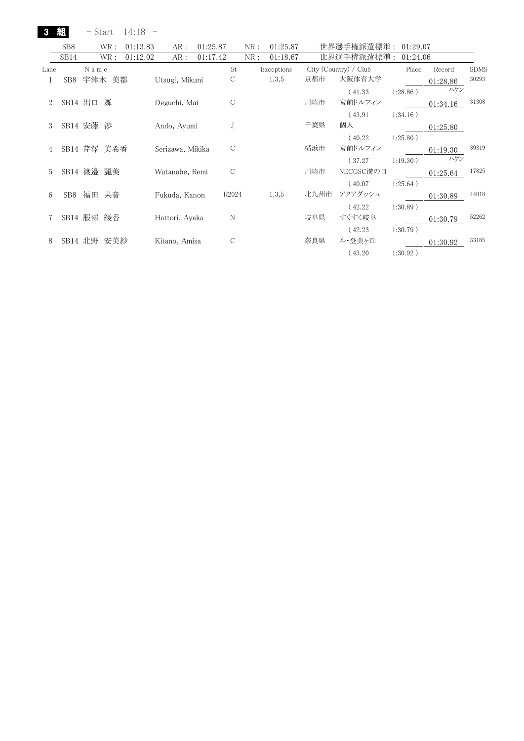## 3 組 − Start 14:18 −

| | | | | | | | | | |
|---|---|---|---|---|---|---|---|---|---|
| SB8 | WR : | 01:13.83 | AR : | 01:25.87 | NR : | 01:25.87 | 世界選手権派遣標準 : | 01:29.07 |
| SB14 | WR : | 01:12.02 | AR : | 01:17.42 | NR : | 01:18.67 | 世界選手権派遣標準 : | 01:24.06 |

| Lane | | Name | | St | Exceptions | City (Country) / Club | | Place | Record | SDMS |
|---|---|---|---|---|---|---|---|---|---|---|
| 1 | SB8 | 宇津木 美都 | Utsugi, Mikuni | C | 1,3,5 | 京都市 | 大阪体育大学 | | 01:28.86 ハケン | 30293 |
| | | | | | | | ( 41.33 | 1:28.86 ) | | |
| 2 | SB14 | 出口 舞 | Deguchi, Mai | C | | 川崎市 | 宮前ドルフィン | | 01:34.16 | 31308 |
| | | | | | | | ( 43.91 | 1:34.16 ) | | |
| 3 | SB14 | 安藤 渉 | Ando, Ayumi | J | | 千葉県 | 個人 | | 01:25.80 | |
| | | | | | | | ( 40.22 | 1:25.80 ) | | |
| 4 | SB14 | 芹澤 美希香 | Serizawa, Mikika | C | | 横浜市 | 宮前ドルフィン | | 01:19.30 ハケン | 39319 |
| | | | | | | | ( 37.27 | 1:19.30 ) | | |
| 5 | SB14 | 渡邉 麗美 | Watanabe, Remi | C | | 川崎市 | NECGSC溝の口 | | 01:25.64 | 17825 |
| | | | | | | | ( 40.07 | 1:25.64 ) | | |
| 6 | SB8 | 福田 果音 | Fukuda, Kanon | R2024 | 1,3,5 | 北九州市 | アクアダッシュ | | 01:30.89 | 44018 |
| | | | | | | | ( 42.22 | 1:30.89 ) | | |
| 7 | SB14 | 服部 綾香 | Hattori, Ayaka | N | | 岐阜県 | すくすく岐阜 | | 01:30.79 | 52262 |
| | | | | | | | ( 42.23 | 1:30.79 ) | | |
| 8 | SB14 | 北野 安美紗 | Kitano, Amisa | C | | 奈良県 | ル・登美ヶ丘 | | 01:30.92 | 33185 |
| | | | | | | | ( 43.20 | 1:30.92 ) | | |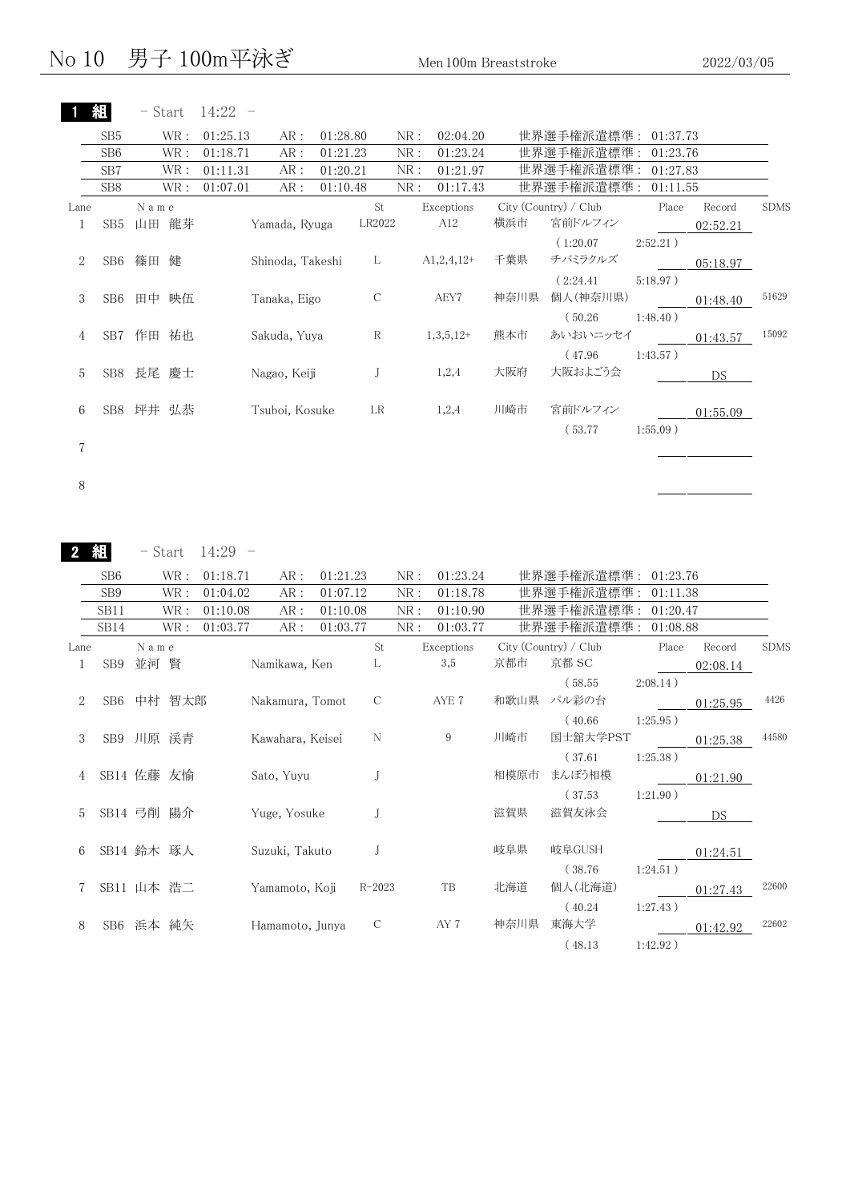# No 10 男子 100m平泳ぎ

Men 100m Breaststroke

2022/03/05

## 1 組 - Start 14:22 -

| Class | WR | AR | NR | 世界選手権派遣標準 |
|---|---|---|---|---|
| SB5 | WR : 01:25.13 | AR : 01:28.80 | NR : 02:04.20 | 01:37.73 |
| SB6 | WR : 01:18.71 | AR : 01:21.23 | NR : 01:23.24 | 01:23.76 |
| SB7 | WR : 01:11.31 | AR : 01:20.21 | NR : 01:21.97 | 01:27.83 |
| SB8 | WR : 01:07.01 | AR : 01:10.48 | NR : 01:17.43 | 01:11.55 |

| Lane | | Name | | St | Exceptions | City (Country) / Club | | Place | Record | SDMS |
|---|---|---|---|---|---|---|---|---|---|---|
| 1 | SB5 | 山田 龍芽 | Yamada, Ryuga | LR2022 | A12 | 横浜市 | 宮前ドルフィン | | 02:52.21 | |
| | | | | | | | ( 1:20.07 | 2:52.21 ) | | |
| 2 | SB6 | 篠田 健 | Shinoda, Takeshi | L | A1,2,4,12+ | 千葉県 | チバミラクルズ | | 05:18.97 | |
| | | | | | | | ( 2:24.41 | 5:18.97 ) | | |
| 3 | SB6 | 田中 映伍 | Tanaka, Eigo | C | AEY7 | 神奈川県 | 個人(神奈川県) | | 01:48.40 | 51629 |
| | | | | | | | ( 50.26 | 1:48.40 ) | | |
| 4 | SB7 | 作田 祐也 | Sakuda, Yuya | R | 1,3,5,12+ | 熊本市 | あいおいニッセイ | | 01:43.57 | 15092 |
| | | | | | | | ( 47.96 | 1:43.57 ) | | |
| 5 | SB8 | 長尾 慶士 | Nagao, Keiji | J | 1,2,4 | 大阪府 | 大阪およごう会 | | DS | |
| 6 | SB8 | 坪井 弘恭 | Tsuboi, Kosuke | LR | 1,2,4 | 川崎市 | 宮前ドルフィン | | 01:55.09 | |
| | | | | | | | ( 53.77 | 1:55.09 ) | | |
| 7 | | | | | | | | | | |
| 8 | | | | | | | | | | |

## 2 組 - Start 14:29 -

| Class | WR | AR | NR | 世界選手権派遣標準 |
|---|---|---|---|---|
| SB6 | WR : 01:18.71 | AR : 01:21.23 | NR : 01:23.24 | 01:23.76 |
| SB9 | WR : 01:04.02 | AR : 01:07.12 | NR : 01:18.78 | 01:11.38 |
| SB11 | WR : 01:10.08 | AR : 01:10.08 | NR : 01:10.90 | 01:20.47 |
| SB14 | WR : 01:03.77 | AR : 01:03.77 | NR : 01:03.77 | 01:08.88 |

| Lane | | Name | | St | Exceptions | City (Country) / Club | | Place | Record | SDMS |
|---|---|---|---|---|---|---|---|---|---|---|
| 1 | SB9 | 並河 賢 | Namikawa, Ken | L | 3,5 | 京都市 | 京都 SC | | 02:08.14 | |
| | | | | | | | ( 58.55 | 2:08.14 ) | | |
| 2 | SB6 | 中村 智太郎 | Nakamura, Tomot | C | AYE 7 | 和歌山県 | バル彩の台 | | 01:25.95 | 4426 |
| | | | | | | | ( 40.66 | 1:25.95 ) | | |
| 3 | SB9 | 川原 渓青 | Kawahara, Keisei | N | 9 | 川崎市 | 国士舘大学PST | | 01:25.38 | 44580 |
| | | | | | | | ( 37.61 | 1:25.38 ) | | |
| 4 | SB14 | 佐藤 友愉 | Sato, Yuyu | J | | 相模原市 | まんぼう相模 | | 01:21.90 | |
| | | | | | | | ( 37.53 | 1:21.90 ) | | |
| 5 | SB14 | 弓削 陽介 | Yuge, Yosuke | J | | 滋賀県 | 滋賀友泳会 | | DS | |
| 6 | SB14 | 鈴木 琢人 | Suzuki, Takuto | J | | 岐阜県 | 岐阜GUSH | | 01:24.51 | |
| | | | | | | | ( 38.76 | 1:24.51 ) | | |
| 7 | SB11 | 山本 浩二 | Yamamoto, Koji | R-2023 | TB | 北海道 | 個人(北海道) | | 01:27.43 | 22600 |
| | | | | | | | ( 40.24 | 1:27.43 ) | | |
| 8 | SB6 | 浜本 純矢 | Hamamoto, Junya | C | AY 7 | 神奈川県 | 東海大学 | | 01:42.92 | 22602 |
| | | | | | | | ( 48.13 | 1:42.92 ) | | |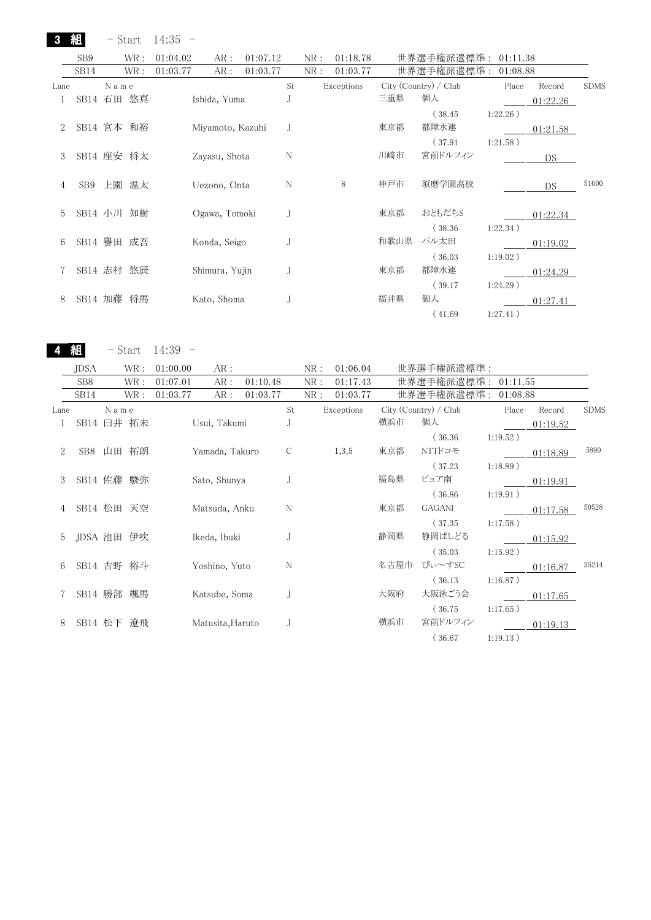## 3 組 - Start 14:35 -

| | WR | AR | NR | 世界選手権派遣標準 |
|---|---|---|---|---|
| SB9 | 01:04.02 | 01:07.12 | 01:18.78 | 01:11.38 |
| SB14 | 01:03.77 | 01:03.77 | 01:03.77 | 01:08.88 |

| Lane | Class | Name | | St | Exceptions | City (Country) | Club | Place | Record | SDMS |
|---|---|---|---|---|---|---|---|---|---|---|
| 1 | SB14 | 石田 悠真 | Ishida, Yuma | J | | 三重県 | 個人 | | 01:22.26 | |
| | | | | | | | ( 38.45 | 1:22.26 ) | | |
| 2 | SB14 | 宮本 和裕 | Miyamoto, Kazuhi | J | | 東京都 | 都障水連 | | 01:21.58 | |
| | | | | | | | ( 37.91 | 1:21.58 ) | | |
| 3 | SB14 | 座安 将太 | Zayasu, Shota | N | | 川崎市 | 宮前ドルフィン | | DS | |
| 4 | SB9 | 上園 温太 | Uezono, Onta | N | 8 | 神戸市 | 須磨学園高校 | | DS | 51600 |
| 5 | SB14 | 小川 知樹 | Ogawa, Tomoki | J | | 東京都 | おともだちS | | 01:22.34 | |
| | | | | | | | ( 38.36 | 1:22.34 ) | | |
| 6 | SB14 | 譽田 成吾 | Konda, Seigo | J | | 和歌山県 | パル太田 | | 01:19.02 | |
| | | | | | | | ( 36.03 | 1:19.02 ) | | |
| 7 | SB14 | 志村 悠辰 | Shimura, Yujin | J | | 東京都 | 都障水連 | | 01:24.29 | |
| | | | | | | | ( 39.17 | 1:24.29 ) | | |
| 8 | SB14 | 加藤 将馬 | Kato, Shoma | J | | 福井県 | 個人 | | 01:27.41 | |
| | | | | | | | ( 41.69 | 1:27.41 ) | | |

## 4 組 - Start 14:39 -

| | WR | AR | NR | 世界選手権派遣標準 |
|---|---|---|---|---|
| JDSA | 01:00.00 | | 01:06.04 | |
| SB8 | 01:07.01 | 01:10.48 | 01:17.43 | 01:11.55 |
| SB14 | 01:03.77 | 01:03.77 | 01:03.77 | 01:08.88 |

| Lane | Class | Name | | St | Exceptions | City (Country) | Club | Place | Record | SDMS |
|---|---|---|---|---|---|---|---|---|---|---|
| 1 | SB14 | 臼井 拓未 | Usui, Takumi | J | | 横浜市 | 個人 | | 01:19.52 | |
| | | | | | | | ( 36.36 | 1:19.52 ) | | |
| 2 | SB8 | 山田 拓朗 | Yamada, Takuro | C | 1,3,5 | 東京都 | NTTドコモ | | 01:18.89 | 5890 |
| | | | | | | | ( 37.23 | 1:18.89 ) | | |
| 3 | SB14 | 佐藤 駿弥 | Sato, Shunya | J | | 福島県 | ピュア南 | | 01:19.91 | |
| | | | | | | | ( 36.86 | 1:19.91 ) | | |
| 4 | SB14 | 松田 天空 | Matsuda, Anku | N | | 東京都 | GAGANI | | 01:17.58 | 50528 |
| | | | | | | | ( 37.35 | 1:17.58 ) | | |
| 5 | JDSA | 池田 伊吹 | Ikeda, Ibuki | J | | 静岡県 | 静岡ばしどる | | 01:15.92 | |
| | | | | | | | ( 35.03 | 1:15.92 ) | | |
| 6 | SB14 | 吉野 裕斗 | Yoshino, Yuto | N | | 名古屋市 | ぴぃ〜すSC | | 01:16.87 | 35214 |
| | | | | | | | ( 36.13 | 1:16.87 ) | | |
| 7 | SB14 | 勝部 颯馬 | Katsube, Soma | J | | 大阪府 | 大阪泳ごう会 | | 01:17.65 | |
| | | | | | | | ( 36.75 | 1:17.65 ) | | |
| 8 | SB14 | 松下 遼飛 | Matusita,Haruto | J | | 横浜市 | 宮前ドルフィン | | 01:19.13 | |
| | | | | | | | ( 36.67 | 1:19.13 ) | | |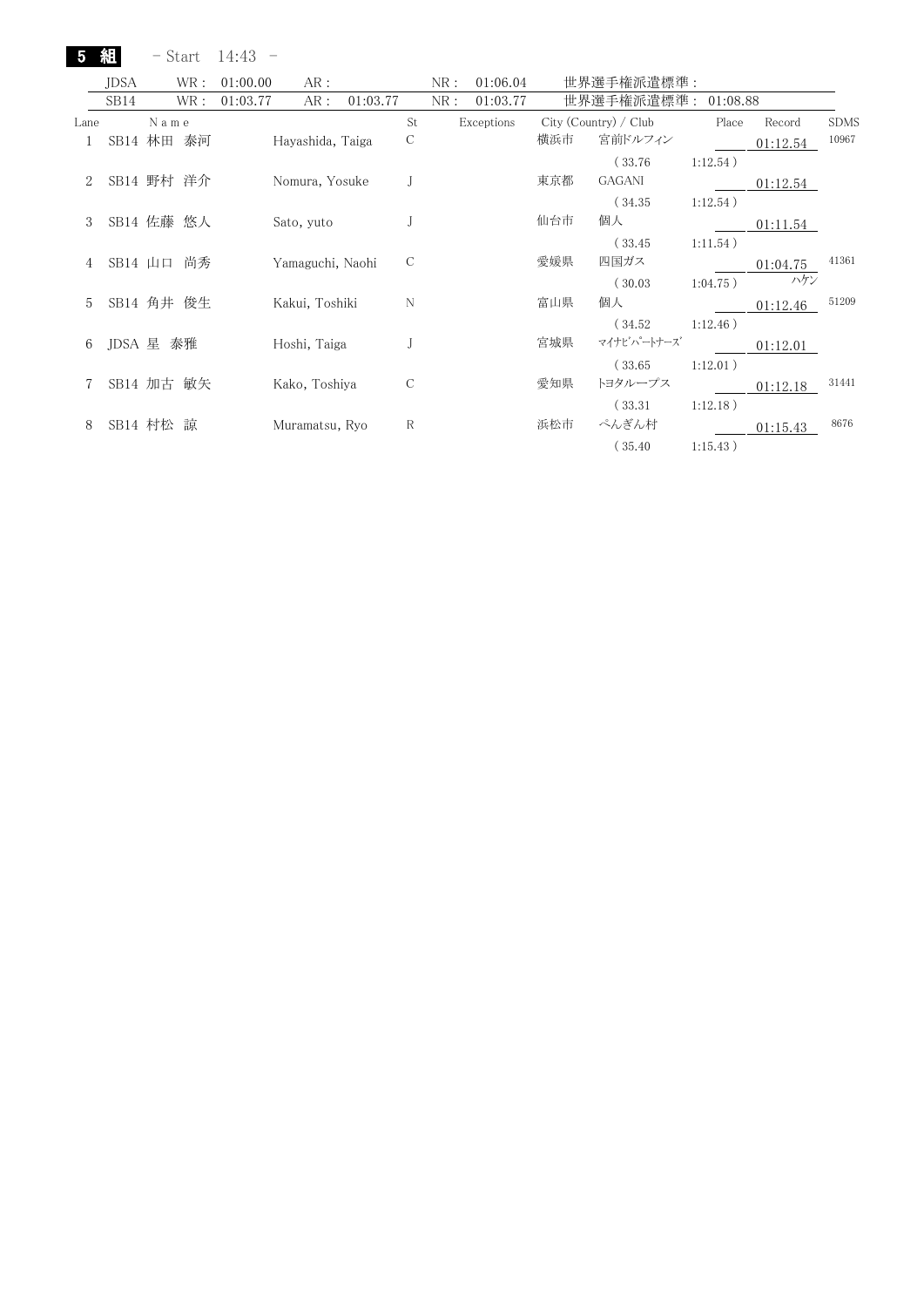**5 組** - Start 14:43 -

| | | | | | |
|---|---|---|---|---|---|
| JDSA | WR : 01:00.00 | AR : | NR : 01:06.04 | 世界選手権派遣標準 : | |
| SB14 | WR : 01:03.77 | AR : 01:03.77 | NR : 01:03.77 | 世界選手権派遣標準 : | 01:08.88 |

| Lane | Name | | St | Exceptions | City (Country) / Club | | Place | Record | SDMS |
|---|---|---|---|---|---|---|---|---|---|
| 1 | SB14 林田 泰河 | Hayashida, Taiga | C | | 横浜市 | 宮前ドルフィン | | 01:12.54 | 10967 |
| | | | | | | ( 33.76 | 1:12.54 ) | | |
| 2 | SB14 野村 洋介 | Nomura, Yosuke | J | | 東京都 | GAGANI | | 01:12.54 | |
| | | | | | | ( 34.35 | 1:12.54 ) | | |
| 3 | SB14 佐藤 悠人 | Sato, yuto | J | | 仙台市 | 個人 | | 01:11.54 | |
| | | | | | | ( 33.45 | 1:11.54 ) | | |
| 4 | SB14 山口 尚秀 | Yamaguchi, Naohi | C | | 愛媛県 | 四国ガス | | 01:04.75 ハケン | 41361 |
| | | | | | | ( 30.03 | 1:04.75 ) | | |
| 5 | SB14 角井 俊生 | Kakui, Toshiki | N | | 富山県 | 個人 | | 01:12.46 | 51209 |
| | | | | | | ( 34.52 | 1:12.46 ) | | |
| 6 | JDSA 星 泰雅 | Hoshi, Taiga | J | | 宮城県 | ﾏｲﾅﾋﾞﾊﾟｰﾄﾅｰｽﾞ | | 01:12.01 | |
| | | | | | | ( 33.65 | 1:12.01 ) | | |
| 7 | SB14 加古 敏矢 | Kako, Toshiya | C | | 愛知県 | トヨタループス | | 01:12.18 | 31441 |
| | | | | | | ( 33.31 | 1:12.18 ) | | |
| 8 | SB14 村松 諒 | Muramatsu, Ryo | R | | 浜松市 | ぺんぎん村 | | 01:15.43 | 8676 |
| | | | | | | ( 35.40 | 1:15.43 ) | | |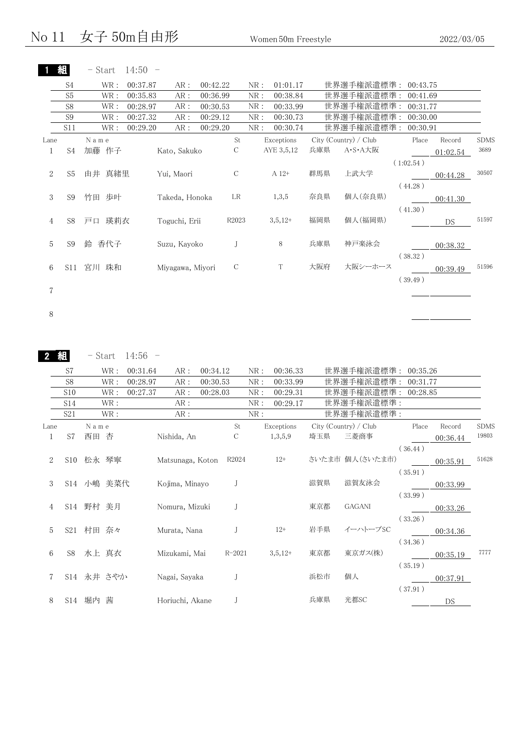# No 11　女子 50m自由形

Women 50m Freestyle　　2022/03/05

## 1 組　- Start 14:50 -

| | WR | AR | NR | 世界選手権派遣標準 |
|---|---|---|---|---|
| S4 | 00:37.87 | 00:42.22 | 01:01.17 | 00:43.75 |
| S5 | 00:35.83 | 00:36.99 | 00:38.84 | 00:41.69 |
| S8 | 00:28.97 | 00:30.53 | 00:33.99 | 00:31.77 |
| S9 | 00:27.32 | 00:29.12 | 00:30.73 | 00:30.00 |
| S11 | 00:29.20 | 00:29.20 | 00:30.74 | 00:30.91 |

| Lane | | Name | | St | Exceptions | City (Country) / Club | | Place | Record | SDMS |
|---|---|---|---|---|---|---|---|---|---|---|
| 1 | S4 | 加藤 作子 | Kato, Sakuko | C | AYE 3,5,12 | 兵庫県 | A･S･A大阪 | | 01:02.54 (1:02.54) | 3689 |
| 2 | S5 | 由井 真緒里 | Yui, Maori | C | A 12+ | 群馬県 | 上武大学 | | 00:44.28 (44.28) | 30507 |
| 3 | S9 | 竹田 歩叶 | Takeda, Honoka | LR | 1,3,5 | 奈良県 | 個人(奈良県) | | 00:41.30 (41.30) | |
| 4 | S8 | 戸口 瑛莉衣 | Toguchi, Erii | R2023 | 3,5,12+ | 福岡県 | 個人(福岡県) | | DS | 51597 |
| 5 | S9 | 鈴 香代子 | Suzu, Kayoko | J | 8 | 兵庫県 | 神戸楽泳会 | | 00:38.32 (38.32) | |
| 6 | S11 | 宮川 珠和 | Miyagawa, Miyori | C | T | 大阪府 | 大阪シーホース | | 00:39.49 (39.49) | 51596 |
| 7 | | | | | | | | | | |
| 8 | | | | | | | | | | |

## 2 組　- Start 14:56 -

| | WR | AR | NR | 世界選手権派遣標準 |
|---|---|---|---|---|
| S7 | 00:31.64 | 00:34.12 | 00:36.33 | 00:35.26 |
| S8 | 00:28.97 | 00:30.53 | 00:33.99 | 00:31.77 |
| S10 | 00:27.37 | 00:28.03 | 00:29.31 | 00:28.85 |
| S14 | | | 00:29.17 | |
| S21 | | | | |

| Lane | | Name | | St | Exceptions | City (Country) / Club | | Place | Record | SDMS |
|---|---|---|---|---|---|---|---|---|---|---|
| 1 | S7 | 西田 杏 | Nishida, An | C | 1,3,5,9 | 埼玉県 | 三菱商事 | | 00:36.44 (36.44) | 19803 |
| 2 | S10 | 松永 琴寧 | Matsunaga, Koton | R2024 | 12+ | さいたま市 | 個人(さいたま市) | | 00:35.91 (35.91) | 51628 |
| 3 | S14 | 小嶋 美菜代 | Kojima, Minayo | J | | 滋賀県 | 滋賀友泳会 | | 00:33.99 (33.99) | |
| 4 | S14 | 野村 美月 | Nomura, Mizuki | J | | 東京都 | GAGANI | | 00:33.26 (33.26) | |
| 5 | S21 | 村田 奈々 | Murata, Nana | J | 12+ | 岩手県 | イーハトーブSC | | 00:34.36 (34.36) | |
| 6 | S8 | 水上 真衣 | Mizukami, Mai | R-2021 | 3,5,12+ | 東京都 | 東京ガス(株) | | 00:35.19 (35.19) | 7777 |
| 7 | S14 | 永井 さやか | Nagai, Sayaka | J | | 浜松市 | 個人 | | 00:37.91 (37.91) | |
| 8 | S14 | 堀内 茜 | Horiuchi, Akane | J | | 兵庫県 | 光都SC | | DS | |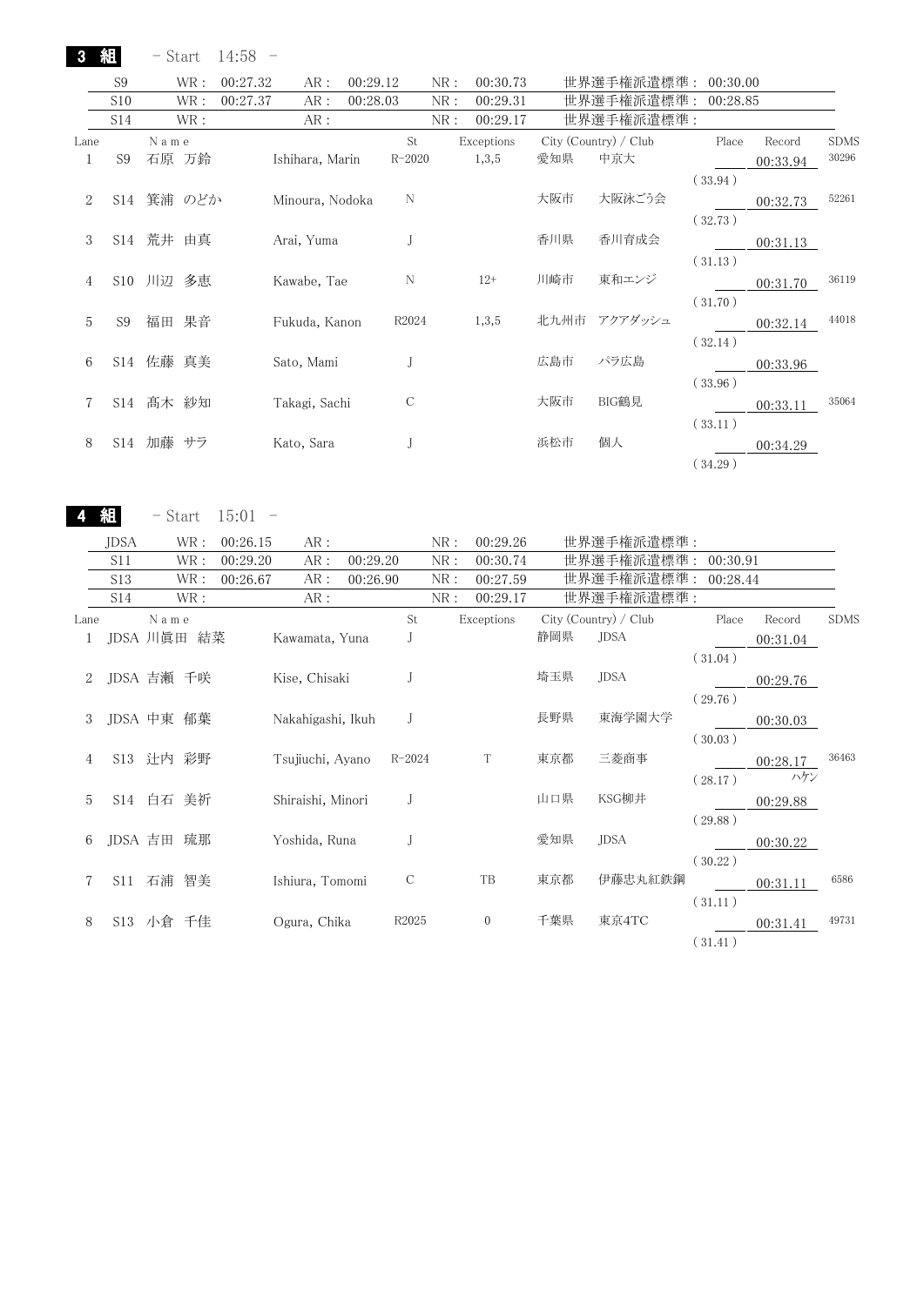## 3 組 - Start 14:58 -

| | WR | AR | NR | 世界選手権派遣標準 |
|---|---|---|---|---|
| S9 | 00:27.32 | 00:29.12 | 00:30.73 | 00:30.00 |
| S10 | 00:27.37 | 00:28.03 | 00:29.31 | 00:28.85 |
| S14 | | | 00:29.17 | |

| Lane | | Name | | St | Exceptions | City (Country) / Club | | Place | Record | SDMS |
|---|---|---|---|---|---|---|---|---|---|---|
| 1 | S9 | 石原 万鈴 | Ishihara, Marin | R-2020 | 1,3,5 | 愛知県 | 中京大 | | 00:33.94 (33.94) | 30296 |
| 2 | S14 | 箕浦 のどか | Minoura, Nodoka | N | | 大阪市 | 大阪泳ごう会 | | 00:32.73 (32.73) | 52261 |
| 3 | S14 | 荒井 由真 | Arai, Yuma | J | | 香川県 | 香川育成会 | | 00:31.13 (31.13) | |
| 4 | S10 | 川辺 多恵 | Kawabe, Tae | N | 12+ | 川崎市 | 東和エンジ | | 00:31.70 (31.70) | 36119 |
| 5 | S9 | 福田 果音 | Fukuda, Kanon | R2024 | 1,3,5 | 北九州市 | アクアダッシュ | | 00:32.14 (32.14) | 44018 |
| 6 | S14 | 佐藤 真美 | Sato, Mami | J | | 広島市 | パラ広島 | | 00:33.96 (33.96) | |
| 7 | S14 | 髙木 紗知 | Takagi, Sachi | C | | 大阪市 | BIG鶴見 | | 00:33.11 (33.11) | 35064 |
| 8 | S14 | 加藤 サラ | Kato, Sara | J | | 浜松市 | 個人 | | 00:34.29 (34.29) | |

## 4 組 - Start 15:01 -

| | WR | AR | NR | 世界選手権派遣標準 |
|---|---|---|---|---|
| JDSA | 00:26.15 | | 00:29.26 | |
| S11 | 00:29.20 | 00:29.20 | 00:30.74 | 00:30.91 |
| S13 | 00:26.67 | 00:26.90 | 00:27.59 | 00:28.44 |
| S14 | | | 00:29.17 | |

| Lane | | Name | | St | Exceptions | City (Country) / Club | | Place | Record | SDMS |
|---|---|---|---|---|---|---|---|---|---|---|
| 1 | JDSA | 川眞田 結菜 | Kawamata, Yuna | J | | 静岡県 | JDSA | | 00:31.04 (31.04) | |
| 2 | JDSA | 吉瀬 千咲 | Kise, Chisaki | J | | 埼玉県 | JDSA | | 00:29.76 (29.76) | |
| 3 | JDSA | 中東 郁葉 | Nakahigashi, Ikuh | J | | 長野県 | 東海学園大学 | | 00:30.03 (30.03) | |
| 4 | S13 | 辻内 彩野 | Tsujiuchi, Ayano | R-2024 | T | 東京都 | 三菱商事 | | 00:28.17 ハケン (28.17) | 36463 |
| 5 | S14 | 白石 美祈 | Shiraishi, Minori | J | | 山口県 | KSG柳井 | | 00:29.88 (29.88) | |
| 6 | JDSA | 吉田 琉那 | Yoshida, Runa | J | | 愛知県 | JDSA | | 00:30.22 (30.22) | |
| 7 | S11 | 石浦 智美 | Ishiura, Tomomi | C | TB | 東京都 | 伊藤忠丸紅鉄鋼 | | 00:31.11 (31.11) | 6586 |
| 8 | S13 | 小倉 千佳 | Ogura, Chika | R2025 | 0 | 千葉県 | 東京4TC | | 00:31.41 (31.41) | 49731 |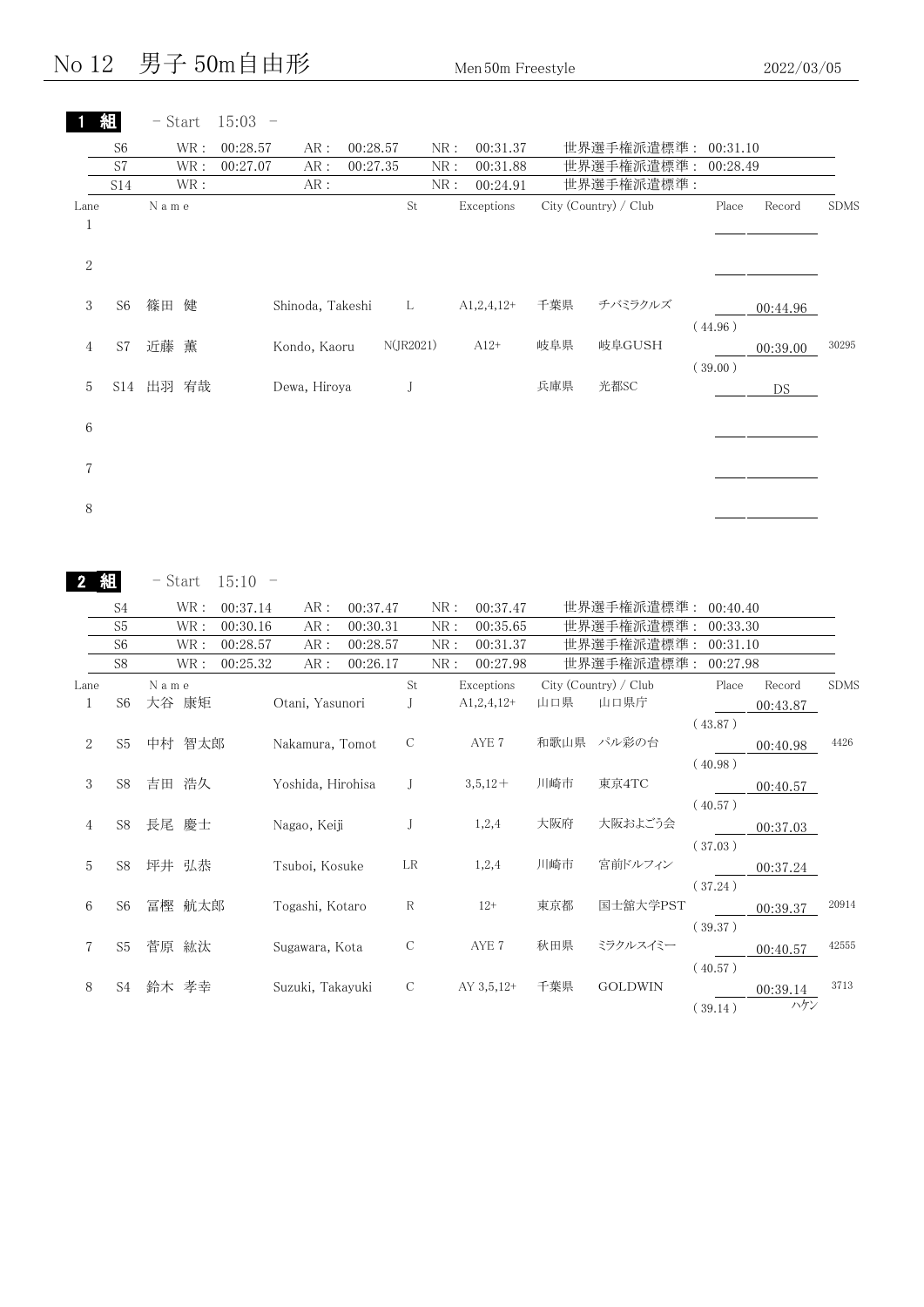# No 12　男子 50m自由形　Men 50m Freestyle　2022/03/05

## 1 組　- Start 15:03 -

| | | | | | | | | | |
|---|---|---|---|---|---|---|---|---|---|
| S6 | WR : | 00:28.57 | AR : | 00:28.57 | NR : | 00:31.37 | 世界選手権派遣標準 : | 00:31.10 |
| S7 | WR : | 00:27.07 | AR : | 00:27.35 | NR : | 00:31.88 | 世界選手権派遣標準 : | 00:28.49 |
| S14 | WR : | | AR : | | NR : | 00:24.91 | 世界選手権派遣標準 : | |

| Lane | | Name | | St | Exceptions | City (Country) / Club | | Place | Record | SDMS |
|---|---|---|---|---|---|---|---|---|---|---|
| 1 | | | | | | | | | | |
| 2 | | | | | | | | | | |
| 3 | S6 | 篠田 健 | Shinoda, Takeshi | L | A1,2,4,12+ | 千葉県 | チバミラクルズ | ( 44.96 ) | 00:44.96 | |
| 4 | S7 | 近藤 薫 | Kondo, Kaoru | N(JR2021) | A12+ | 岐阜県 | 岐阜GUSH | ( 39.00 ) | 00:39.00 | 30295 |
| 5 | S14 | 出羽 宥哉 | Dewa, Hiroya | J | | 兵庫県 | 光都SC | | DS | |
| 6 | | | | | | | | | | |
| 7 | | | | | | | | | | |
| 8 | | | | | | | | | | |

## 2 組　- Start 15:10 -

| | | | | | | | | | |
|---|---|---|---|---|---|---|---|---|---|
| S4 | WR : | 00:37.14 | AR : | 00:37.47 | NR : | 00:37.47 | 世界選手権派遣標準 : | 00:40.40 |
| S5 | WR : | 00:30.16 | AR : | 00:30.31 | NR : | 00:35.65 | 世界選手権派遣標準 : | 00:33.30 |
| S6 | WR : | 00:28.57 | AR : | 00:28.57 | NR : | 00:31.37 | 世界選手権派遣標準 : | 00:31.10 |
| S8 | WR : | 00:25.32 | AR : | 00:26.17 | NR : | 00:27.98 | 世界選手権派遣標準 : | 00:27.98 |

| Lane | | Name | | St | Exceptions | City (Country) / Club | | Place | Record | SDMS |
|---|---|---|---|---|---|---|---|---|---|---|
| 1 | S6 | 大谷 康矩 | Otani, Yasunori | J | A1,2,4,12+ | 山口県 | 山口県庁 | ( 43.87 ) | 00:43.87 | |
| 2 | S5 | 中村 智太郎 | Nakamura, Tomot | C | AYE 7 | 和歌山県 | パル彩の台 | ( 40.98 ) | 00:40.98 | 4426 |
| 3 | S8 | 吉田 浩久 | Yoshida, Hirohisa | J | 3,5,12＋ | 川崎市 | 東京4TC | ( 40.57 ) | 00:40.57 | |
| 4 | S8 | 長尾 慶士 | Nagao, Keiji | J | 1,2,4 | 大阪府 | 大阪およごう会 | ( 37.03 ) | 00:37.03 | |
| 5 | S8 | 坪井 弘恭 | Tsuboi, Kosuke | LR | 1,2,4 | 川崎市 | 宮前ドルフィン | ( 37.24 ) | 00:37.24 | |
| 6 | S6 | 冨樫 航太郎 | Togashi, Kotaro | R | 12+ | 東京都 | 国士舘大学PST | ( 39.37 ) | 00:39.37 | 20914 |
| 7 | S5 | 菅原 紘汰 | Sugawara, Kota | C | AYE 7 | 秋田県 | ミラクルスイミー | ( 40.57 ) | 00:40.57 | 42555 |
| 8 | S4 | 鈴木 孝幸 | Suzuki, Takayuki | C | AY 3,5,12+ | 千葉県 | GOLDWIN | ( 39.14 ) | 00:39.14 ハケン | 3713 |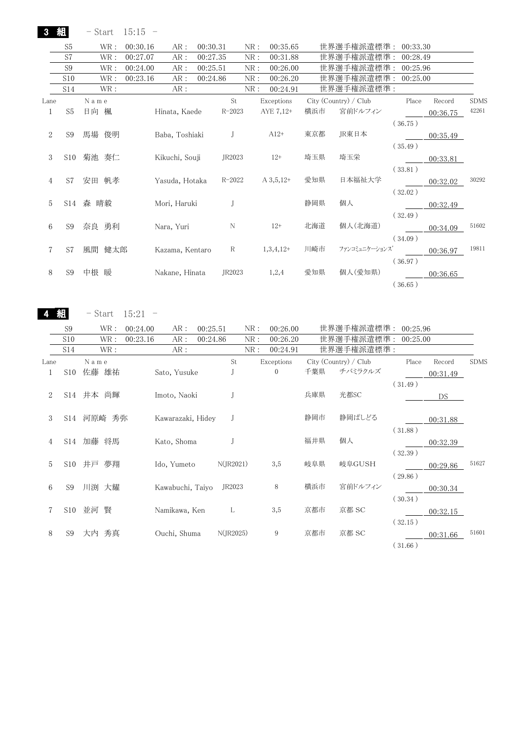## 3 組 - Start 15:15 -

| | | | | |
|---|---|---|---|---|
| S5 | WR : 00:30.16 | AR : 00:30.31 | NR : 00:35.65 | 世界選手権派遣標準 : 00:33.30 |
| S7 | WR : 00:27.07 | AR : 00:27.35 | NR : 00:31.88 | 世界選手権派遣標準 : 00:28.49 |
| S9 | WR : 00:24.00 | AR : 00:25.51 | NR : 00:26.00 | 世界選手権派遣標準 : 00:25.96 |
| S10 | WR : 00:23.16 | AR : 00:24.86 | NR : 00:26.20 | 世界選手権派遣標準 : 00:25.00 |
| S14 | WR : | AR : | NR : 00:24.91 | 世界選手権派遣標準 : |

| Lane | | Name | | St | Exceptions | City (Country) / Club | | Place | Record | SDMS |
|---|---|---|---|---|---|---|---|---|---|---|
| 1 | S5 | 日向 楓 | Hinata, Kaede | R-2023 | AYE 7,12+ | 横浜市 | 宮前ドルフィン | ( 36.75 ) | 00:36.75 | 42261 |
| 2 | S9 | 馬場 俊明 | Baba, Toshiaki | J | A12+ | 東京都 | JR東日本 | ( 35.49 ) | 00:35.49 | |
| 3 | S10 | 菊池 奏仁 | Kikuchi, Souji | JR2023 | 12+ | 埼玉県 | 埼玉栄 | ( 33.81 ) | 00:33.81 | |
| 4 | S7 | 安田 帆孝 | Yasuda, Hotaka | R-2022 | A 3,5,12+ | 愛知県 | 日本福祉大学 | ( 32.02 ) | 00:32.02 | 30292 |
| 5 | S14 | 森 晴毅 | Mori, Haruki | J | | 静岡県 | 個人 | ( 32.49 ) | 00:32.49 | |
| 6 | S9 | 奈良 勇利 | Nara, Yuri | N | 12+ | 北海道 | 個人(北海道) | ( 34.09 ) | 00:34.09 | 51602 |
| 7 | S7 | 風間 健太郎 | Kazama, Kentaro | R | 1,3,4,12+ | 川崎市 | ファンコミュニケーションズ | ( 36.97 ) | 00:36.97 | 19811 |
| 8 | S9 | 中根 暖 | Nakane, Hinata | JR2023 | 1,2,4 | 愛知県 | 個人(愛知県) | ( 36.65 ) | 00:36.65 | |

## 4 組 - Start 15:21 -

| | | | | |
|---|---|---|---|---|
| S9 | WR : 00:24.00 | AR : 00:25.51 | NR : 00:26.00 | 世界選手権派遣標準 : 00:25.96 |
| S10 | WR : 00:23.16 | AR : 00:24.86 | NR : 00:26.20 | 世界選手権派遣標準 : 00:25.00 |
| S14 | WR : | AR : | NR : 00:24.91 | 世界選手権派遣標準 : |

| Lane | | Name | | St | Exceptions | City (Country) / Club | | Place | Record | SDMS |
|---|---|---|---|---|---|---|---|---|---|---|
| 1 | S10 | 佐藤 雄祐 | Sato, Yusuke | J | 0 | 千葉県 | チバミラクルズ | ( 31.49 ) | 00:31.49 | |
| 2 | S14 | 井本 尚輝 | Imoto, Naoki | J | | 兵庫県 | 光都SC | | DS | |
| 3 | S14 | 河原崎 秀弥 | Kawarazaki, Hidey | J | | 静岡市 | 静岡ぱしどる | ( 31.88 ) | 00:31.88 | |
| 4 | S14 | 加藤 将馬 | Kato, Shoma | J | | 福井県 | 個人 | ( 32.39 ) | 00:32.39 | |
| 5 | S10 | 井戸 夢翔 | Ido, Yumeto | N(JR2021) | 3,5 | 岐阜県 | 岐阜GUSH | ( 29.86 ) | 00:29.86 | 51627 |
| 6 | S9 | 川渕 大耀 | Kawabuchi, Taiyo | JR2023 | 8 | 横浜市 | 宮前ドルフィン | ( 30.34 ) | 00:30.34 | |
| 7 | S10 | 並河 賢 | Namikawa, Ken | L | 3,5 | 京都市 | 京都 SC | ( 32.15 ) | 00:32.15 | |
| 8 | S9 | 大内 秀真 | Ouchi, Shuma | N(JR2025) | 9 | 京都市 | 京都 SC | ( 31.66 ) | 00:31.66 | 51601 |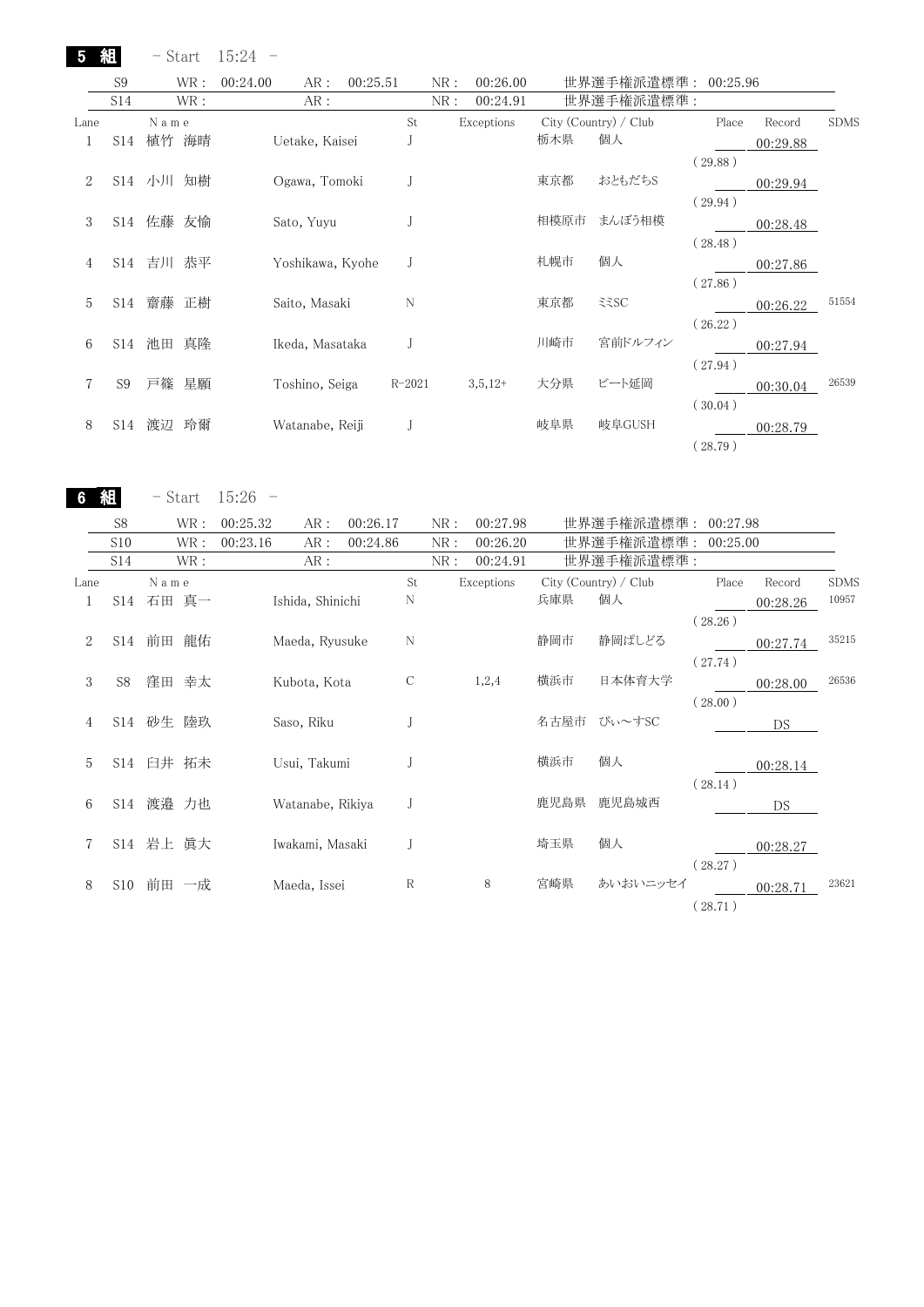## 5 組 - Start 15:24 -

| | | | | | | | | |
|---|---|---|---|---|---|---|---|---|
| S9 | WR : | 00:24.00 | AR : | 00:25.51 | NR : | 00:26.00 | 世界選手権派遣標準 : | 00:25.96 |
| S14 | WR : | | AR : | | NR : | 00:24.91 | 世界選手権派遣標準 : | |

| Lane | | Name | | St | Exceptions | City (Country) / Club | | Place | Record | SDMS |
|---|---|---|---|---|---|---|---|---|---|---|
| 1 | S14 | 植竹 海晴 | Uetake, Kaisei | J | | 栃木県 | 個人 | | 00:29.88 | |
| | | | | | | | | ( 29.88 ) | | |
| 2 | S14 | 小川 知樹 | Ogawa, Tomoki | J | | 東京都 | おともだちS | | 00:29.94 | |
| | | | | | | | | ( 29.94 ) | | |
| 3 | S14 | 佐藤 友愉 | Sato, Yuyu | J | | 相模原市 | まんぼう相模 | | 00:28.48 | |
| | | | | | | | | ( 28.48 ) | | |
| 4 | S14 | 吉川 恭平 | Yoshikawa, Kyohe | J | | 札幌市 | 個人 | | 00:27.86 | |
| | | | | | | | | ( 27.86 ) | | |
| 5 | S14 | 齋藤 正樹 | Saito, Masaki | N | | 東京都 | ﾐﾐSC | | 00:26.22 | 51554 |
| | | | | | | | | ( 26.22 ) | | |
| 6 | S14 | 池田 真隆 | Ikeda, Masataka | J | | 川崎市 | 宮前ドルフィン | | 00:27.94 | |
| | | | | | | | | ( 27.94 ) | | |
| 7 | S9 | 戸篠 星願 | Toshino, Seiga | R-2021 | 3,5,12+ | 大分県 | ビート延岡 | | 00:30.04 | 26539 |
| | | | | | | | | ( 30.04 ) | | |
| 8 | S14 | 渡辺 玲爾 | Watanabe, Reiji | J | | 岐阜県 | 岐阜GUSH | | 00:28.79 | |
| | | | | | | | | ( 28.79 ) | | |

## 6 組 - Start 15:26 -

| | | | | | | | | |
|---|---|---|---|---|---|---|---|---|
| S8 | WR : | 00:25.32 | AR : | 00:26.17 | NR : | 00:27.98 | 世界選手権派遣標準 : | 00:27.98 |
| S10 | WR : | 00:23.16 | AR : | 00:24.86 | NR : | 00:26.20 | 世界選手権派遣標準 : | 00:25.00 |
| S14 | WR : | | AR : | | NR : | 00:24.91 | 世界選手権派遣標準 : | |

| Lane | | Name | | St | Exceptions | City (Country) / Club | | Place | Record | SDMS |
|---|---|---|---|---|---|---|---|---|---|---|
| 1 | S14 | 石田 真一 | Ishida, Shinichi | N | | 兵庫県 | 個人 | | 00:28.26 | 10957 |
| | | | | | | | | ( 28.26 ) | | |
| 2 | S14 | 前田 龍佑 | Maeda, Ryusuke | N | | 静岡市 | 静岡ぱしどる | | 00:27.74 | 35215 |
| | | | | | | | | ( 27.74 ) | | |
| 3 | S8 | 窪田 幸太 | Kubota, Kota | C | 1,2,4 | 横浜市 | 日本体育大学 | | 00:28.00 | 26536 |
| | | | | | | | | ( 28.00 ) | | |
| 4 | S14 | 砂生 陸玖 | Saso, Riku | J | | 名古屋市 | ぴぃ〜すSC | | DS | |
| 5 | S14 | 臼井 拓未 | Usui, Takumi | J | | 横浜市 | 個人 | | 00:28.14 | |
| | | | | | | | | ( 28.14 ) | | |
| 6 | S14 | 渡邉 力也 | Watanabe, Rikiya | J | | 鹿児島県 | 鹿児島城西 | | DS | |
| 7 | S14 | 岩上 眞大 | Iwakami, Masaki | J | | 埼玉県 | 個人 | | 00:28.27 | |
| | | | | | | | | ( 28.27 ) | | |
| 8 | S10 | 前田 一成 | Maeda, Issei | R | 8 | 宮崎県 | あいおいニッセイ | | 00:28.71 | 23621 |
| | | | | | | | | ( 28.71 ) | | |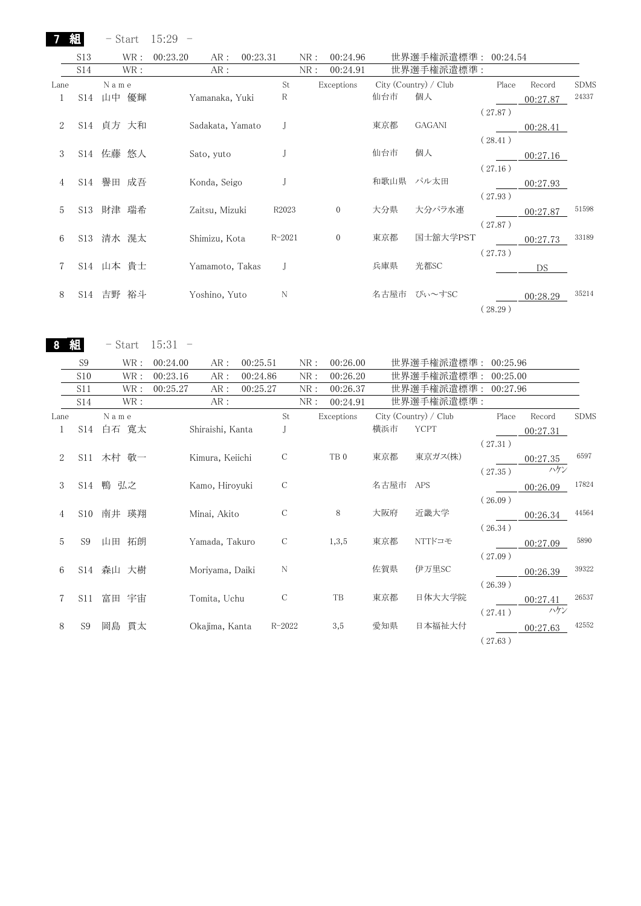## 7 組 - Start 15:29 -

| | WR : | AR : | NR : | 世界選手権派遣標準 : |
|---|---|---|---|---|
| S13 | 00:23.20 | 00:23.31 | 00:24.96 | 00:24.54 |
| S14 | | | 00:24.91 | |

| Lane | | Name | | St | Exceptions | City (Country) / Club | | Place | Record | SDMS |
|---|---|---|---|---|---|---|---|---|---|---|
| 1 | S14 | 山中 優輝 | Yamanaka, Yuki | R | | 仙台市 | 個人 | ( 27.87 ) | 00:27.87 | 24337 |
| 2 | S14 | 貞方 大和 | Sadakata, Yamato | J | | 東京都 | GAGANI | ( 28.41 ) | 00:28.41 | |
| 3 | S14 | 佐藤 悠人 | Sato, yuto | J | | 仙台市 | 個人 | ( 27.16 ) | 00:27.16 | |
| 4 | S14 | 譽田 成吾 | Konda, Seigo | J | | 和歌山県 | パル太田 | ( 27.93 ) | 00:27.93 | |
| 5 | S13 | 財津 瑞希 | Zaitsu, Mizuki | R2023 | 0 | 大分県 | 大分パラ水連 | ( 27.87 ) | 00:27.87 | 51598 |
| 6 | S13 | 清水 滉太 | Shimizu, Kota | R-2021 | 0 | 東京都 | 国士舘大学PST | ( 27.73 ) | 00:27.73 | 33189 |
| 7 | S14 | 山本 貴士 | Yamamoto, Takas | J | | 兵庫県 | 光都SC | | DS | |
| 8 | S14 | 吉野 裕斗 | Yoshino, Yuto | N | | 名古屋市 | ぴぃ〜すSC | ( 28.29 ) | 00:28.29 | 35214 |

## 8 組 - Start 15:31 -

| | WR : | AR : | NR : | 世界選手権派遣標準 : |
|---|---|---|---|---|
| S9 | 00:24.00 | 00:25.51 | 00:26.00 | 00:25.96 |
| S10 | 00:23.16 | 00:24.86 | 00:26.20 | 00:25.00 |
| S11 | 00:25.27 | 00:25.27 | 00:26.37 | 00:27.96 |
| S14 | | | 00:24.91 | |

| Lane | | Name | | St | Exceptions | City (Country) / Club | | Place | Record | SDMS |
|---|---|---|---|---|---|---|---|---|---|---|
| 1 | S14 | 白石 寛太 | Shiraishi, Kanta | J | | 横浜市 | YCPT | ( 27.31 ) | 00:27.31 | |
| 2 | S11 | 木村 敬一 | Kimura, Keiichi | C | TB 0 | 東京都 | 東京ガス(株) | ( 27.35 ) | 00:27.35 ハケン | 6597 |
| 3 | S14 | 鴨 弘之 | Kamo, Hiroyuki | C | | 名古屋市 | APS | ( 26.09 ) | 00:26.09 | 17824 |
| 4 | S10 | 南井 瑛翔 | Minai, Akito | C | 8 | 大阪府 | 近畿大学 | ( 26.34 ) | 00:26.34 | 44564 |
| 5 | S9 | 山田 拓朗 | Yamada, Takuro | C | 1,3,5 | 東京都 | NTTドコモ | ( 27.09 ) | 00:27.09 | 5890 |
| 6 | S14 | 森山 大樹 | Moriyama, Daiki | N | | 佐賀県 | 伊万里SC | ( 26.39 ) | 00:26.39 | 39322 |
| 7 | S11 | 富田 宇宙 | Tomita, Uchu | C | TB | 東京都 | 日体大大学院 | ( 27.41 ) | 00:27.41 ハケン | 26537 |
| 8 | S9 | 岡島 貫太 | Okajima, Kanta | R-2022 | 3,5 | 愛知県 | 日本福祉大付 | ( 27.63 ) | 00:27.63 | 42552 |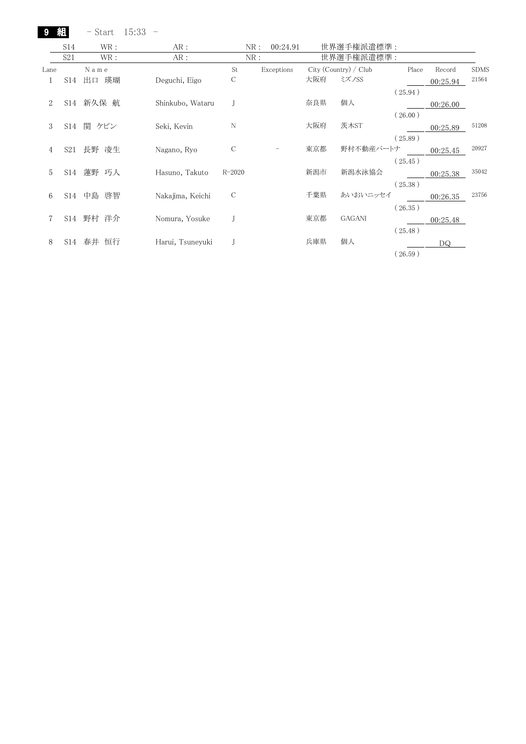**9 組** - Start 15:33 -

| | | | | | | |
|---|---|---|---|---|---|---|
| S14 | WR : | AR : | NR : | 00:24.91 | 世界選手権派遣標準 : | |
| S21 | WR : | AR : | NR : | | 世界選手権派遣標準 : | |

| Lane | | Name | | St | Exceptions | City (Country) / Club | | Place | Record | SDMS |
|---|---|---|---|---|---|---|---|---|---|---|
| 1 | S14 | 出口 瑛瑚 | Deguchi, Eigo | C | | 大阪府 | ミズノSS | | 00:25.94 | 21564 |
| | | | | | | | | ( 25.94 ) | | |
| 2 | S14 | 新久保 航 | Shinkubo, Wataru | J | | 奈良県 | 個人 | | 00:26.00 | |
| | | | | | | | | ( 26.00 ) | | |
| 3 | S14 | 関 ケビン | Seki, Kevin | N | | 大阪府 | 茨木ST | | 00:25.89 | 51208 |
| | | | | | | | | ( 25.89 ) | | |
| 4 | S21 | 長野 凌生 | Nagano, Ryo | C | - | 東京都 | 野村不動産パートナ | | 00:25.45 | 20927 |
| | | | | | | | | ( 25.45 ) | | |
| 5 | S14 | 蓮野 巧人 | Hasuno, Takuto | R-2020 | | 新潟市 | 新潟水泳協会 | | 00:25.38 | 35042 |
| | | | | | | | | ( 25.38 ) | | |
| 6 | S14 | 中島 啓智 | Nakajima, Keichi | C | | 千葉県 | あいおいニッセイ | | 00:26.35 | 23756 |
| | | | | | | | | ( 26.35 ) | | |
| 7 | S14 | 野村 洋介 | Nomura, Yosuke | J | | 東京都 | GAGANI | | 00:25.48 | |
| | | | | | | | | ( 25.48 ) | | |
| 8 | S14 | 春井 恒行 | Harui, Tsuneyuki | J | | 兵庫県 | 個人 | | DQ | |
| | | | | | | | | ( 26.59 ) | | |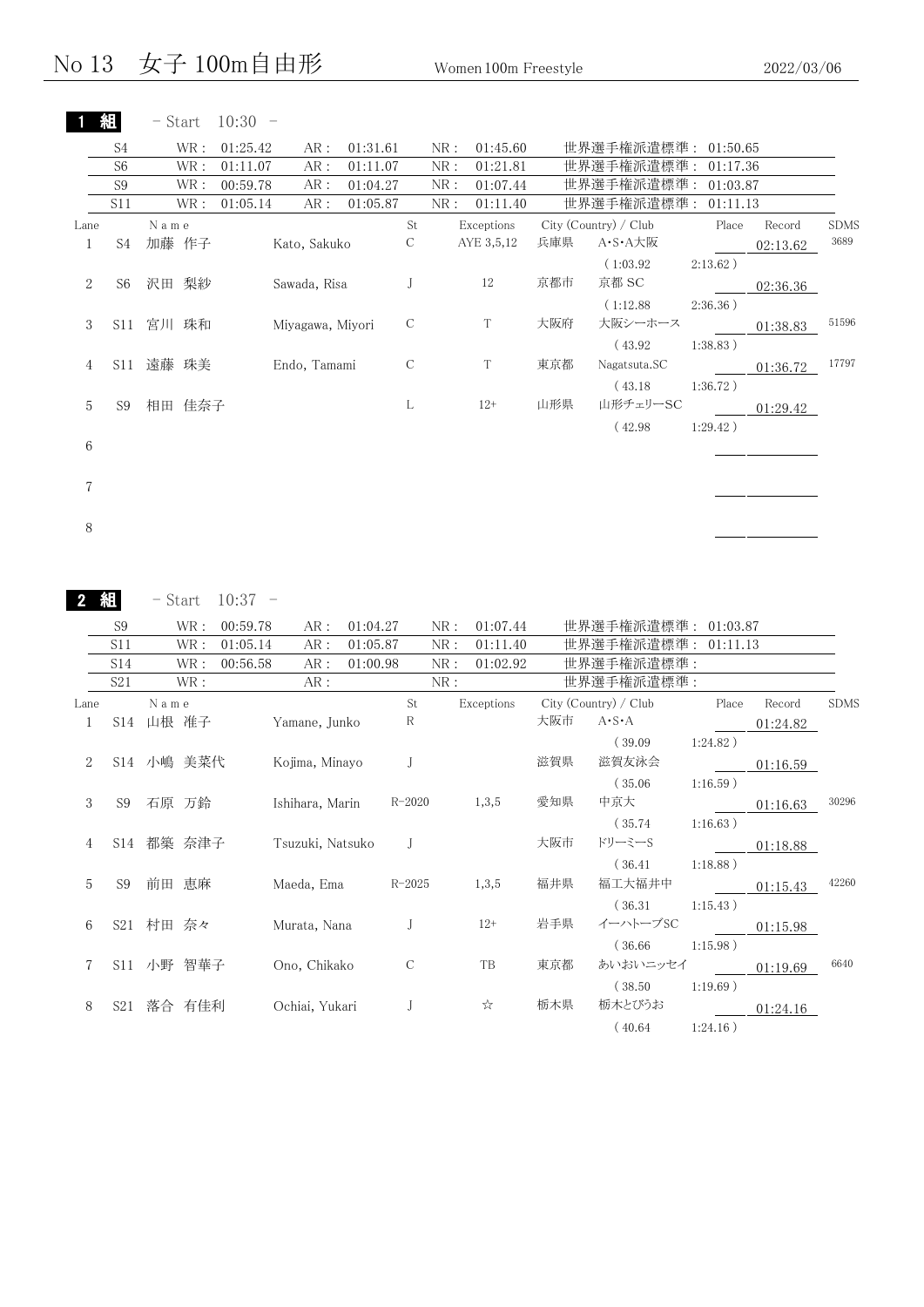# No 13　女子 100m自由形　Women 100m Freestyle　2022/03/06

## 1 組　- Start　10:30 -

| Class | WR | AR | NR | 世界選手権派遣標準 |
|---|---|---|---|---|
| S4 | 01:25.42 | 01:31.61 | 01:45.60 | 01:50.65 |
| S6 | 01:11.07 | 01:11.07 | 01:21.81 | 01:17.36 |
| S9 | 00:59.78 | 01:04.27 | 01:07.44 | 01:03.87 |
| S11 | 01:05.14 | 01:05.87 | 01:11.40 | 01:11.13 |

| Lane | Class | Name | | St | Exceptions | City (Country) / Club | | 50m | Place | Record | SDMS |
|---|---|---|---|---|---|---|---|---|---|---|---|
| 1 | S4 | 加藤 作子 | Kato, Sakuko | C | AYE 3,5,12 | 兵庫県 | A･S･A大阪 | 1:03.92 | | 02:13.62 | 3689 |
| 2 | S6 | 沢田 梨紗 | Sawada, Risa | J | 12 | 京都市 | 京都 SC | 1:12.88 | | 02:36.36 | |
| 3 | S11 | 宮川 珠和 | Miyagawa, Miyori | C | T | 大阪府 | 大阪シーホース | 43.92 | | 01:38.83 | 51596 |
| 4 | S11 | 遠藤 珠美 | Endo, Tamami | C | T | 東京都 | Nagatsuta.SC | 43.18 | | 01:36.72 | 17797 |
| 5 | S9 | 相田 佳奈子 | | L | 12+ | 山形県 | 山形チェリーSC | 42.98 | | 01:29.42 | |
| 6 | | | | | | | | | | | |
| 7 | | | | | | | | | | | |
| 8 | | | | | | | | | | | |

## 2 組　- Start　10:37 -

| Class | WR | AR | NR | 世界選手権派遣標準 |
|---|---|---|---|---|
| S9 | 00:59.78 | 01:04.27 | 01:07.44 | 01:03.87 |
| S11 | 01:05.14 | 01:05.87 | 01:11.40 | 01:11.13 |
| S14 | 00:56.58 | 01:00.98 | 01:02.92 | |
| S21 | | | | |

| Lane | Class | Name | | St | Exceptions | City (Country) / Club | | 50m | Place | Record | SDMS |
|---|---|---|---|---|---|---|---|---|---|---|---|
| 1 | S14 | 山根 准子 | Yamane, Junko | R | | 大阪市 | A･S･A | 39.09 | | 01:24.82 | |
| 2 | S14 | 小嶋 美菜代 | Kojima, Minayo | J | | 滋賀県 | 滋賀友泳会 | 35.06 | | 01:16.59 | |
| 3 | S9 | 石原 万鈴 | Ishihara, Marin | R-2020 | 1,3,5 | 愛知県 | 中京大 | 35.74 | | 01:16.63 | 30296 |
| 4 | S14 | 都築 奈津子 | Tsuzuki, Natsuko | J | | 大阪市 | ドリーミーS | 36.41 | | 01:18.88 | |
| 5 | S9 | 前田 恵麻 | Maeda, Ema | R-2025 | 1,3,5 | 福井県 | 福工大福井中 | 36.31 | | 01:15.43 | 42260 |
| 6 | S21 | 村田 奈々 | Murata, Nana | J | 12+ | 岩手県 | イーハトーブSC | 36.66 | | 01:15.98 | |
| 7 | S11 | 小野 智華子 | Ono, Chikako | C | TB | 東京都 | あいおいニッセイ | 38.50 | | 01:19.69 | 6640 |
| 8 | S21 | 落合 有佳利 | Ochiai, Yukari | J | ☆ | 栃木県 | 栃木とびうお | 40.64 | | 01:24.16 | |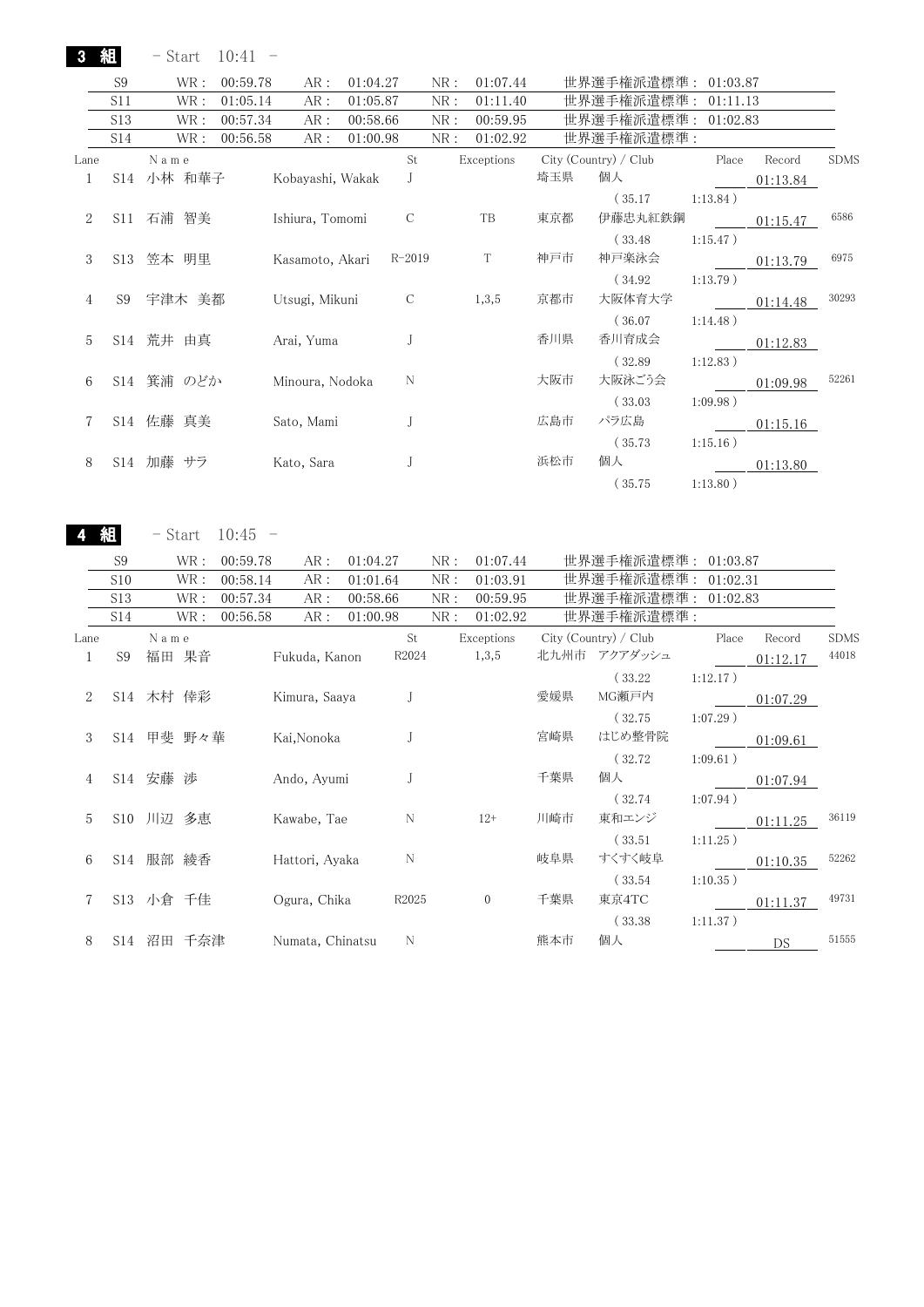## 3 組 - Start 10:41 -

| | | | | | | | | |
|---|---|---|---|---|---|---|---|---|
| S9 | WR： | 00:59.78 | AR： | 01:04.27 | NR： | 01:07.44 | 世界選手権派遣標準： | 01:03.87 |
| S11 | WR： | 01:05.14 | AR： | 01:05.87 | NR： | 01:11.40 | 世界選手権派遣標準： | 01:11.13 |
| S13 | WR： | 00:57.34 | AR： | 00:58.66 | NR： | 00:59.95 | 世界選手権派遣標準： | 01:02.83 |
| S14 | WR： | 00:56.58 | AR： | 01:00.98 | NR： | 01:02.92 | 世界選手権派遣標準： | |

| Lane | | Name | | St | Exceptions | City (Country) / Club | | Place | Record | SDMS |
|---|---|---|---|---|---|---|---|---|---|---|
| 1 | S14 | 小林 和華子 | Kobayashi, Wakak | J | | 埼玉県 | 個人 | | 01:13.84 | |
| | | | | | | | ( 35.17 | 1:13.84 ) | | |
| 2 | S11 | 石浦 智美 | Ishiura, Tomomi | C | TB | 東京都 | 伊藤忠丸紅鉄鋼 | | 01:15.47 | 6586 |
| | | | | | | | ( 33.48 | 1:15.47 ) | | |
| 3 | S13 | 笠本 明里 | Kasamoto, Akari | R-2019 | T | 神戸市 | 神戸楽泳会 | | 01:13.79 | 6975 |
| | | | | | | | ( 34.92 | 1:13.79 ) | | |
| 4 | S9 | 宇津木 美都 | Utsugi, Mikuni | C | 1,3,5 | 京都市 | 大阪体育大学 | | 01:14.48 | 30293 |
| | | | | | | | ( 36.07 | 1:14.48 ) | | |
| 5 | S14 | 荒井 由真 | Arai, Yuma | J | | 香川県 | 香川育成会 | | 01:12.83 | |
| | | | | | | | ( 32.89 | 1:12.83 ) | | |
| 6 | S14 | 箕浦 のどか | Minoura, Nodoka | N | | 大阪市 | 大阪泳ごう会 | | 01:09.98 | 52261 |
| | | | | | | | ( 33.03 | 1:09.98 ) | | |
| 7 | S14 | 佐藤 真美 | Sato, Mami | J | | 広島市 | パラ広島 | | 01:15.16 | |
| | | | | | | | ( 35.73 | 1:15.16 ) | | |
| 8 | S14 | 加藤 サラ | Kato, Sara | J | | 浜松市 | 個人 | | 01:13.80 | |
| | | | | | | | ( 35.75 | 1:13.80 ) | | |

## 4 組 - Start 10:45 -

| | | | | | | | | |
|---|---|---|---|---|---|---|---|---|
| S9 | WR： | 00:59.78 | AR： | 01:04.27 | NR： | 01:07.44 | 世界選手権派遣標準： | 01:03.87 |
| S10 | WR： | 00:58.14 | AR： | 01:01.64 | NR： | 01:03.91 | 世界選手権派遣標準： | 01:02.31 |
| S13 | WR： | 00:57.34 | AR： | 00:58.66 | NR： | 00:59.95 | 世界選手権派遣標準： | 01:02.83 |
| S14 | WR： | 00:56.58 | AR： | 01:00.98 | NR： | 01:02.92 | 世界選手権派遣標準： | |

| Lane | | Name | | St | Exceptions | City (Country) / Club | | Place | Record | SDMS |
|---|---|---|---|---|---|---|---|---|---|---|
| 1 | S9 | 福田 果音 | Fukuda, Kanon | R2024 | 1,3,5 | 北九州市 | アクアダッシュ | | 01:12.17 | 44018 |
| | | | | | | | ( 33.22 | 1:12.17 ) | | |
| 2 | S14 | 木村 倖彩 | Kimura, Saaya | J | | 愛媛県 | MG瀬戸内 | | 01:07.29 | |
| | | | | | | | ( 32.75 | 1:07.29 ) | | |
| 3 | S14 | 甲斐 野々華 | Kai,Nonoka | J | | 宮崎県 | はじめ整骨院 | | 01:09.61 | |
| | | | | | | | ( 32.72 | 1:09.61 ) | | |
| 4 | S14 | 安藤 渉 | Ando, Ayumi | J | | 千葉県 | 個人 | | 01:07.94 | |
| | | | | | | | ( 32.74 | 1:07.94 ) | | |
| 5 | S10 | 川辺 多恵 | Kawabe, Tae | N | 12+ | 川崎市 | 東和エンジ | | 01:11.25 | 36119 |
| | | | | | | | ( 33.51 | 1:11.25 ) | | |
| 6 | S14 | 服部 綾香 | Hattori, Ayaka | N | | 岐阜県 | すくすく岐阜 | | 01:10.35 | 52262 |
| | | | | | | | ( 33.54 | 1:10.35 ) | | |
| 7 | S13 | 小倉 千佳 | Ogura, Chika | R2025 | 0 | 千葉県 | 東京4TC | | 01:11.37 | 49731 |
| | | | | | | | ( 33.38 | 1:11.37 ) | | |
| 8 | S14 | 沼田 千奈津 | Numata, Chinatsu | N | | 熊本市 | 個人 | | DS | 51555 |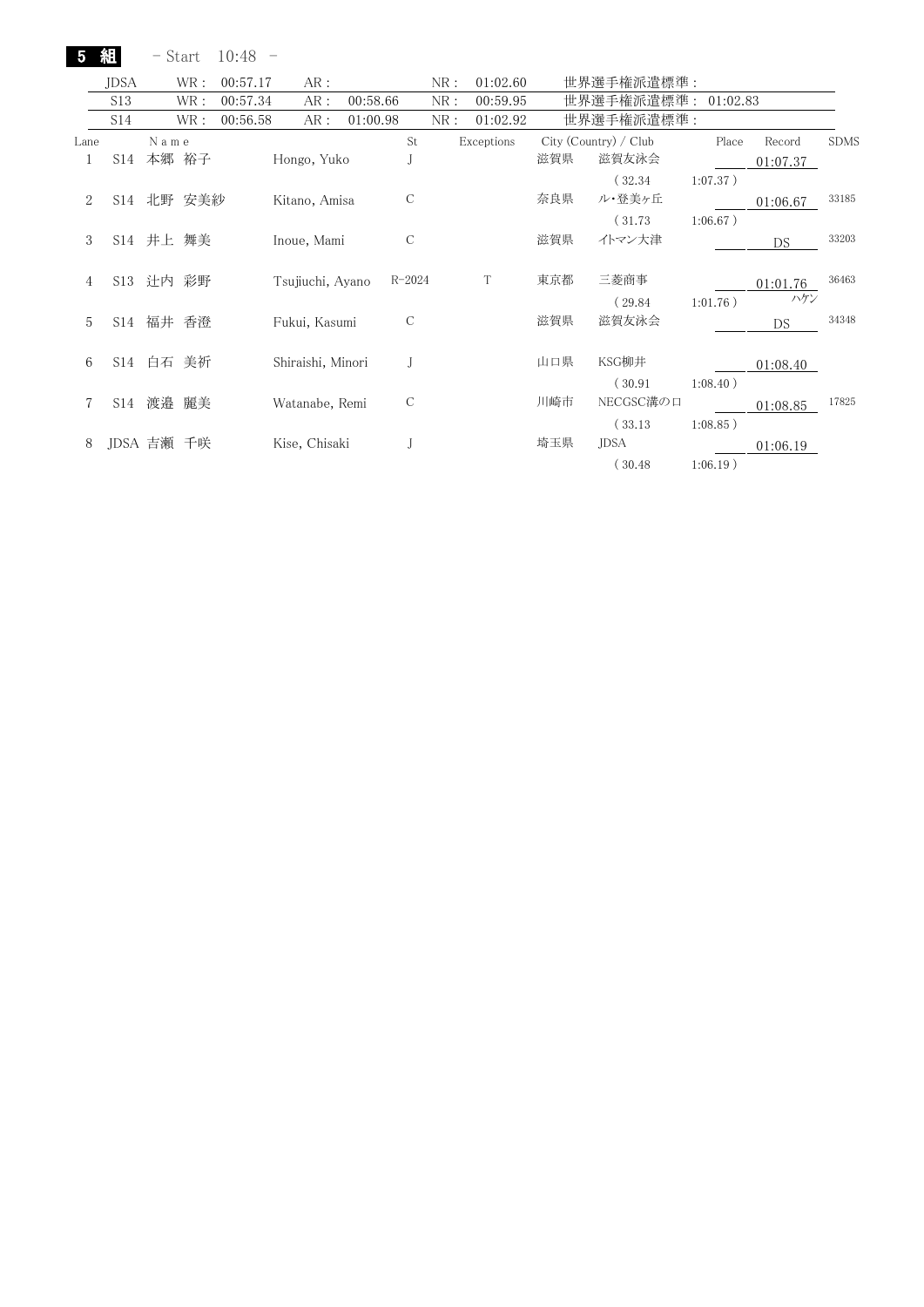**5 組** - Start 10:48 -

| | WR : | | AR : | | NR : | | 世界選手権派遣標準 : |
|---|---|---|---|---|---|---|---|
| JDSA | WR : | 00:57.17 | AR : | | NR : | 01:02.60 | 世界選手権派遣標準 : |
| S13 | WR : | 00:57.34 | AR : | 00:58.66 | NR : | 00:59.95 | 世界選手権派遣標準 : 01:02.83 |
| S14 | WR : | 00:56.58 | AR : | 01:00.98 | NR : | 01:02.92 | 世界選手権派遣標準 : |

| Lane | | Name | | St | Exceptions | City (Country) / Club | | Place | Record | SDMS |
|---|---|---|---|---|---|---|---|---|---|---|
| 1 | S14 | 本郷 裕子 | Hongo, Yuko | J | | 滋賀県 | 滋賀友泳会 | | 01:07.37 | |
| | | | | | | | ( 32.34 | 1:07.37 ) | | |
| 2 | S14 | 北野 安美紗 | Kitano, Amisa | C | | 奈良県 | ル・登美ヶ丘 | | 01:06.67 | 33185 |
| | | | | | | | ( 31.73 | 1:06.67 ) | | |
| 3 | S14 | 井上 舞美 | Inoue, Mami | C | | 滋賀県 | イトマン大津 | | DS | 33203 |
| 4 | S13 | 辻内 彩野 | Tsujiuchi, Ayano | R-2024 | T | 東京都 | 三菱商事 | | 01:01.76 ハケン | 36463 |
| | | | | | | | ( 29.84 | 1:01.76 ) | | |
| 5 | S14 | 福井 香澄 | Fukui, Kasumi | C | | 滋賀県 | 滋賀友泳会 | | DS | 34348 |
| 6 | S14 | 白石 美祈 | Shiraishi, Minori | J | | 山口県 | KSG柳井 | | 01:08.40 | |
| | | | | | | | ( 30.91 | 1:08.40 ) | | |
| 7 | S14 | 渡邉 麗美 | Watanabe, Remi | C | | 川崎市 | NECGSC溝の口 | | 01:08.85 | 17825 |
| | | | | | | | ( 33.13 | 1:08.85 ) | | |
| 8 | JDSA | 吉瀬 千咲 | Kise, Chisaki | J | | 埼玉県 | JDSA | | 01:06.19 | |
| | | | | | | | ( 30.48 | 1:06.19 ) | | |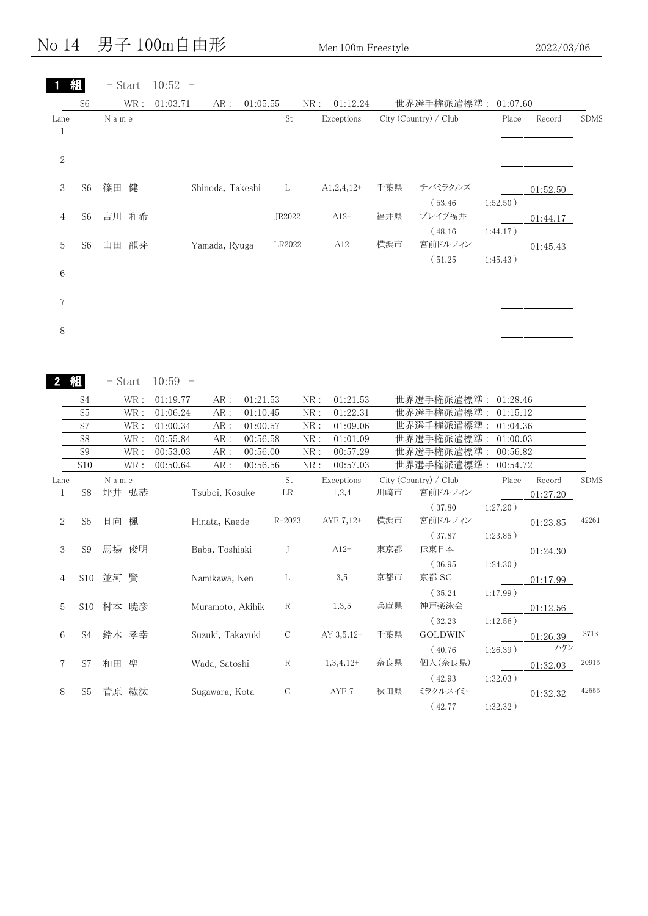# No 14　男子 100m自由形　　Men 100m Freestyle　　2022/03/06

## 1 組　- Start 10:52 -

| S6 | WR : 01:03.71 | AR : 01:05.55 | NR : 01:12.24 | 世界選手権派遣標準 : 01:07.60 |
|---|---|---|---|---|

| Lane | | Name | | St | Exceptions | City (Country) / Club | | Place | Record | SDMS |
|---|---|---|---|---|---|---|---|---|---|---|
| 1 | | | | | | | | | | |
| 2 | | | | | | | | | | |
| 3 | S6 | 篠田 健 | Shinoda, Takeshi | L | A1,2,4,12+ | 千葉県 | チバミラクルズ | | 01:52.50 | |
| | | | | | | | ( 53.46 | 1:52.50 ) | | |
| 4 | S6 | 吉川 和希 | | JR2022 | A12+ | 福井県 | ブレイヴ福井 | | 01:44.17 | |
| | | | | | | | ( 48.16 | 1:44.17 ) | | |
| 5 | S6 | 山田 龍芽 | Yamada, Ryuga | LR2022 | A12 | 横浜市 | 宮前ドルフィン | | 01:45.43 | |
| | | | | | | | ( 51.25 | 1:45.43 ) | | |
| 6 | | | | | | | | | | |
| 7 | | | | | | | | | | |
| 8 | | | | | | | | | | |

## 2 組　- Start 10:59 -

| Class | WR | AR | NR | 世界選手権派遣標準 |
|---|---|---|---|---|
| S4 | 01:19.77 | 01:21.53 | 01:21.53 | 01:28.46 |
| S5 | 01:06.24 | 01:10.45 | 01:22.31 | 01:15.12 |
| S7 | 01:00.34 | 01:00.57 | 01:09.06 | 01:04.36 |
| S8 | 00:55.84 | 00:56.58 | 01:01.09 | 01:00.03 |
| S9 | 00:53.03 | 00:56.00 | 00:57.29 | 00:56.82 |
| S10 | 00:50.64 | 00:56.56 | 00:57.03 | 00:54.72 |

| Lane | | Name | | St | Exceptions | City (Country) / Club | | Place | Record | SDMS |
|---|---|---|---|---|---|---|---|---|---|---|
| 1 | S8 | 坪井 弘恭 | Tsuboi, Kosuke | LR | 1,2,4 | 川崎市 | 宮前ドルフィン | | 01:27.20 | |
| | | | | | | | ( 37.80 | 1:27.20 ) | | |
| 2 | S5 | 日向 楓 | Hinata, Kaede | R-2023 | AYE 7,12+ | 横浜市 | 宮前ドルフィン | | 01:23.85 | 42261 |
| | | | | | | | ( 37.87 | 1:23.85 ) | | |
| 3 | S9 | 馬場 俊明 | Baba, Toshiaki | J | A12+ | 東京都 | JR東日本 | | 01:24.30 | |
| | | | | | | | ( 36.95 | 1:24.30 ) | | |
| 4 | S10 | 並河 賢 | Namikawa, Ken | L | 3,5 | 京都市 | 京都 SC | | 01:17.99 | |
| | | | | | | | ( 35.24 | 1:17.99 ) | | |
| 5 | S10 | 村本 暁彦 | Muramoto, Akihik | R | 1,3,5 | 兵庫県 | 神戸楽泳会 | | 01:12.56 | |
| | | | | | | | ( 32.23 | 1:12.56 ) | | |
| 6 | S4 | 鈴木 孝幸 | Suzuki, Takayuki | C | AY 3,5,12+ | 千葉県 | GOLDWIN | | 01:26.39 ハケン | 3713 |
| | | | | | | | ( 40.76 | 1:26.39 ) | | |
| 7 | S7 | 和田 聖 | Wada, Satoshi | R | 1,3,4,12+ | 奈良県 | 個人(奈良県) | | 01:32.03 | 20915 |
| | | | | | | | ( 42.93 | 1:32.03 ) | | |
| 8 | S5 | 菅原 紘汰 | Sugawara, Kota | C | AYE 7 | 秋田県 | ミラクルスイミー | | 01:32.32 | 42555 |
| | | | | | | | ( 42.77 | 1:32.32 ) | | |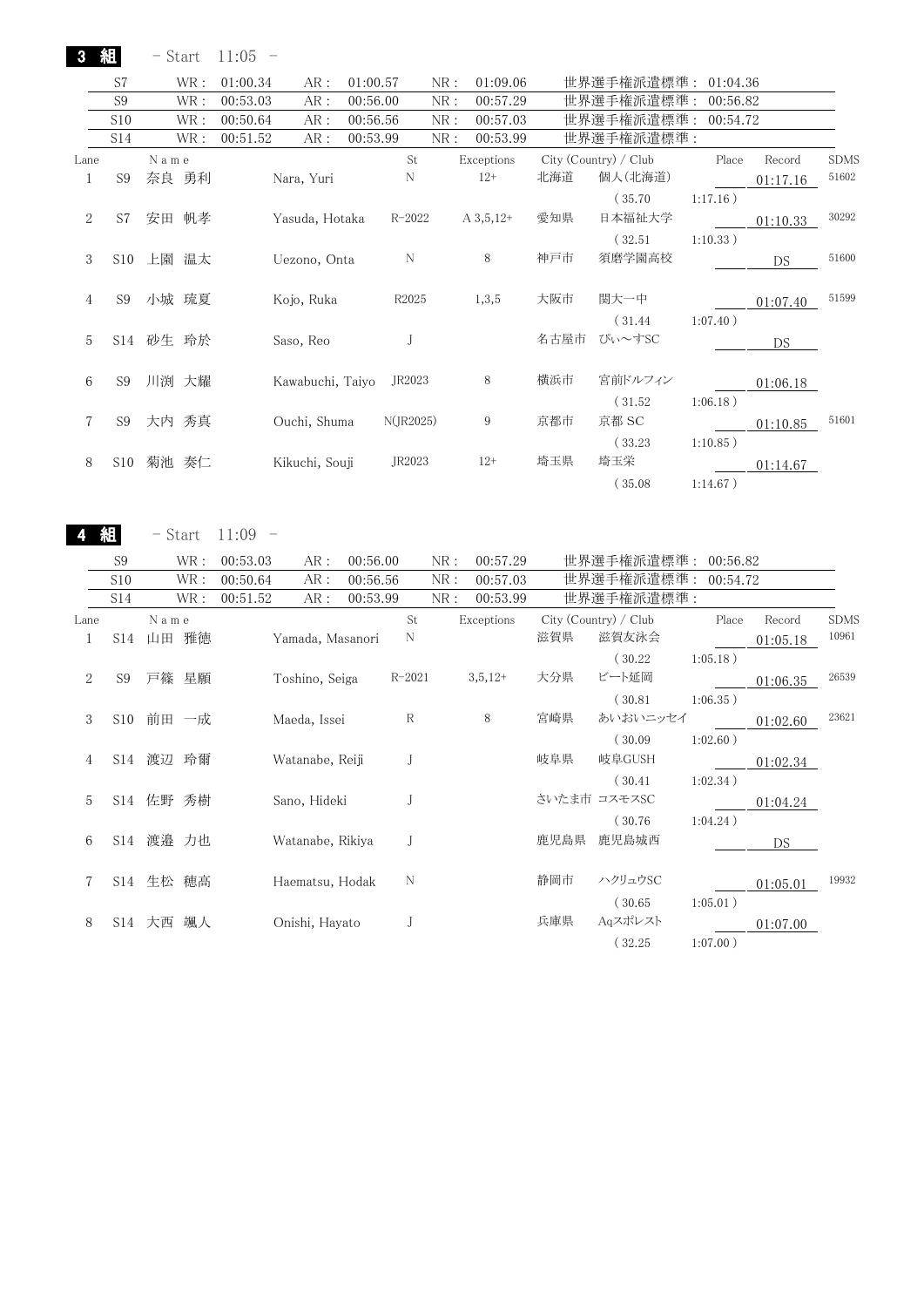## 3 組 - Start 11:05 -

| | | | | | | | | | |
|---|---|---|---|---|---|---|---|---|---|
| S7 | WR : | 01:00.34 | AR : | 01:00.57 | NR : | 01:09.06 | 世界選手権派遣標準 : | 01:04.36 |
| S9 | WR : | 00:53.03 | AR : | 00:56.00 | NR : | 00:57.29 | 世界選手権派遣標準 : | 00:56.82 |
| S10 | WR : | 00:50.64 | AR : | 00:56.56 | NR : | 00:57.03 | 世界選手権派遣標準 : | 00:54.72 |
| S14 | WR : | 00:51.52 | AR : | 00:53.99 | NR : | 00:53.99 | 世界選手権派遣標準 : | |

| Lane | | Name | | St | Exceptions | City (Country) / Club | | Place | Record | SDMS |
|---|---|---|---|---|---|---|---|---|---|---|
| 1 | S9 | 奈良 勇利 | Nara, Yuri | N | 12+ | 北海道 | 個人(北海道) | | 01:17.16 | 51602 |
| | | | | | | | ( 35.70 | 1:17.16 ) | | |
| 2 | S7 | 安田 帆孝 | Yasuda, Hotaka | R-2022 | A 3,5,12+ | 愛知県 | 日本福祉大学 | | 01:10.33 | 30292 |
| | | | | | | | ( 32.51 | 1:10.33 ) | | |
| 3 | S10 | 上園 温太 | Uezono, Onta | N | 8 | 神戸市 | 須磨学園高校 | | DS | 51600 |
| 4 | S9 | 小城 琉夏 | Kojo, Ruka | R2025 | 1,3,5 | 大阪市 | 関大一中 | | 01:07.40 | 51599 |
| | | | | | | | ( 31.44 | 1:07.40 ) | | |
| 5 | S14 | 砂生 玲於 | Saso, Reo | J | | 名古屋市 | ぴぃ～すSC | | DS | |
| 6 | S9 | 川渕 大耀 | Kawabuchi, Taiyo | JR2023 | 8 | 横浜市 | 宮前ドルフィン | | 01:06.18 | |
| | | | | | | | ( 31.52 | 1:06.18 ) | | |
| 7 | S9 | 大内 秀真 | Ouchi, Shuma | N(JR2025) | 9 | 京都市 | 京都 SC | | 01:10.85 | 51601 |
| | | | | | | | ( 33.23 | 1:10.85 ) | | |
| 8 | S10 | 菊池 奏仁 | Kikuchi, Souji | JR2023 | 12+ | 埼玉県 | 埼玉栄 | | 01:14.67 | |
| | | | | | | | ( 35.08 | 1:14.67 ) | | |

## 4 組 - Start 11:09 -

| | | | | | | | | | |
|---|---|---|---|---|---|---|---|---|---|
| S9 | WR : | 00:53.03 | AR : | 00:56.00 | NR : | 00:57.29 | 世界選手権派遣標準 : | 00:56.82 |
| S10 | WR : | 00:50.64 | AR : | 00:56.56 | NR : | 00:57.03 | 世界選手権派遣標準 : | 00:54.72 |
| S14 | WR : | 00:51.52 | AR : | 00:53.99 | NR : | 00:53.99 | 世界選手権派遣標準 : | |

| Lane | | Name | | St | Exceptions | City (Country) / Club | | Place | Record | SDMS |
|---|---|---|---|---|---|---|---|---|---|---|
| 1 | S14 | 山田 雅徳 | Yamada, Masanori | N | | 滋賀県 | 滋賀友泳会 | | 01:05.18 | 10961 |
| | | | | | | | ( 30.22 | 1:05.18 ) | | |
| 2 | S9 | 戸篠 星願 | Toshino, Seiga | R-2021 | 3,5,12+ | 大分県 | ビート延岡 | | 01:06.35 | 26539 |
| | | | | | | | ( 30.81 | 1:06.35 ) | | |
| 3 | S10 | 前田 一成 | Maeda, Issei | R | 8 | 宮崎県 | あいおいニッセイ | | 01:02.60 | 23621 |
| | | | | | | | ( 30.09 | 1:02.60 ) | | |
| 4 | S14 | 渡辺 玲爾 | Watanabe, Reiji | J | | 岐阜県 | 岐阜GUSH | | 01:02.34 | |
| | | | | | | | ( 30.41 | 1:02.34 ) | | |
| 5 | S14 | 佐野 秀樹 | Sano, Hideki | J | | さいたま市 | コスモスSC | | 01:04.24 | |
| | | | | | | | ( 30.76 | 1:04.24 ) | | |
| 6 | S14 | 渡邉 力也 | Watanabe, Rikiya | J | | 鹿児島県 | 鹿児島城西 | | DS | |
| 7 | S14 | 生松 穂高 | Haematsu, Hodak | N | | 静岡市 | ハクリュウSC | | 01:05.01 | 19932 |
| | | | | | | | ( 30.65 | 1:05.01 ) | | |
| 8 | S14 | 大西 颯人 | Onishi, Hayato | J | | 兵庫県 | Aqスポレスト | | 01:07.00 | |
| | | | | | | | ( 32.25 | 1:07.00 ) | | |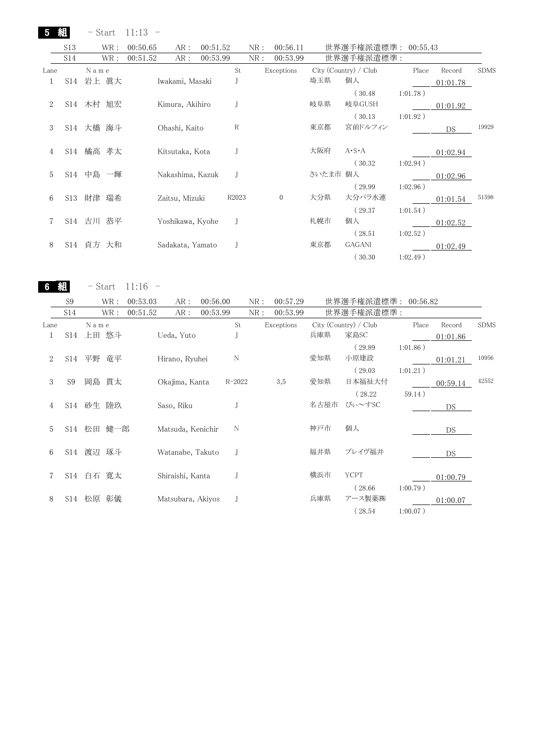## 5 組 - Start 11:13 -

| Class | WR | AR | NR | 世界選手権派遣標準 |
|---|---|---|---|---|
| S13 | 00:50.65 | 00:51.52 | 00:56.11 | 00:55.43 |
| S14 | 00:51.52 | 00:53.99 | 00:53.99 | |

| Lane | | Name | | St | Exceptions | City (Country) / Club | | Place | Record | SDMS |
|---|---|---|---|---|---|---|---|---|---|---|
| 1 | S14 | 岩上 眞大 | Iwakami, Masaki | J | | 埼玉県 | 個人 | | 01:01.78 | |
| | | | | | | | ( 30.48 | 1:01.78 ) | | |
| 2 | S14 | 木村 旭宏 | Kimura, Akihiro | J | | 岐阜県 | 岐阜GUSH | | 01:01.92 | |
| | | | | | | | ( 30.13 | 1:01.92 ) | | |
| 3 | S14 | 大橋 海斗 | Ohashi, Kaito | R | | 東京都 | 宮前ドルフィン | | DS | 19929 |
| 4 | S14 | 橘高 孝太 | Kitsutaka, Kota | J | | 大阪府 | A•S•A | | 01:02.94 | |
| | | | | | | | ( 30.32 | 1:02.94 ) | | |
| 5 | S14 | 中島 一輝 | Nakashima, Kazuk | J | | さいたま市 | 個人 | | 01:02.96 | |
| | | | | | | | ( 29.99 | 1:02.96 ) | | |
| 6 | S13 | 財津 瑞希 | Zaitsu, Mizuki | R2023 | 0 | 大分県 | 大分パラ水連 | | 01:01.54 | 51598 |
| | | | | | | | ( 29.37 | 1:01.54 ) | | |
| 7 | S14 | 吉川 恭平 | Yoshikawa, Kyohe | J | | 札幌市 | 個人 | | 01:02.52 | |
| | | | | | | | ( 28.51 | 1:02.52 ) | | |
| 8 | S14 | 貞方 大和 | Sadakata, Yamato | J | | 東京都 | GAGANI | | 01:02.49 | |
| | | | | | | | ( 30.30 | 1:02.49 ) | | |

## 6 組 - Start 11:16 -

| Class | WR | AR | NR | 世界選手権派遣標準 |
|---|---|---|---|---|
| S9 | 00:53.03 | 00:56.00 | 00:57.29 | 00:56.82 |
| S14 | 00:51.52 | 00:53.99 | 00:53.99 | |

| Lane | | Name | | St | Exceptions | City (Country) / Club | | Place | Record | SDMS |
|---|---|---|---|---|---|---|---|---|---|---|
| 1 | S14 | 上田 悠斗 | Ueda, Yuto | J | | 兵庫県 | 家島SC | | 01:01.86 | |
| | | | | | | | ( 29.89 | 1:01.86 ) | | |
| 2 | S14 | 平野 竜平 | Hirano, Ryuhei | N | | 愛知県 | 小原建設 | | 01:01.21 | 10956 |
| | | | | | | | ( 29.03 | 1:01.21 ) | | |
| 3 | S9 | 岡島 貫太 | Okajima, Kanta | R-2022 | 3,5 | 愛知県 | 日本福祉大付 | | 00:59.14 | 42552 |
| | | | | | | | ( 28.22 | 59.14 ) | | |
| 4 | S14 | 砂生 陸玖 | Saso, Riku | J | | 名古屋市 | ぴぃ～すSC | | DS | |
| 5 | S14 | 松田 健一郎 | Matsuda, Kenichir | N | | 神戸市 | 個人 | | DS | |
| 6 | S14 | 渡辺 琢斗 | Watanabe, Takuto | J | | 福井県 | プレイヴ福井 | | DS | |
| 7 | S14 | 白石 寛太 | Shiraishi, Kanta | J | | 横浜市 | YCPT | | 01:00.79 | |
| | | | | | | | ( 28.66 | 1:00.79 ) | | |
| 8 | S14 | 松原 彰儀 | Matsubara, Akiyos | J | | 兵庫県 | アース製薬㈱ | | 01:00.07 | |
| | | | | | | | ( 28.54 | 1:00.07 ) | | |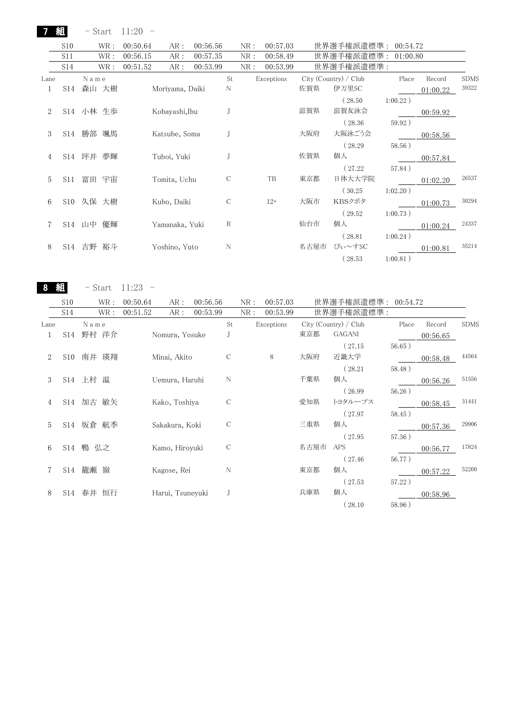## 7 組　- Start 11:20 -

| | | | | | | | |
|---|---|---|---|---|---|---|---|
| S10 | WR : | 00:50.64 | AR : 00:56.56 | NR : 00:57.03 | 世界選手権派遣標準 : | 00:54.72 |
| S11 | WR : | 00:56.15 | AR : 00:57.35 | NR : 00:58.49 | 世界選手権派遣標準 : | 01:00.80 |
| S14 | WR : | 00:51.52 | AR : 00:53.99 | NR : 00:53.99 | 世界選手権派遣標準 : | |

| Lane | | Name | | St | Exceptions | City (Country) / Club | | Place | Record | SDMS |
|---|---|---|---|---|---|---|---|---|---|---|
| 1 | S14 | 森山 大樹 | Moriyama, Daiki | N | | 佐賀県 | 伊万里SC | | 01:00.22 | 39322 |
| | | | | | | | ( 28.50 | 1:00.22 ) | | |
| 2 | S14 | 小林 生歩 | Kobayashi,Ibu | J | | 滋賀県 | 滋賀友泳会 | | 00:59.92 | |
| | | | | | | | ( 28.36 | 59.92 ) | | |
| 3 | S14 | 勝部 颯馬 | Katsube, Soma | J | | 大阪府 | 大阪泳ごう会 | | 00:58.56 | |
| | | | | | | | ( 28.29 | 58.56 ) | | |
| 4 | S14 | 坪井 夢輝 | Tuboi, Yuki | J | | 佐賀県 | 個人 | | 00:57.84 | |
| | | | | | | | ( 27.22 | 57.84 ) | | |
| 5 | S11 | 富田 宇宙 | Tomita, Uchu | C | TB | 東京都 | 日体大大学院 | | 01:02.20 | 26537 |
| | | | | | | | ( 30.25 | 1:02.20 ) | | |
| 6 | S10 | 久保 大樹 | Kubo, Daiki | C | 12+ | 大阪市 | KBSクボタ | | 01:00.73 | 30294 |
| | | | | | | | ( 29.52 | 1:00.73 ) | | |
| 7 | S14 | 山中 優輝 | Yamanaka, Yuki | R | | 仙台市 | 個人 | | 01:00.24 | 24337 |
| | | | | | | | ( 28.81 | 1:00.24 ) | | |
| 8 | S14 | 吉野 裕斗 | Yoshino, Yuto | N | | 名古屋市 | ぴぃ～すSC | | 01:00.81 | 35214 |
| | | | | | | | ( 28.53 | 1:00.81 ) | | |

## 8 組　- Start 11:23 -

| | | | | | | | |
|---|---|---|---|---|---|---|---|
| S10 | WR : | 00:50.64 | AR : 00:56.56 | NR : 00:57.03 | 世界選手権派遣標準 : | 00:54.72 |
| S14 | WR : | 00:51.52 | AR : 00:53.99 | NR : 00:53.99 | 世界選手権派遣標準 : | |

| Lane | | Name | | St | Exceptions | City (Country) / Club | | Place | Record | SDMS |
|---|---|---|---|---|---|---|---|---|---|---|
| 1 | S14 | 野村 洋介 | Nomura, Yosuke | J | | 東京都 | GAGANI | | 00:56.65 | |
| | | | | | | | ( 27.15 | 56.65 ) | | |
| 2 | S10 | 南井 瑛翔 | Minai, Akito | C | 8 | 大阪府 | 近畿大学 | | 00:58.48 | 44564 |
| | | | | | | | ( 28.21 | 58.48 ) | | |
| 3 | S14 | 上村 温 | Uemura, Haruhi | N | | 千葉県 | 個人 | | 00:56.26 | 51556 |
| | | | | | | | ( 26.99 | 56.26 ) | | |
| 4 | S14 | 加古 敏矢 | Kako, Toshiya | C | | 愛知県 | トヨタループス | | 00:58.45 | 31441 |
| | | | | | | | ( 27.97 | 58.45 ) | | |
| 5 | S14 | 坂倉 航季 | Sakakura, Koki | C | | 三重県 | 個人 | | 00:57.36 | 29906 |
| | | | | | | | ( 27.95 | 57.36 ) | | |
| 6 | S14 | 鴨 弘之 | Kamo, Hiroyuki | C | | 名古屋市 | APS | | 00:56.77 | 17824 |
| | | | | | | | ( 27.46 | 56.77 ) | | |
| 7 | S14 | 籠瀬 嶺 | Kagose, Rei | N | | 東京都 | 個人 | | 00:57.22 | 52260 |
| | | | | | | | ( 27.53 | 57.22 ) | | |
| 8 | S14 | 春井 恒行 | Harui, Tsuneyuki | J | | 兵庫県 | 個人 | | 00:58.96 | |
| | | | | | | | ( 28.10 | 58.96 ) | | |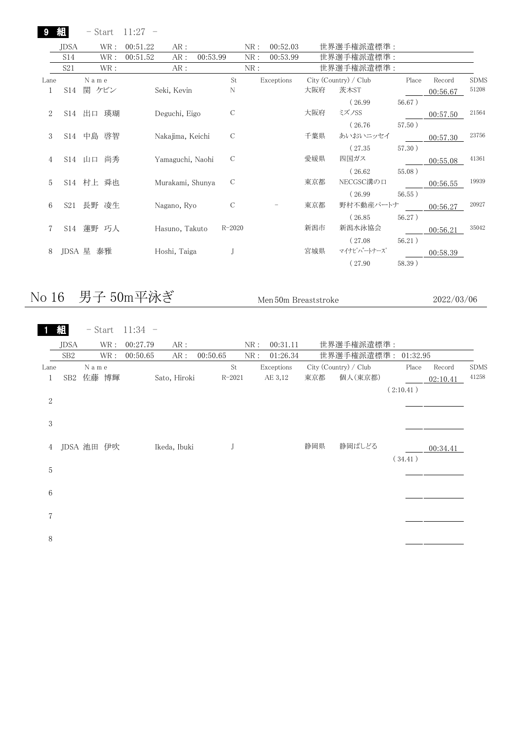**9 組** - Start 11:27 -

| | WR： | | AR： | | NR： | | 世界選手権派遣標準： |
|---|---|---|---|---|---|---|---|
| JDSA | WR： | 00:51.22 | AR： | | NR： | 00:52.03 | 世界選手権派遣標準： |
| S14 | WR： | 00:51.52 | AR： | 00:53.99 | NR： | 00:53.99 | 世界選手権派遣標準： |
| S21 | WR： | | AR： | | NR： | | 世界選手権派遣標準： |

| Lane | | Name | | St | Exceptions | City (Country) / Club | | Place | Record | SDMS |
|---|---|---|---|---|---|---|---|---|---|---|
| 1 | S14 | 関 ケビン | Seki, Kevin | N | | 大阪府 | 茨木ST | | 00:56.67 | 51208 |
| | | | | | | | ( 26.99 | 56.67 ) | | |
| 2 | S14 | 出口 瑛瑚 | Deguchi, Eigo | C | | 大阪府 | ミズノSS | | 00:57.50 | 21564 |
| | | | | | | | ( 26.76 | 57.50 ) | | |
| 3 | S14 | 中島 啓智 | Nakajima, Keichi | C | | 千葉県 | あいおいニッセイ | | 00:57.30 | 23756 |
| | | | | | | | ( 27.35 | 57.30 ) | | |
| 4 | S14 | 山口 尚秀 | Yamaguchi, Naohi | C | | 愛媛県 | 四国ガス | | 00:55.08 | 41361 |
| | | | | | | | ( 26.62 | 55.08 ) | | |
| 5 | S14 | 村上 舜也 | Murakami, Shunya | C | | 東京都 | NECGSC溝の口 | | 00:56.55 | 19939 |
| | | | | | | | ( 26.99 | 56.55 ) | | |
| 6 | S21 | 長野 凌生 | Nagano, Ryo | C | - | 東京都 | 野村不動産パートナ | | 00:56.27 | 20927 |
| | | | | | | | ( 26.85 | 56.27 ) | | |
| 7 | S14 | 蓮野 巧人 | Hasuno, Takuto | R-2020 | | 新潟市 | 新潟水泳協会 | | 00:56.21 | 35042 |
| | | | | | | | ( 27.08 | 56.21 ) | | |
| 8 | JDSA | 星 泰雅 | Hoshi, Taiga | J | | 宮城県 | マイナビパートナーズ | | 00:58.39 | |
| | | | | | | | ( 27.90 | 58.39 ) | | |

# No 16 男子 50m平泳ぎ

Men 50m Breaststroke 2022/03/06

**1 組** - Start 11:34 -

| | WR： | | AR： | | NR： | | 世界選手権派遣標準： | |
|---|---|---|---|---|---|---|---|---|
| JDSA | WR： | 00:27.79 | AR： | | NR： | 00:31.11 | 世界選手権派遣標準： | |
| SB2 | WR： | 00:50.65 | AR： | 00:50.65 | NR： | 01:26.34 | 世界選手権派遣標準： | 01:32.95 |

| Lane | | Name | | St | Exceptions | City (Country) / Club | | Place | Record | SDMS |
|---|---|---|---|---|---|---|---|---|---|---|
| 1 | SB2 | 佐藤 博輝 | Sato, Hiroki | R-2021 | AE 3,12 | 東京都 | 個人(東京都) | | 02:10.41 | 41258 |
| | | | | | | | | ( 2:10.41 ) | | |
| 2 | | | | | | | | | | |
| 3 | | | | | | | | | | |
| 4 | JDSA | 池田 伊吹 | Ikeda, Ibuki | J | | 静岡県 | 静岡ぱしどる | | 00:34.41 | |
| | | | | | | | | ( 34.41 ) | | |
| 5 | | | | | | | | | | |
| 6 | | | | | | | | | | |
| 7 | | | | | | | | | | |
| 8 | | | | | | | | | | |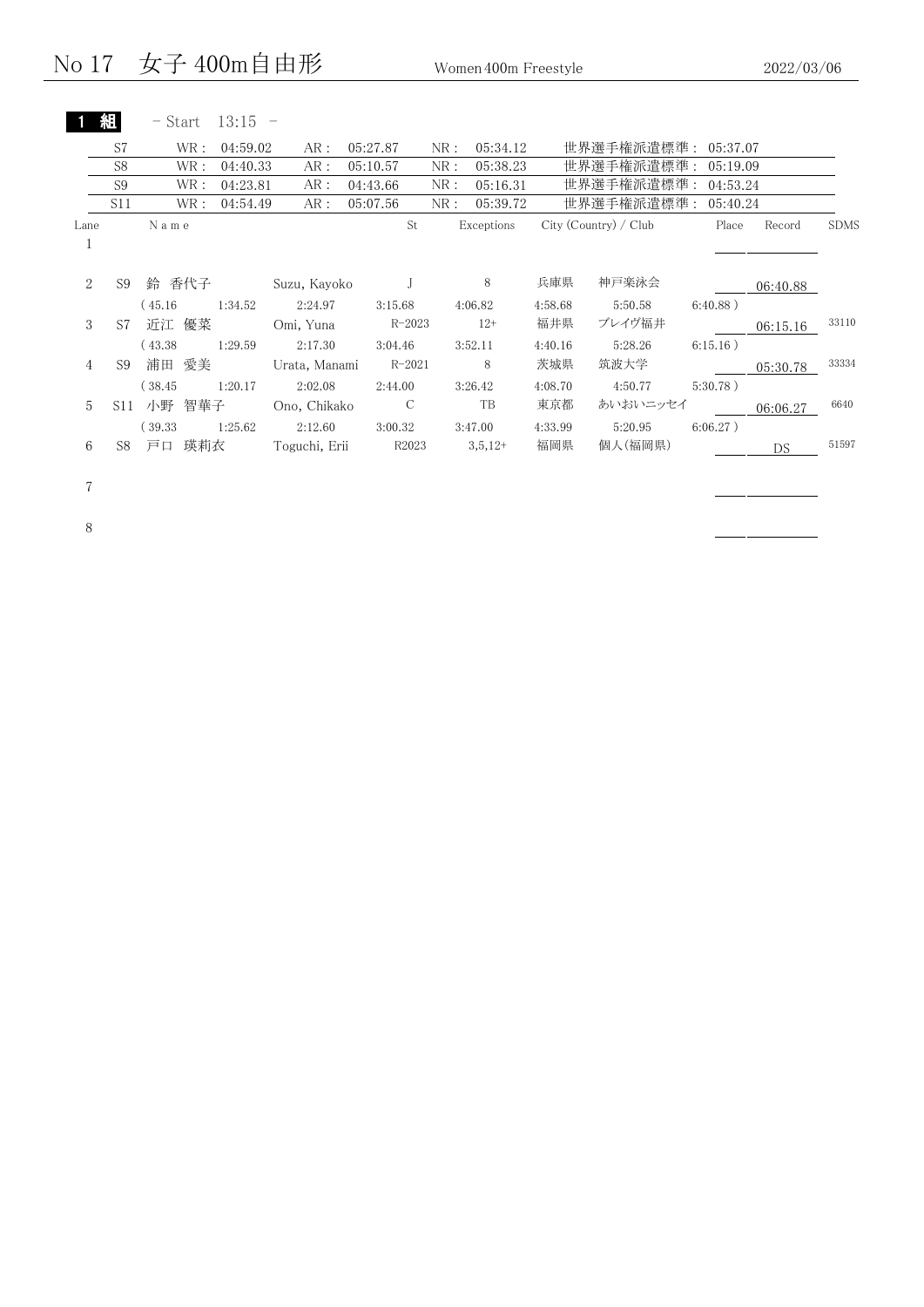# No 17　女子 400m自由形

Women 400m Freestyle

2022/03/06

**1 組**　- Start　13:15 -

| | | | | | |
|---|---|---|---|---|---|
| S7 | WR：04:59.02 | AR：05:27.87 | NR：05:34.12 | 世界選手権派遣標準：05:37.07 |
| S8 | WR：04:40.33 | AR：05:10.57 | NR：05:38.23 | 世界選手権派遣標準：05:19.09 |
| S9 | WR：04:23.81 | AR：04:43.66 | NR：05:16.31 | 世界選手権派遣標準：04:53.24 |
| S11 | WR：04:54.49 | AR：05:07.56 | NR：05:39.72 | 世界選手権派遣標準：05:40.24 |

| Lane | | Name | | St | Exceptions | City (Country) / Club | | Place | Record | SDMS |
|---|---|---|---|---|---|---|---|---|---|---|
| 1 | | | | | | | | | | |
| 2 | S9 | 鈴 香代子 | Suzu, Kayoko | J | 8 | 兵庫県 | 神戸楽泳会 | | 06:40.88 | |
| | | ( 45.16 | 1:34.52 | 2:24.97 | 3:15.68 | 4:06.82 | 4:58.68 | 5:50.58 | 6:40.88 ) | |
| 3 | S7 | 近江 優菜 | Omi, Yuna | R-2023 | 12+ | 福井県 | ブレイヴ福井 | | 06:15.16 | 33110 |
| | | ( 43.38 | 1:29.59 | 2:17.30 | 3:04.46 | 3:52.11 | 4:40.16 | 5:28.26 | 6:15.16 ) | |
| 4 | S9 | 浦田 愛美 | Urata, Manami | R-2021 | 8 | 茨城県 | 筑波大学 | | 05:30.78 | 33334 |
| | | ( 38.45 | 1:20.17 | 2:02.08 | 2:44.00 | 3:26.42 | 4:08.70 | 4:50.77 | 5:30.78 ) | |
| 5 | S11 | 小野 智華子 | Ono, Chikako | C | TB | 東京都 | あいおいニッセイ | | 06:06.27 | 6640 |
| | | ( 39.33 | 1:25.62 | 2:12.60 | 3:00.32 | 3:47.00 | 4:33.99 | 5:20.95 | 6:06.27 ) | |
| 6 | S8 | 戸口 瑛莉衣 | Toguchi, Erii | R2023 | 3,5,12+ | 福岡県 | 個人(福岡県) | | DS | 51597 |
| 7 | | | | | | | | | | |
| 8 | | | | | | | | | | |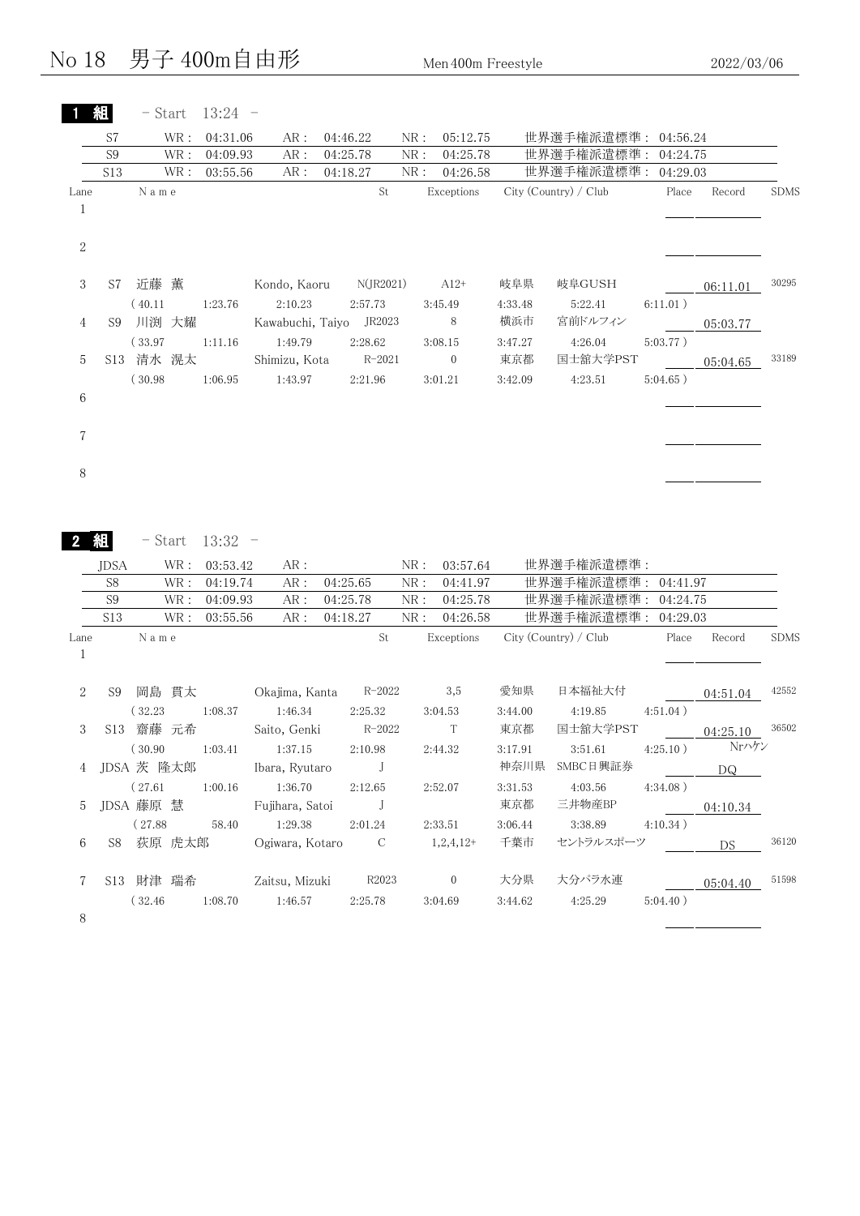# No 18 男子 400m自由形

Men 400m Freestyle

2022/03/06

## 1 組 - Start 13:24 -

| Class | WR | AR | NR | 世界選手権派遣標準 |
|---|---|---|---|---|
| S7 | 04:31.06 | 04:46.22 | 05:12.75 | 04:56.24 |
| S9 | 04:09.93 | 04:25.78 | 04:25.78 | 04:24.75 |
| S13 | 03:55.56 | 04:18.27 | 04:26.58 | 04:29.03 |

| Lane | Class | Name | | St | Exceptions | City (Country) / Club | | Place | Record | SDMS |
|---|---|---|---|---|---|---|---|---|---|---|
| 1 | | | | | | | | | | |
| 2 | | | | | | | | | | |
| 3 | S7 | 近藤 薫 | Kondo, Kaoru | N(JR2021) | A12+ | 岐阜県 | 岐阜GUSH | | 06:11.01 | 30295 |
| | | (40.11 | 1:23.76 | 2:10.23 | 2:57.73 | 3:45.49 | 4:33.48 | 5:22.41 | 6:11.01) | |
| 4 | S9 | 川渕 大耀 | Kawabuchi, Taiyo | JR2023 | 8 | 横浜市 | 宮前ドルフィン | | 05:03.77 | |
| | | (33.97 | 1:11.16 | 1:49.79 | 2:28.62 | 3:08.15 | 3:47.27 | 4:26.04 | 5:03.77) | |
| 5 | S13 | 清水 滉太 | Shimizu, Kota | R-2021 | 0 | 東京都 | 国士舘大学PST | | 05:04.65 | 33189 |
| | | (30.98 | 1:06.95 | 1:43.97 | 2:21.96 | 3:01.21 | 3:42.09 | 4:23.51 | 5:04.65) | |
| 6 | | | | | | | | | | |
| 7 | | | | | | | | | | |
| 8 | | | | | | | | | | |

## 2 組 - Start 13:32 -

| Class | WR | AR | NR | 世界選手権派遣標準 |
|---|---|---|---|---|
| JDSA | 03:53.42 | | 03:57.64 | |
| S8 | 04:19.74 | 04:25.65 | 04:41.97 | 04:41.97 |
| S9 | 04:09.93 | 04:25.78 | 04:25.78 | 04:24.75 |
| S13 | 03:55.56 | 04:18.27 | 04:26.58 | 04:29.03 |

| Lane | Class | Name | | St | Exceptions | City (Country) / Club | | Place | Record | SDMS |
|---|---|---|---|---|---|---|---|---|---|---|
| 1 | | | | | | | | | | |
| 2 | S9 | 岡島 貫太 | Okajima, Kanta | R-2022 | 3,5 | 愛知県 | 日本福祉大付 | | 04:51.04 | 42552 |
| | | (32.23 | 1:08.37 | 1:46.34 | 2:25.32 | 3:04.53 | 3:44.00 | 4:19.85 | 4:51.04) | |
| 3 | S13 | 齋藤 元希 | Saito, Genki | R-2022 | T | 東京都 | 国士舘大学PST | | 04:25.10 Nrハケン | 36502 |
| | | (30.90 | 1:03.41 | 1:37.15 | 2:10.98 | 2:44.32 | 3:17.91 | 3:51.61 | 4:25.10) | |
| 4 | JDSA | 茨 隆太郎 | Ibara, Ryutaro | J | | 神奈川県 | SMBC日興証券 | | DQ | |
| | | (27.61 | 1:00.16 | 1:36.70 | 2:12.65 | 2:52.07 | 3:31.53 | 4:03.56 | 4:34.08) | |
| 5 | JDSA | 藤原 慧 | Fujihara, Satoi | J | | 東京都 | 三井物産BP | | 04:10.34 | |
| | | (27.88 | 58.40 | 1:29.38 | 2:01.24 | 2:33.51 | 3:06.44 | 3:38.89 | 4:10.34) | |
| 6 | S8 | 荻原 虎太郎 | Ogiwara, Kotaro | C | 1,2,4,12+ | 千葉市 | セントラルスポーツ | | DS | 36120 |
| 7 | S13 | 財津 瑞希 | Zaitsu, Mizuki | R2023 | 0 | 大分県 | 大分パラ水連 | | 05:04.40 | 51598 |
| | | (32.46 | 1:08.70 | 1:46.57 | 2:25.78 | 3:04.69 | 3:44.62 | 4:25.29 | 5:04.40) | |
| 8 | | | | | | | | | | |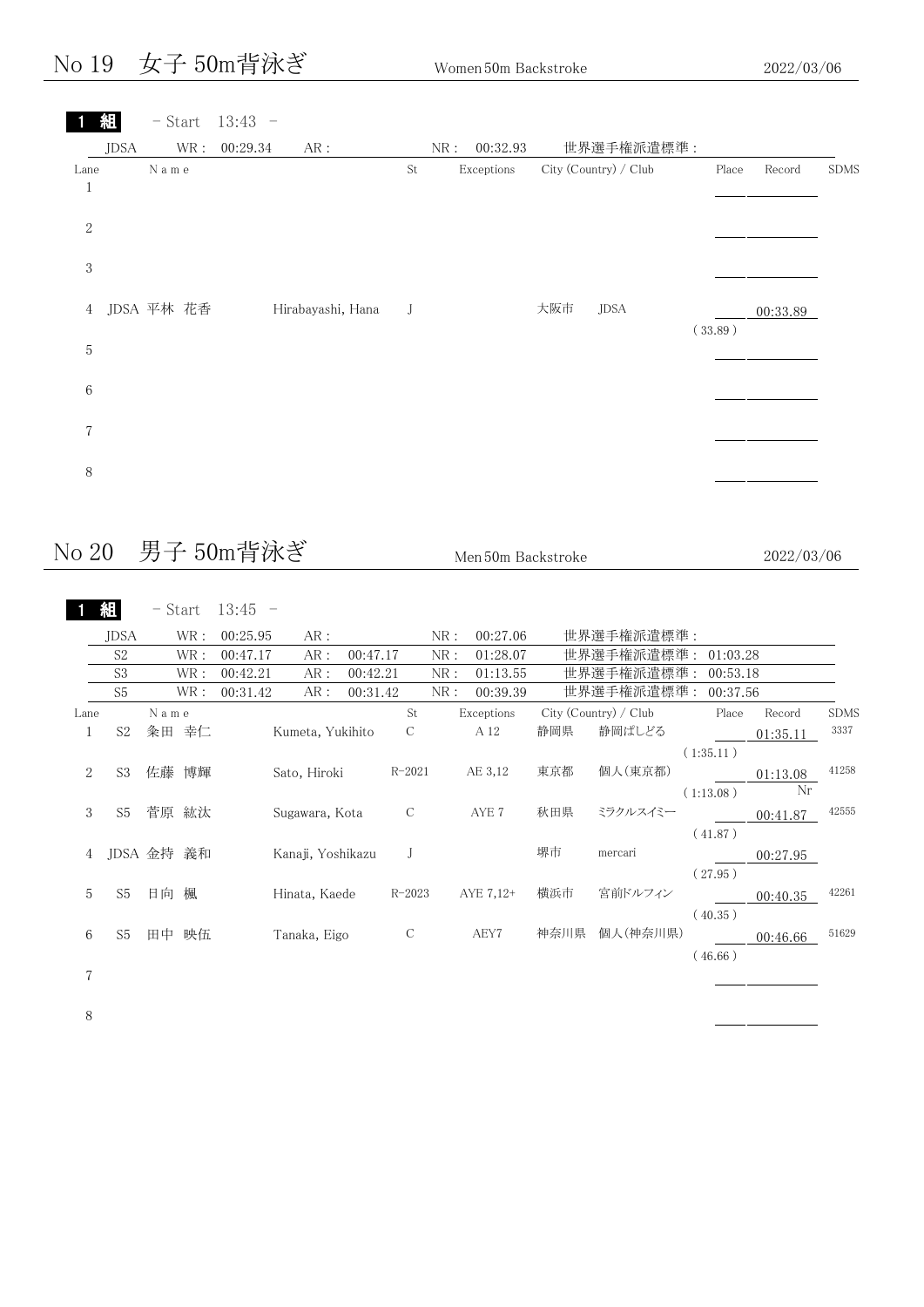## No 19　女子 50m背泳ぎ

Women 50m Backstroke　2022/03/06

**1 組**　- Start　13:43　-

| JDSA | WR : 00:29.34 | AR : | NR : 00:32.93 | 世界選手権派遣標準 : |
|---|---|---|---|---|

| Lane | | Name | | St | Exceptions | City (Country) / Club | | Place | Record | SDMS |
|---|---|---|---|---|---|---|---|---|---|---|
| 1 | | | | | | | | | | |
| 2 | | | | | | | | | | |
| 3 | | | | | | | | | | |
| 4 | JDSA | 平林 花香 | Hirabayashi, Hana | J | | 大阪市 | JDSA | | 00:33.89 (33.89) | |
| 5 | | | | | | | | | | |
| 6 | | | | | | | | | | |
| 7 | | | | | | | | | | |
| 8 | | | | | | | | | | |

## No 20　男子 50m背泳ぎ

Men 50m Backstroke　2022/03/06

**1 組**　- Start　13:45　-

| | WR | AR | NR | 世界選手権派遣標準 |
|---|---|---|---|---|
| JDSA | 00:25.95 | | 00:27.06 | |
| S2 | 00:47.17 | 00:47.17 | 01:28.07 | 01:03.28 |
| S3 | 00:42.21 | 00:42.21 | 01:13.55 | 00:53.18 |
| S5 | 00:31.42 | 00:31.42 | 00:39.39 | 00:37.56 |

| Lane | | Name | | St | Exceptions | City (Country) / Club | | Place | Record | SDMS |
|---|---|---|---|---|---|---|---|---|---|---|
| 1 | S2 | 粂田 幸仁 | Kumeta, Yukihito | C | A 12 | 静岡県 | 静岡ぱしどる | | 01:35.11 (1:35.11) | 3337 |
| 2 | S3 | 佐藤 博輝 | Sato, Hiroki | R-2021 | AE 3,12 | 東京都 | 個人(東京都) | | 01:13.08 Nr (1:13.08) | 41258 |
| 3 | S5 | 菅原 紘汰 | Sugawara, Kota | C | AYE 7 | 秋田県 | ミラクルスイミー | | 00:41.87 (41.87) | 42555 |
| 4 | JDSA | 金持 義和 | Kanaji, Yoshikazu | J | | 堺市 | mercari | | 00:27.95 (27.95) | |
| 5 | S5 | 日向 楓 | Hinata, Kaede | R-2023 | AYE 7,12+ | 横浜市 | 宮前ドルフィン | | 00:40.35 (40.35) | 42261 |
| 6 | S5 | 田中 映伍 | Tanaka, Eigo | C | AEY7 | 神奈川県 | 個人(神奈川県) | | 00:46.66 (46.66) | 51629 |
| 7 | | | | | | | | | | |
| 8 | | | | | | | | | | |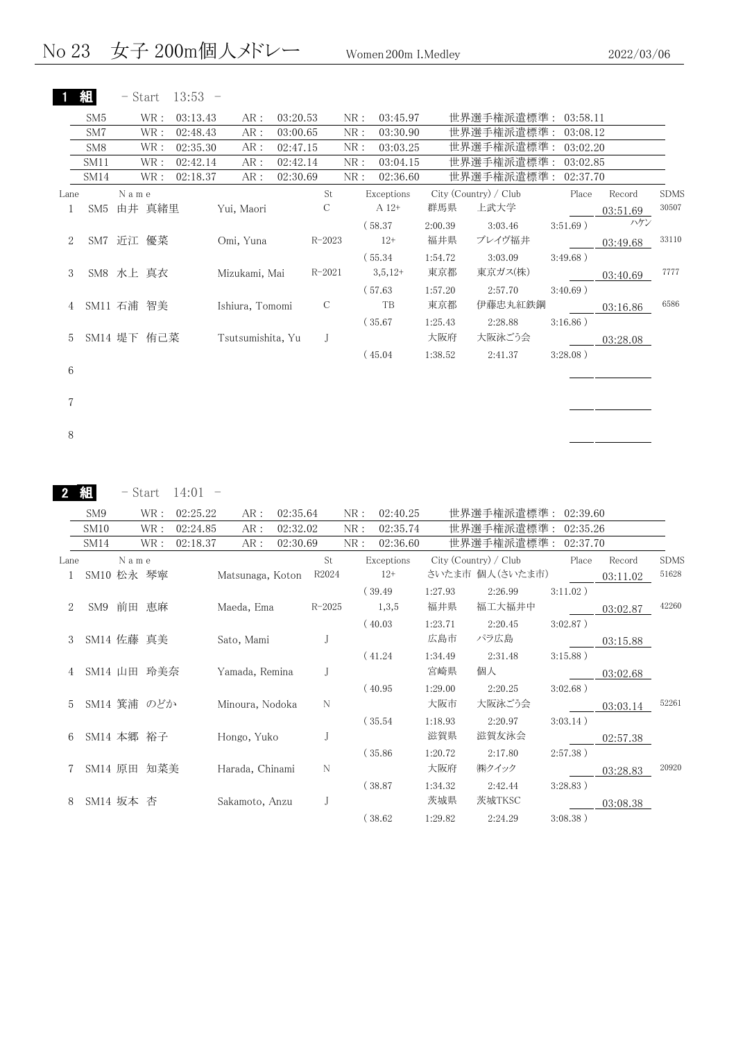# No 23　女子 200m個人メドレー　Women 200m I.Medley　2022/03/06

## 1 組　- Start　13:53　-

| Class | WR | AR | NR | 世界選手権派遣標準 |
|---|---|---|---|---|
| SM5 | WR : 03:13.43 | AR : 03:20.53 | NR : 03:45.97 | 世界選手権派遣標準 : 03:58.11 |
| SM7 | WR : 02:48.43 | AR : 03:00.65 | NR : 03:30.90 | 世界選手権派遣標準 : 03:08.12 |
| SM8 | WR : 02:35.30 | AR : 02:47.15 | NR : 03:03.25 | 世界選手権派遣標準 : 03:02.20 |
| SM11 | WR : 02:42.14 | AR : 02:42.14 | NR : 03:04.15 | 世界選手権派遣標準 : 03:02.85 |
| SM14 | WR : 02:18.37 | AR : 02:30.69 | NR : 02:36.60 | 世界選手権派遣標準 : 02:37.70 |

| Lane | Class | Name | | St | Exceptions | City (Country) / Club | | Place | Record | SDMS |
|---|---|---|---|---|---|---|---|---|---|---|
| 1 | SM5 | 由井 真緒里 | Yui, Maori | C | A 12+ | 群馬県 | 上武大学 | | 03:51.69 ハケン | 30507 |
| | | | | | ( 58.37 | 2:00.39 | 3:03.46 | 3:51.69 ) | | |
| 2 | SM7 | 近江 優菜 | Omi, Yuna | R-2023 | 12+ | 福井県 | ブレイヴ福井 | | 03:49.68 | 33110 |
| | | | | | ( 55.34 | 1:54.72 | 3:03.09 | 3:49.68 ) | | |
| 3 | SM8 | 水上 真衣 | Mizukami, Mai | R-2021 | 3,5,12+ | 東京都 | 東京ガス(株) | | 03:40.69 | 7777 |
| | | | | | ( 57.63 | 1:57.20 | 2:57.70 | 3:40.69 ) | | |
| 4 | SM11 | 石浦 智美 | Ishiura, Tomomi | C | TB | 東京都 | 伊藤忠丸紅鉄鋼 | | 03:16.86 | 6586 |
| | | | | | ( 35.67 | 1:25.43 | 2:28.88 | 3:16.86 ) | | |
| 5 | SM14 | 堤下 侑己菜 | Tsutsumishita, Yu | J | | 大阪府 | 大阪泳ごう会 | | 03:28.08 | |
| | | | | | ( 45.04 | 1:38.52 | 2:41.37 | 3:28.08 ) | | |
| 6 | | | | | | | | | | |
| 7 | | | | | | | | | | |
| 8 | | | | | | | | | | |

## 2 組　- Start　14:01　-

| Class | WR | AR | NR | 世界選手権派遣標準 |
|---|---|---|---|---|
| SM9 | WR : 02:25.22 | AR : 02:35.64 | NR : 02:40.25 | 世界選手権派遣標準 : 02:39.60 |
| SM10 | WR : 02:24.85 | AR : 02:32.02 | NR : 02:35.74 | 世界選手権派遣標準 : 02:35.26 |
| SM14 | WR : 02:18.37 | AR : 02:30.69 | NR : 02:36.60 | 世界選手権派遣標準 : 02:37.70 |

| Lane | Class | Name | | St | Exceptions | City (Country) / Club | | Place | Record | SDMS |
|---|---|---|---|---|---|---|---|---|---|---|
| 1 | SM10 | 松永 琴寧 | Matsunaga, Koton | R2024 | 12+ | さいたま市 | 個人(さいたま市) | | 03:11.02 | 51628 |
| | | | | | ( 39.49 | 1:27.93 | 2:26.99 | 3:11.02 ) | | |
| 2 | SM9 | 前田 恵麻 | Maeda, Ema | R-2025 | 1,3,5 | 福井県 | 福工大福井中 | | 03:02.87 | 42260 |
| | | | | | ( 40.03 | 1:23.71 | 2:20.45 | 3:02.87 ) | | |
| 3 | SM14 | 佐藤 真美 | Sato, Mami | J | | 広島市 | パラ広島 | | 03:15.88 | |
| | | | | | ( 41.24 | 1:34.49 | 2:31.48 | 3:15.88 ) | | |
| 4 | SM14 | 山田 玲美奈 | Yamada, Remina | J | | 宮崎県 | 個人 | | 03:02.68 | |
| | | | | | ( 40.95 | 1:29.00 | 2:20.25 | 3:02.68 ) | | |
| 5 | SM14 | 箕浦 のどか | Minoura, Nodoka | N | | 大阪市 | 大阪泳ごう会 | | 03:03.14 | 52261 |
| | | | | | ( 35.54 | 1:18.93 | 2:20.97 | 3:03.14 ) | | |
| 6 | SM14 | 本郷 裕子 | Hongo, Yuko | J | | 滋賀県 | 滋賀友泳会 | | 02:57.38 | |
| | | | | | ( 35.86 | 1:20.72 | 2:17.80 | 2:57.38 ) | | |
| 7 | SM14 | 原田 知菜美 | Harada, Chinami | N | | 大阪府 | ㈱クイック | | 03:28.83 | 20920 |
| | | | | | ( 38.87 | 1:34.32 | 2:42.44 | 3:28.83 ) | | |
| 8 | SM14 | 坂本 杏 | Sakamoto, Anzu | J | | 茨城県 | 茨城TKSC | | 03:08.38 | |
| | | | | | ( 38.62 | 1:29.82 | 2:24.29 | 3:08.38 ) | | |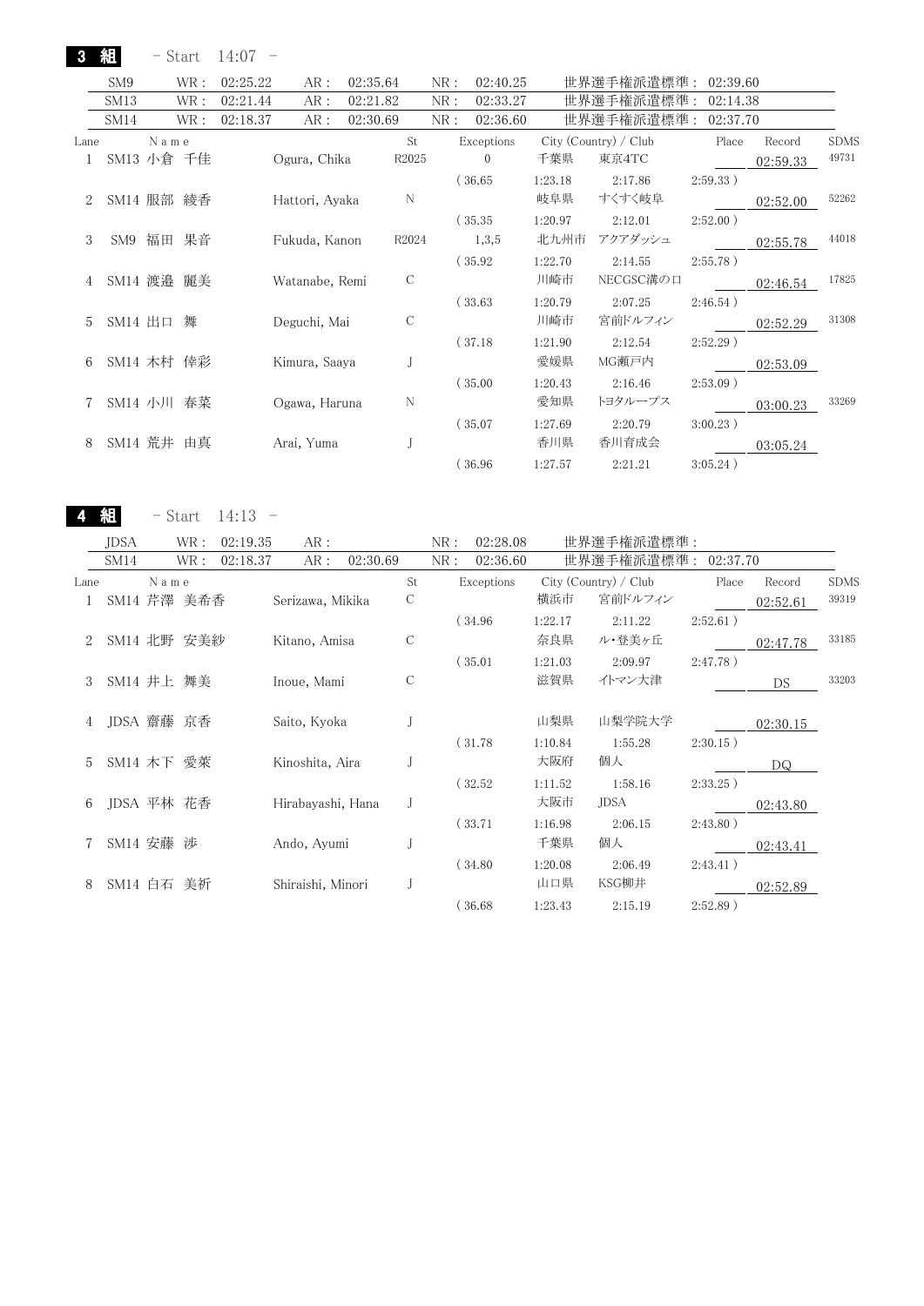## 3 組 - Start 14:07 -

| | | | | | | | | |
|---|---|---|---|---|---|---|---|---|
| SM9 | WR : | 02:25.22 | AR : | 02:35.64 | NR : | 02:40.25 | 世界選手権派遣標準 : | 02:39.60 |
| SM13 | WR : | 02:21.44 | AR : | 02:21.82 | NR : | 02:33.27 | 世界選手権派遣標準 : | 02:14.38 |
| SM14 | WR : | 02:18.37 | AR : | 02:30.69 | NR : | 02:36.60 | 世界選手権派遣標準 : | 02:37.70 |

| Lane | Name | | St | Exceptions | City (Country) / Club | | Place | Record | SDMS |
|---|---|---|---|---|---|---|---|---|---|
| 1 | SM13 小倉 千佳 | Ogura, Chika | R2025 | 0 | 千葉県 | 東京4TC | | 02:59.33 | 49731 |
| | | | | ( 36.65 | 1:23.18 | 2:17.86 | 2:59.33 ) | | |
| 2 | SM14 服部 綾香 | Hattori, Ayaka | N | | 岐阜県 | すくすく岐阜 | | 02:52.00 | 52262 |
| | | | | ( 35.35 | 1:20.97 | 2:12.01 | 2:52.00 ) | | |
| 3 | SM9 福田 果音 | Fukuda, Kanon | R2024 | 1,3,5 | 北九州市 | アクアダッシュ | | 02:55.78 | 44018 |
| | | | | ( 35.92 | 1:22.70 | 2:14.55 | 2:55.78 ) | | |
| 4 | SM14 渡邉 麗美 | Watanabe, Remi | C | | 川崎市 | NECGSC溝の口 | | 02:46.54 | 17825 |
| | | | | ( 33.63 | 1:20.79 | 2:07.25 | 2:46.54 ) | | |
| 5 | SM14 出口 舞 | Deguchi, Mai | C | | 川崎市 | 宮前ドルフィン | | 02:52.29 | 31308 |
| | | | | ( 37.18 | 1:21.90 | 2:12.54 | 2:52.29 ) | | |
| 6 | SM14 木村 倖彩 | Kimura, Saaya | J | | 愛媛県 | MG瀬戸内 | | 02:53.09 | |
| | | | | ( 35.00 | 1:20.43 | 2:16.46 | 2:53.09 ) | | |
| 7 | SM14 小川 春菜 | Ogawa, Haruna | N | | 愛知県 | トヨタループス | | 03:00.23 | 33269 |
| | | | | ( 35.07 | 1:27.69 | 2:20.79 | 3:00.23 ) | | |
| 8 | SM14 荒井 由真 | Arai, Yuma | J | | 香川県 | 香川育成会 | | 03:05.24 | |
| | | | | ( 36.96 | 1:27.57 | 2:21.21 | 3:05.24 ) | | |

## 4 組 - Start 14:13 -

| | | | | | | | | |
|---|---|---|---|---|---|---|---|---|
| JDSA | WR : | 02:19.35 | AR : | | NR : | 02:28.08 | 世界選手権派遣標準 : | |
| SM14 | WR : | 02:18.37 | AR : | 02:30.69 | NR : | 02:36.60 | 世界選手権派遣標準 : | 02:37.70 |

| Lane | Name | | St | Exceptions | City (Country) / Club | | Place | Record | SDMS |
|---|---|---|---|---|---|---|---|---|---|
| 1 | SM14 芹澤 美希香 | Serizawa, Mikika | C | | 横浜市 | 宮前ドルフィン | | 02:52.61 | 39319 |
| | | | | ( 34.96 | 1:22.17 | 2:11.22 | 2:52.61 ) | | |
| 2 | SM14 北野 安美紗 | Kitano, Amisa | C | | 奈良県 | ル・登美ヶ丘 | | 02:47.78 | 33185 |
| | | | | ( 35.01 | 1:21.03 | 2:09.97 | 2:47.78 ) | | |
| 3 | SM14 井上 舞美 | Inoue, Mami | C | | 滋賀県 | イトマン大津 | | DS | 33203 |
| 4 | JDSA 齋藤 京香 | Saito, Kyoka | J | | 山梨県 | 山梨学院大学 | | 02:30.15 | |
| | | | | ( 31.78 | 1:10.84 | 1:55.28 | 2:30.15 ) | | |
| 5 | SM14 木下 愛菜 | Kinoshita, Aira | J | | 大阪府 | 個人 | | DQ | |
| | | | | ( 32.52 | 1:11.52 | 1:58.16 | 2:33.25 ) | | |
| 6 | JDSA 平林 花香 | Hirabayashi, Hana | J | | 大阪市 | JDSA | | 02:43.80 | |
| | | | | ( 33.71 | 1:16.98 | 2:06.15 | 2:43.80 ) | | |
| 7 | SM14 安藤 渉 | Ando, Ayumi | J | | 千葉県 | 個人 | | 02:43.41 | |
| | | | | ( 34.80 | 1:20.08 | 2:06.49 | 2:43.41 ) | | |
| 8 | SM14 白石 美祈 | Shiraishi, Minori | J | | 山口県 | KSG柳井 | | 02:52.89 | |
| | | | | ( 36.68 | 1:23.43 | 2:15.19 | 2:52.89 ) | | |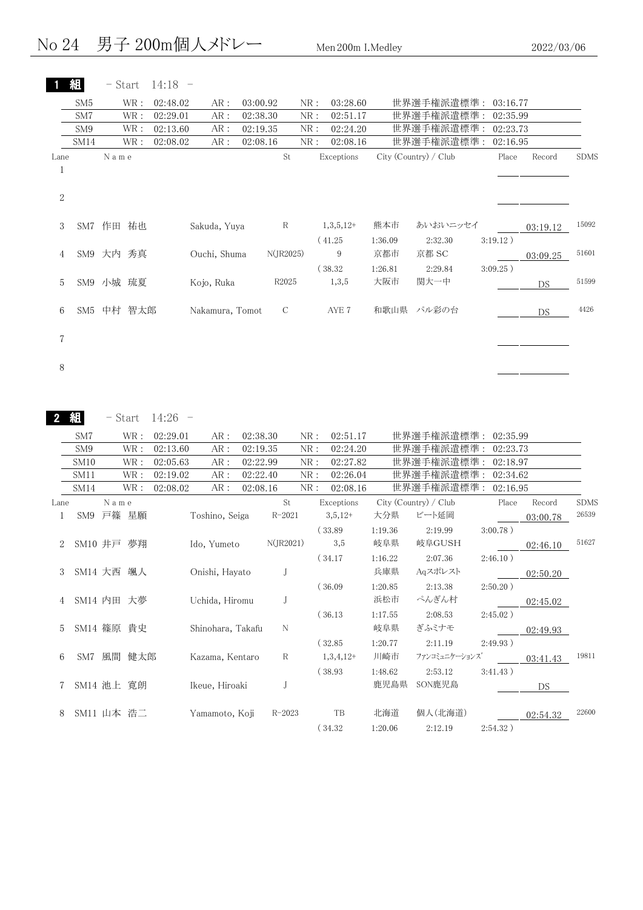# No 24　男子 200m個人メドレー　Men 200m I.Medley　2022/03/06

## 1 組　- Start 14:18 -

| | WR | AR | NR | 世界選手権派遣標準 |
|---|---|---|---|---|
| SM5 | 02:48.02 | 03:00.92 | 03:28.60 | 03:16.77 |
| SM7 | 02:29.01 | 02:38.30 | 02:51.17 | 02:35.99 |
| SM9 | 02:13.60 | 02:19.35 | 02:24.20 | 02:23.73 |
| SM14 | 02:08.02 | 02:08.16 | 02:08.16 | 02:16.95 |

| Lane | Class | Name | | St | Exceptions | City (Country) | Club | Place | Record | SDMS |
|---|---|---|---|---|---|---|---|---|---|---|
| 1 | | | | | | | | | | |
| 2 | | | | | | | | | | |
| 3 | SM7 | 作田 祐也 | Sakuda, Yuya | R | 1,3,5,12+ | 熊本市 | あいおいニッセイ | | 03:19.12 | 15092 |
| | | | | | ( 41.25 | 1:36.09 | 2:32.30 | 3:19.12 ) | | |
| 4 | SM9 | 大内 秀真 | Ouchi, Shuma | N(JR2025) | 9 | 京都市 | 京都 SC | | 03:09.25 | 51601 |
| | | | | | ( 38.32 | 1:26.81 | 2:29.84 | 3:09.25 ) | | |
| 5 | SM9 | 小城 琉夏 | Kojo, Ruka | R2025 | 1,3,5 | 大阪市 | 関大一中 | | DS | 51599 |
| 6 | SM5 | 中村 智太郎 | Nakamura, Tomot | C | AYE 7 | 和歌山県 | パル彩の台 | | DS | 4426 |
| 7 | | | | | | | | | | |
| 8 | | | | | | | | | | |

## 2 組　- Start 14:26 -

| | WR | AR | NR | 世界選手権派遣標準 |
|---|---|---|---|---|
| SM7 | 02:29.01 | 02:38.30 | 02:51.17 | 02:35.99 |
| SM9 | 02:13.60 | 02:19.35 | 02:24.20 | 02:23.73 |
| SM10 | 02:05.63 | 02:22.99 | 02:27.82 | 02:18.97 |
| SM11 | 02:19.02 | 02:22.40 | 02:26.04 | 02:34.62 |
| SM14 | 02:08.02 | 02:08.16 | 02:08.16 | 02:16.95 |

| Lane | Class | Name | | St | Exceptions | City (Country) | Club | Place | Record | SDMS |
|---|---|---|---|---|---|---|---|---|---|---|
| 1 | SM9 | 戸篠 星願 | Toshino, Seiga | R-2021 | 3,5,12+ | 大分県 | ビート延岡 | | 03:00.78 | 26539 |
| | | | | | ( 33.89 | 1:19.36 | 2:19.99 | 3:00.78 ) | | |
| 2 | SM10 | 井戸 夢翔 | Ido, Yumeto | N(JR2021) | 3,5 | 岐阜県 | 岐阜GUSH | | 02:46.10 | 51627 |
| | | | | | ( 34.17 | 1:16.22 | 2:07.36 | 2:46.10 ) | | |
| 3 | SM14 | 大西 颯人 | Onishi, Hayato | J | | 兵庫県 | Aqスポレスト | | 02:50.20 | |
| | | | | | ( 36.09 | 1:20.85 | 2:13.38 | 2:50.20 ) | | |
| 4 | SM14 | 内田 大夢 | Uchida, Hiromu | J | | 浜松市 | ぺんぎん村 | | 02:45.02 | |
| | | | | | ( 36.13 | 1:17.55 | 2:08.53 | 2:45.02 ) | | |
| 5 | SM14 | 篠原 貴史 | Shinohara, Takafu | N | | 岐阜県 | ぎふミナモ | | 02:49.93 | |
| | | | | | ( 32.85 | 1:20.77 | 2:11.19 | 2:49.93 ) | | |
| 6 | SM7 | 風間 健太郎 | Kazama, Kentaro | R | 1,3,4,12+ | 川崎市 | ファンコミュニケーションズ | | 03:41.43 | 19811 |
| | | | | | ( 38.93 | 1:48.62 | 2:53.12 | 3:41.43 ) | | |
| 7 | SM14 | 池上 寛朗 | Ikeue, Hiroaki | J | | 鹿児島県 | SON鹿児島 | | DS | |
| 8 | SM11 | 山本 浩二 | Yamamoto, Koji | R-2023 | TB | 北海道 | 個人(北海道) | | 02:54.32 | 22600 |
| | | | | | ( 34.32 | 1:20.06 | 2:12.19 | 2:54.32 ) | | |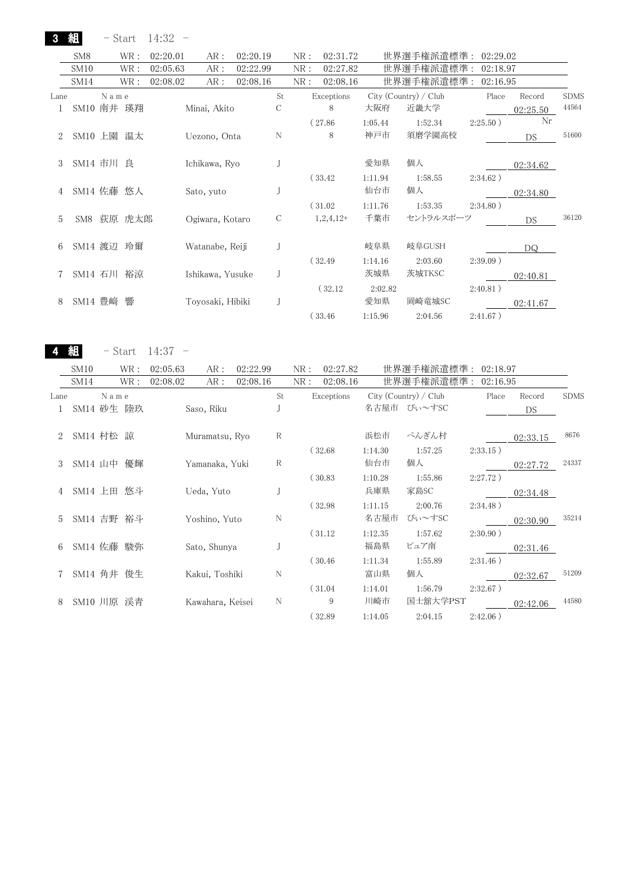## 3 組 - Start 14:32 -

| | | | | | | | |
|---|---|---|---|---|---|---|---|
| SM8 | WR : 02:20.01 | AR : 02:20.19 | NR : 02:31.72 | 世界選手権派遣標準 : 02:29.02 |
| SM10 | WR : 02:05.63 | AR : 02:22.99 | NR : 02:27.82 | 世界選手権派遣標準 : 02:18.97 |
| SM14 | WR : 02:08.02 | AR : 02:08.16 | NR : 02:08.16 | 世界選手権派遣標準 : 02:16.95 |

| Lane | Name | | St | Exceptions | City (Country) / Club | | Place | Record | SDMS |
|---|---|---|---|---|---|---|---|---|---|
| 1 | SM10 南井 瑛翔 | Minai, Akito | C | 8 | 大阪府 | 近畿大学 | | 02:25.50 Nr | 44564 |
| | | | | ( 27.86 | 1:05.44 | 1:52.34 | 2:25.50 ) | | |
| 2 | SM10 上園 温太 | Uezono, Onta | N | 8 | 神戸市 | 須磨学園高校 | | DS | 51600 |
| 3 | SM14 市川 良 | Ichikawa, Ryo | J | | 愛知県 | 個人 | | 02:34.62 | |
| | | | | ( 33.42 | 1:11.94 | 1:58.55 | 2:34.62 ) | | |
| 4 | SM14 佐藤 悠人 | Sato, yuto | J | | 仙台市 | 個人 | | 02:34.80 | |
| | | | | ( 31.02 | 1:11.76 | 1:53.35 | 2:34.80 ) | | |
| 5 | SM8 荻原 虎太郎 | Ogiwara, Kotaro | C | 1,2,4,12+ | 千葉市 | セントラルスポーツ | | DS | 36120 |
| 6 | SM14 渡辺 玲爾 | Watanabe, Reiji | J | | 岐阜県 | 岐阜GUSH | | DQ | |
| | | | | ( 32.49 | 1:14.16 | 2:03.60 | 2:39.09 ) | | |
| 7 | SM14 石川 裕涼 | Ishikawa, Yusuke | J | | 茨城県 | 茨城TKSC | | 02:40.81 | |
| | | | | ( 32.12 | 2:02.82 | | 2:40.81 ) | | |
| 8 | SM14 豊崎 響 | Toyosaki, Hibiki | J | | 愛知県 | 岡崎竜城SC | | 02:41.67 | |
| | | | | ( 33.46 | 1:15.96 | 2:04.56 | 2:41.67 ) | | |

## 4 組 - Start 14:37 -

| | | | | |
|---|---|---|---|---|
| SM10 | WR : 02:05.63 | AR : 02:22.99 | NR : 02:27.82 | 世界選手権派遣標準 : 02:18.97 |
| SM14 | WR : 02:08.02 | AR : 02:08.16 | NR : 02:08.16 | 世界選手権派遣標準 : 02:16.95 |

| Lane | Name | | St | Exceptions | City (Country) / Club | | Place | Record | SDMS |
|---|---|---|---|---|---|---|---|---|---|
| 1 | SM14 砂生 陸玖 | Saso, Riku | J | | 名古屋市 | ぴぃ〜すSC | | DS | |
| 2 | SM14 村松 諒 | Muramatsu, Ryo | R | | 浜松市 | ぺんぎん村 | | 02:33.15 | 8676 |
| | | | | ( 32.68 | 1:14.30 | 1:57.25 | 2:33.15 ) | | |
| 3 | SM14 山中 優輝 | Yamanaka, Yuki | R | | 仙台市 | 個人 | | 02:27.72 | 24337 |
| | | | | ( 30.83 | 1:10.28 | 1:55.86 | 2:27.72 ) | | |
| 4 | SM14 上田 悠斗 | Ueda, Yuto | J | | 兵庫県 | 家島SC | | 02:34.48 | |
| | | | | ( 32.98 | 1:11.15 | 2:00.76 | 2:34.48 ) | | |
| 5 | SM14 吉野 裕斗 | Yoshino, Yuto | N | | 名古屋市 | ぴぃ〜すSC | | 02:30.90 | 35214 |
| | | | | ( 31.12 | 1:12.35 | 1:57.62 | 2:30.90 ) | | |
| 6 | SM14 佐藤 駿弥 | Sato, Shunya | J | | 福島県 | ピュア南 | | 02:31.46 | |
| | | | | ( 30.46 | 1:11.34 | 1:55.89 | 2:31.46 ) | | |
| 7 | SM14 角井 俊生 | Kakui, Toshiki | N | | 富山県 | 個人 | | 02:32.67 | 51209 |
| | | | | ( 31.04 | 1:14.01 | 1:56.79 | 2:32.67 ) | | |
| 8 | SM10 川原 渓青 | Kawahara, Keisei | N | 9 | 川崎市 | 国士舘大学PST | | 02:42.06 | 44580 |
| | | | | ( 32.89 | 1:14.05 | 2:04.15 | 2:42.06 ) | | |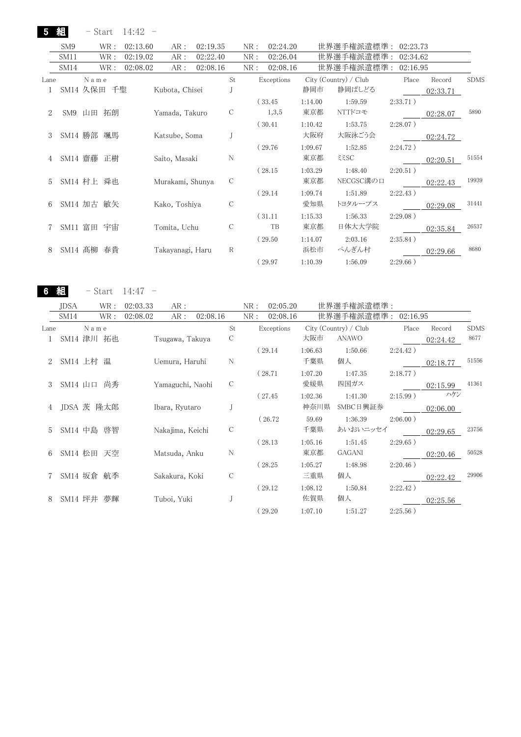## 5 組 - Start 14:42 -

| | | | | | | | |
|---|---|---|---|---|---|---|---|
| SM9 | WR： | 02:13.60 | AR： 02:19.35 | NR： | 02:24.20 | 世界選手権派遣標準： | 02:23.73 |
| SM11 | WR： | 02:19.02 | AR： 02:22.40 | NR： | 02:26.04 | 世界選手権派遣標準： | 02:34.62 |
| SM14 | WR： | 02:08.02 | AR： 02:08.16 | NR： | 02:08.16 | 世界選手権派遣標準： | 02:16.95 |

| Lane | Name | | St | Exceptions | City (Country) / Club | | Place | Record | SDMS |
|---|---|---|---|---|---|---|---|---|---|
| 1 | SM14 久保田 千聖 | Kubota, Chisei | J | | 静岡市 | 静岡ぱしどる | | 02:33.71 | |
| | | | | ( 33.45 | 1:14.00 | 1:59.59 | 2:33.71 ) | | |
| 2 | SM9 山田 拓朗 | Yamada, Takuro | C | 1,3,5 | 東京都 | NTTドコモ | | 02:28.07 | 5890 |
| | | | | ( 30.41 | 1:10.42 | 1:53.75 | 2:28.07 ) | | |
| 3 | SM14 勝部 颯馬 | Katsube, Soma | J | | 大阪府 | 大阪泳ごう会 | | 02:24.72 | |
| | | | | ( 29.76 | 1:09.67 | 1:52.85 | 2:24.72 ) | | |
| 4 | SM14 齋藤 正樹 | Saito, Masaki | N | | 東京都 | ミミSC | | 02:20.51 | 51554 |
| | | | | ( 28.15 | 1:03.29 | 1:48.40 | 2:20.51 ) | | |
| 5 | SM14 村上 舜也 | Murakami, Shunya | C | | 東京都 | NECGSC溝の口 | | 02:22.43 | 19939 |
| | | | | ( 29.14 | 1:09.74 | 1:51.89 | 2:22.43 ) | | |
| 6 | SM14 加古 敏矢 | Kako, Toshiya | C | | 愛知県 | トヨタループス | | 02:29.08 | 31441 |
| | | | | ( 31.11 | 1:15.33 | 1:56.33 | 2:29.08 ) | | |
| 7 | SM11 富田 宇宙 | Tomita, Uchu | C | TB | 東京都 | 日体大大学院 | | 02:35.84 | 26537 |
| | | | | ( 29.50 | 1:14.07 | 2:03.16 | 2:35.84 ) | | |
| 8 | SM14 髙柳 春貴 | Takayanagi, Haru | R | | 浜松市 | ぺんぎん村 | | 02:29.66 | 8680 |
| | | | | ( 29.97 | 1:10.39 | 1:56.09 | 2:29.66 ) | | |

## 6 組 - Start 14:47 -

| | | | | | | | |
|---|---|---|---|---|---|---|---|
| JDSA | WR： | 02:03.33 | AR： | NR： | 02:05.20 | 世界選手権派遣標準： | |
| SM14 | WR： | 02:08.02 | AR： 02:08.16 | NR： | 02:08.16 | 世界選手権派遣標準： | 02:16.95 |

| Lane | Name | | St | Exceptions | City (Country) / Club | | Place | Record | SDMS |
|---|---|---|---|---|---|---|---|---|---|
| 1 | SM14 津川 拓也 | Tsugawa, Takuya | C | | 大阪市 | ANAWO | | 02:24.42 | 8677 |
| | | | | ( 29.14 | 1:06.63 | 1:50.66 | 2:24.42 ) | | |
| 2 | SM14 上村 温 | Uemura, Haruhi | N | | 千葉県 | 個人 | | 02:18.77 | 51556 |
| | | | | ( 28.71 | 1:07.20 | 1:47.35 | 2:18.77 ) | | |
| 3 | SM14 山口 尚秀 | Yamaguchi, Naohi | C | | 愛媛県 | 四国ガス | | 02:15.99 ハケン | 41361 |
| | | | | ( 27.45 | 1:02.36 | 1:41.30 | 2:15.99 ) | | |
| 4 | JDSA 茨 隆太郎 | Ibara, Ryutaro | J | | 神奈川県 | SMBC日興証券 | | 02:06.00 | |
| | | | | ( 26.72 | 59.69 | 1:36.39 | 2:06.00 ) | | |
| 5 | SM14 中島 啓智 | Nakajima, Keichi | C | | 千葉県 | あいおいニッセイ | | 02:29.65 | 23756 |
| | | | | ( 28.13 | 1:05.16 | 1:51.45 | 2:29.65 ) | | |
| 6 | SM14 松田 天空 | Matsuda, Anku | N | | 東京都 | GAGANI | | 02:20.46 | 50528 |
| | | | | ( 28.25 | 1:05.27 | 1:48.98 | 2:20.46 ) | | |
| 7 | SM14 坂倉 航季 | Sakakura, Koki | C | | 三重県 | 個人 | | 02:22.42 | 29906 |
| | | | | ( 29.12 | 1:08.12 | 1:50.84 | 2:22.42 ) | | |
| 8 | SM14 坪井 夢輝 | Tuboi, Yuki | J | | 佐賀県 | 個人 | | 02:25.56 | |
| | | | | ( 29.20 | 1:07.10 | 1:51.27 | 2:25.56 ) | | |